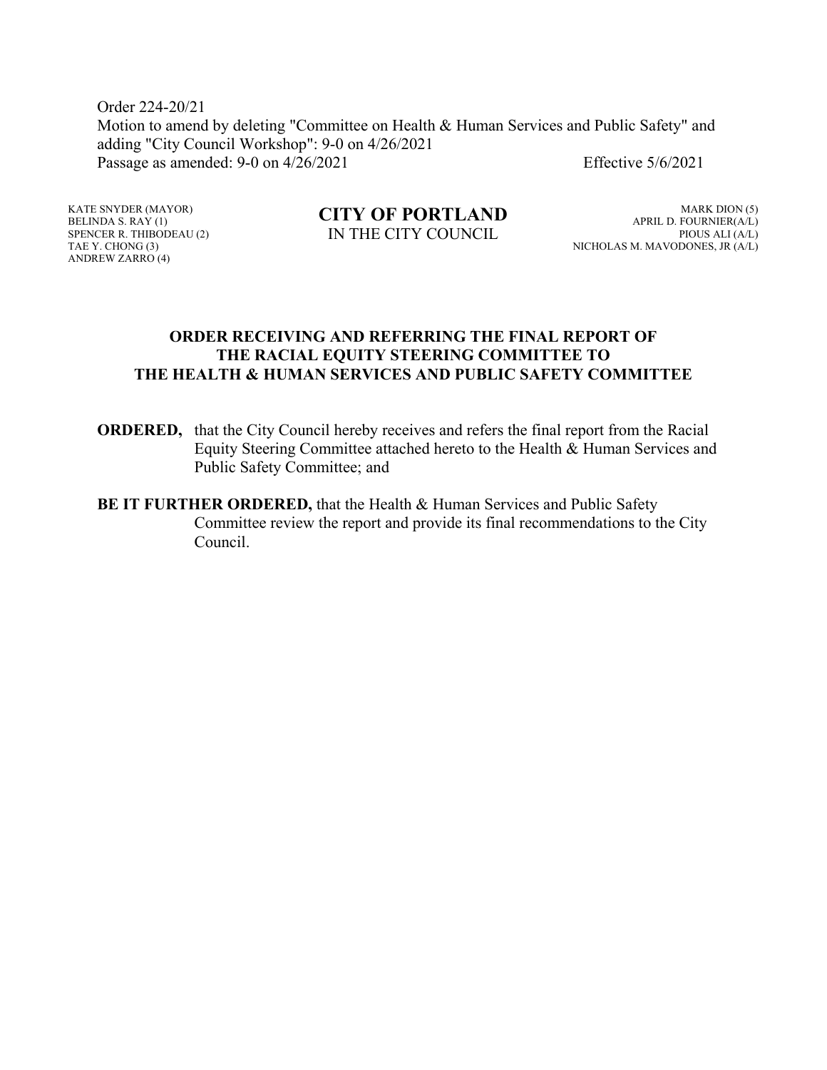Order 224-20/21
Motion to amend by deleting "Committee on Health & Human Services and Public Safety" and adding "City Council Workshop": 9-0 on 4/26/2021
Passage as amended: 9-0 on 4/26/2021 Effective 5/6/2021

KATE SNYDER (MAYOR)
BELINDA S. RAY (1)
SPENCER R. THIBODEAU (2)
TAE Y. CHONG (3)
ANDREW ZARRO (4)

**CITY OF PORTLAND**
IN THE CITY COUNCIL

MARK DION (5)
APRIL D. FOURNIER(A/L)
PIOUS ALI (A/L)
NICHOLAS M. MAVODONES, JR (A/L)

**ORDER RECEIVING AND REFERRING THE FINAL REPORT OF THE RACIAL EQUITY STEERING COMMITTEE TO THE HEALTH & HUMAN SERVICES AND PUBLIC SAFETY COMMITTEE**

**ORDERED,** that the City Council hereby receives and refers the final report from the Racial Equity Steering Committee attached hereto to the Health & Human Services and Public Safety Committee; and

**BE IT FURTHER ORDERED,** that the Health & Human Services and Public Safety Committee review the report and provide its final recommendations to the City Council.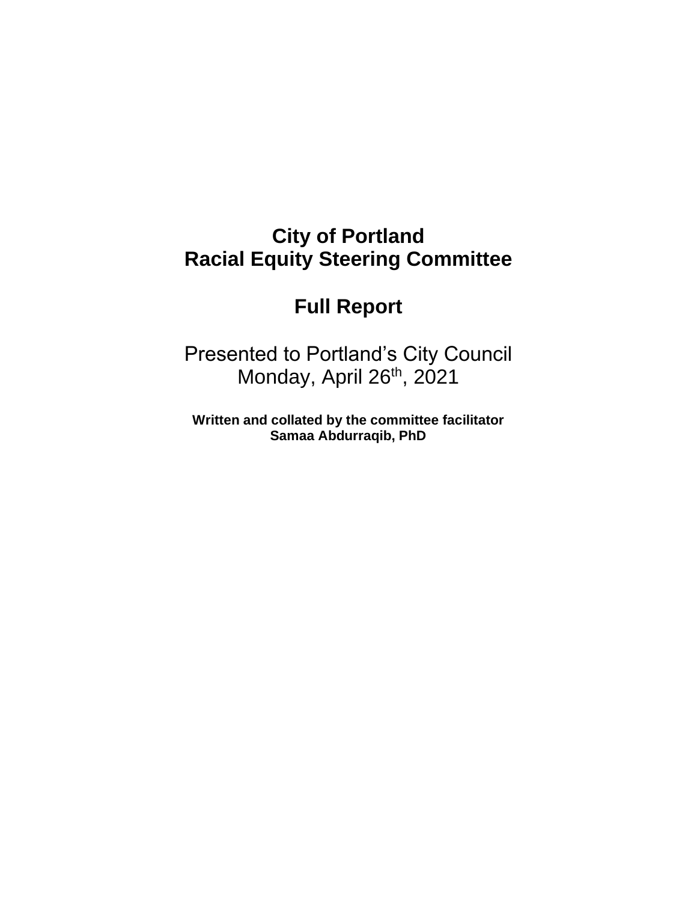# City of Portland
# Racial Equity Steering Committee

## Full Report

Presented to Portland's City Council
Monday, April 26th, 2021

**Written and collated by the committee facilitator**
**Samaa Abdurraqib, PhD**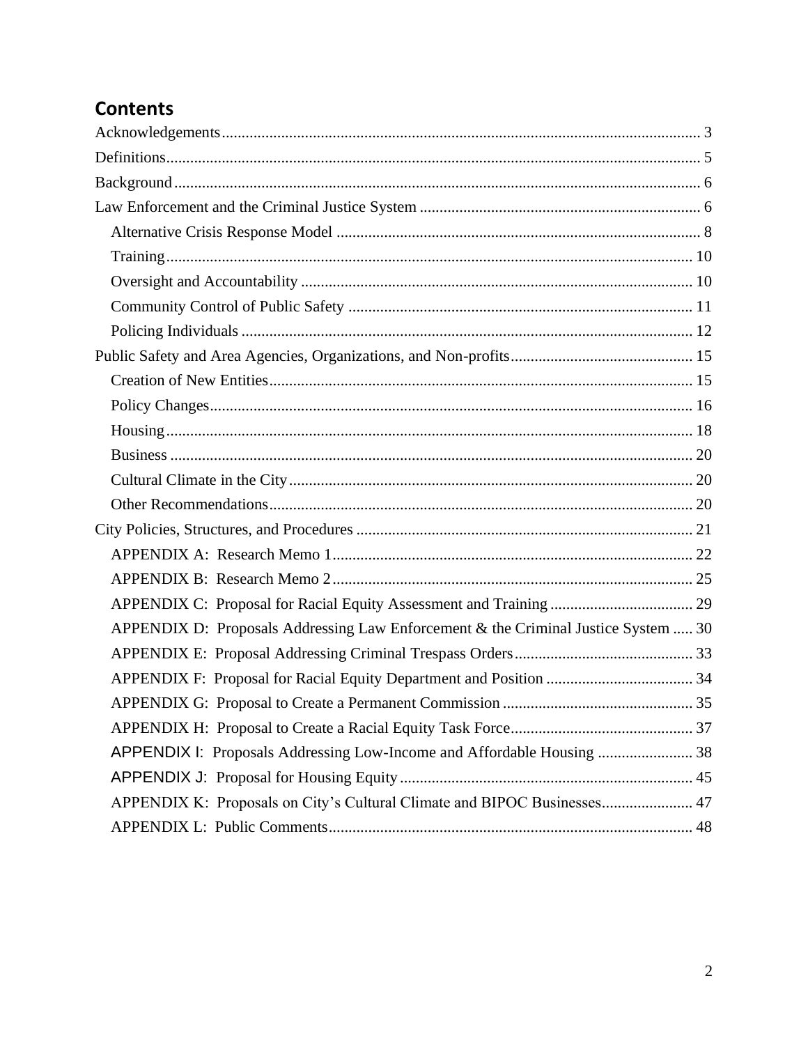## Contents

- Acknowledgements ........ 3
- Definitions ........ 5
- Background ........ 6
- Law Enforcement and the Criminal Justice System ........ 6
  - Alternative Crisis Response Model ........ 8
  - Training ........ 10
  - Oversight and Accountability ........ 10
  - Community Control of Public Safety ........ 11
  - Policing Individuals ........ 12
- Public Safety and Area Agencies, Organizations, and Non-profits ........ 15
  - Creation of New Entities ........ 15
  - Policy Changes ........ 16
  - Housing ........ 18
  - Business ........ 20
  - Cultural Climate in the City ........ 20
  - Other Recommendations ........ 20
- City Policies, Structures, and Procedures ........ 21
  - APPENDIX A: Research Memo 1 ........ 22
  - APPENDIX B: Research Memo 2 ........ 25
  - APPENDIX C: Proposal for Racial Equity Assessment and Training ........ 29
  - APPENDIX D: Proposals Addressing Law Enforcement & the Criminal Justice System ........ 30
  - APPENDIX E: Proposal Addressing Criminal Trespass Orders ........ 33
  - APPENDIX F: Proposal for Racial Equity Department and Position ........ 34
  - APPENDIX G: Proposal to Create a Permanent Commission ........ 35
  - APPENDIX H: Proposal to Create a Racial Equity Task Force ........ 37
  - APPENDIX I: Proposals Addressing Low-Income and Affordable Housing ........ 38
  - APPENDIX J: Proposal for Housing Equity ........ 45
  - APPENDIX K: Proposals on City's Cultural Climate and BIPOC Businesses ........ 47
  - APPENDIX L: Public Comments ........ 48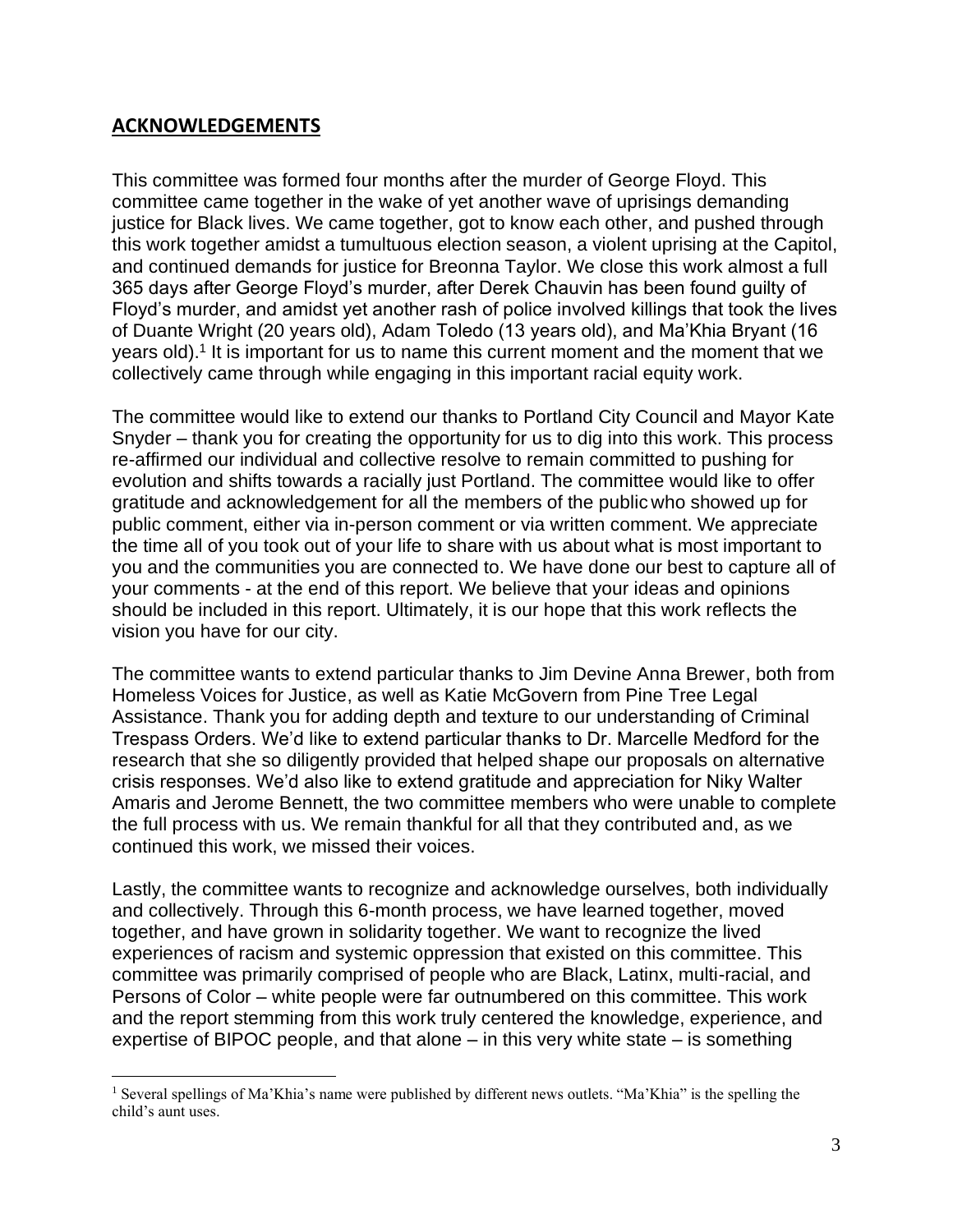## **ACKNOWLEDGEMENTS**

This committee was formed four months after the murder of George Floyd. This committee came together in the wake of yet another wave of uprisings demanding justice for Black lives. We came together, got to know each other, and pushed through this work together amidst a tumultuous election season, a violent uprising at the Capitol, and continued demands for justice for Breonna Taylor. We close this work almost a full 365 days after George Floyd's murder, after Derek Chauvin has been found guilty of Floyd's murder, and amidst yet another rash of police involved killings that took the lives of Duante Wright (20 years old), Adam Toledo (13 years old), and Ma'Khia Bryant (16 years old).[1] It is important for us to name this current moment and the moment that we collectively came through while engaging in this important racial equity work.

The committee would like to extend our thanks to Portland City Council and Mayor Kate Snyder – thank you for creating the opportunity for us to dig into this work. This process re-affirmed our individual and collective resolve to remain committed to pushing for evolution and shifts towards a racially just Portland. The committee would like to offer gratitude and acknowledgement for all the members of the public who showed up for public comment, either via in-person comment or via written comment. We appreciate the time all of you took out of your life to share with us about what is most important to you and the communities you are connected to. We have done our best to capture all of your comments - at the end of this report. We believe that your ideas and opinions should be included in this report. Ultimately, it is our hope that this work reflects the vision you have for our city.

The committee wants to extend particular thanks to Jim Devine Anna Brewer, both from Homeless Voices for Justice, as well as Katie McGovern from Pine Tree Legal Assistance. Thank you for adding depth and texture to our understanding of Criminal Trespass Orders. We'd like to extend particular thanks to Dr. Marcelle Medford for the research that she so diligently provided that helped shape our proposals on alternative crisis responses. We'd also like to extend gratitude and appreciation for Niky Walter Amaris and Jerome Bennett, the two committee members who were unable to complete the full process with us. We remain thankful for all that they contributed and, as we continued this work, we missed their voices.

Lastly, the committee wants to recognize and acknowledge ourselves, both individually and collectively. Through this 6-month process, we have learned together, moved together, and have grown in solidarity together. We want to recognize the lived experiences of racism and systemic oppression that existed on this committee. This committee was primarily comprised of people who are Black, Latinx, multi-racial, and Persons of Color – white people were far outnumbered on this committee. This work and the report stemming from this work truly centered the knowledge, experience, and expertise of BIPOC people, and that alone – in this very white state – is something

[1] Several spellings of Ma'Khia's name were published by different news outlets. "Ma'Khia" is the spelling the child's aunt uses.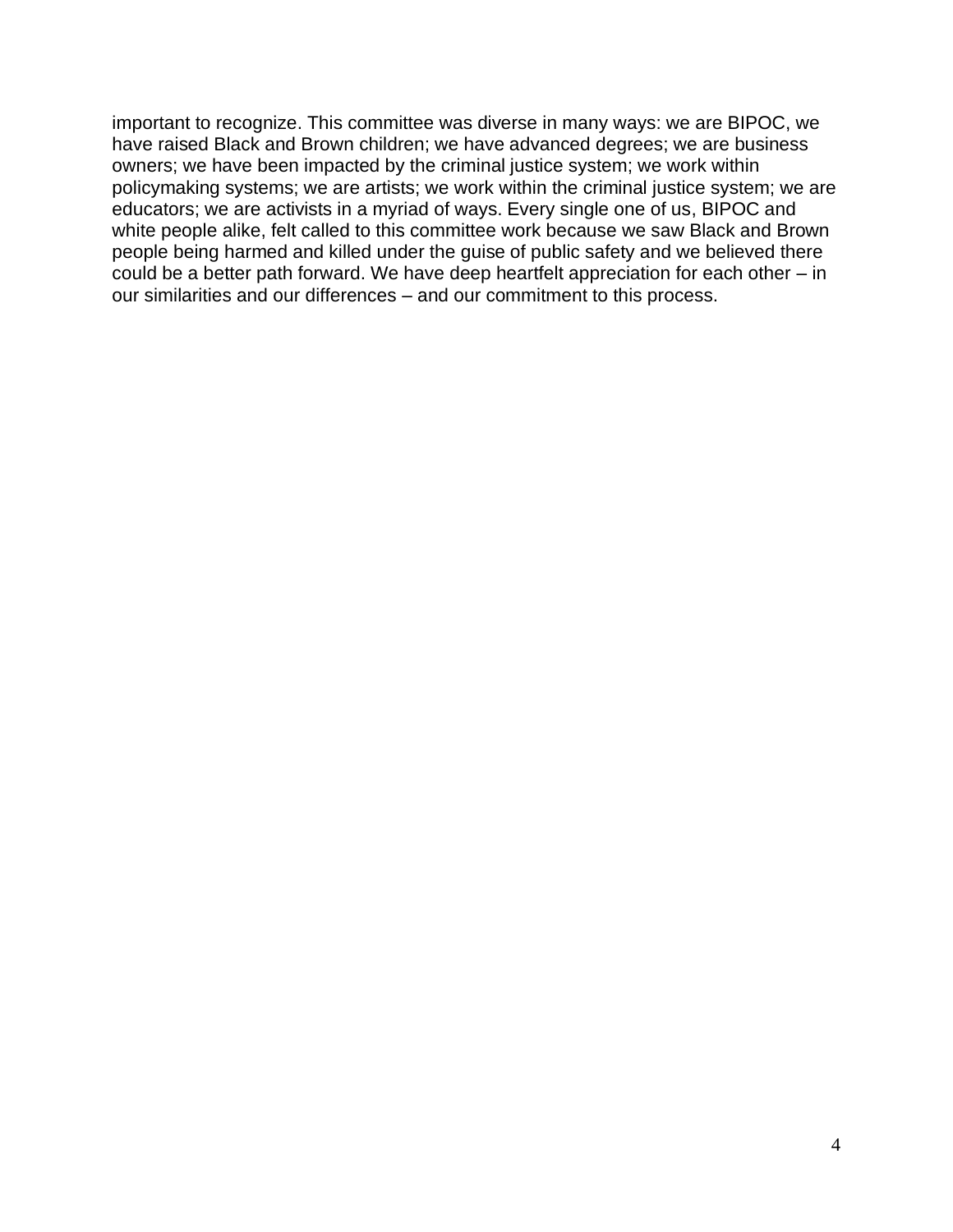important to recognize. This committee was diverse in many ways: we are BIPOC, we have raised Black and Brown children; we have advanced degrees; we are business owners; we have been impacted by the criminal justice system; we work within policymaking systems; we are artists; we work within the criminal justice system; we are educators; we are activists in a myriad of ways. Every single one of us, BIPOC and white people alike, felt called to this committee work because we saw Black and Brown people being harmed and killed under the guise of public safety and we believed there could be a better path forward. We have deep heartfelt appreciation for each other – in our similarities and our differences – and our commitment to this process.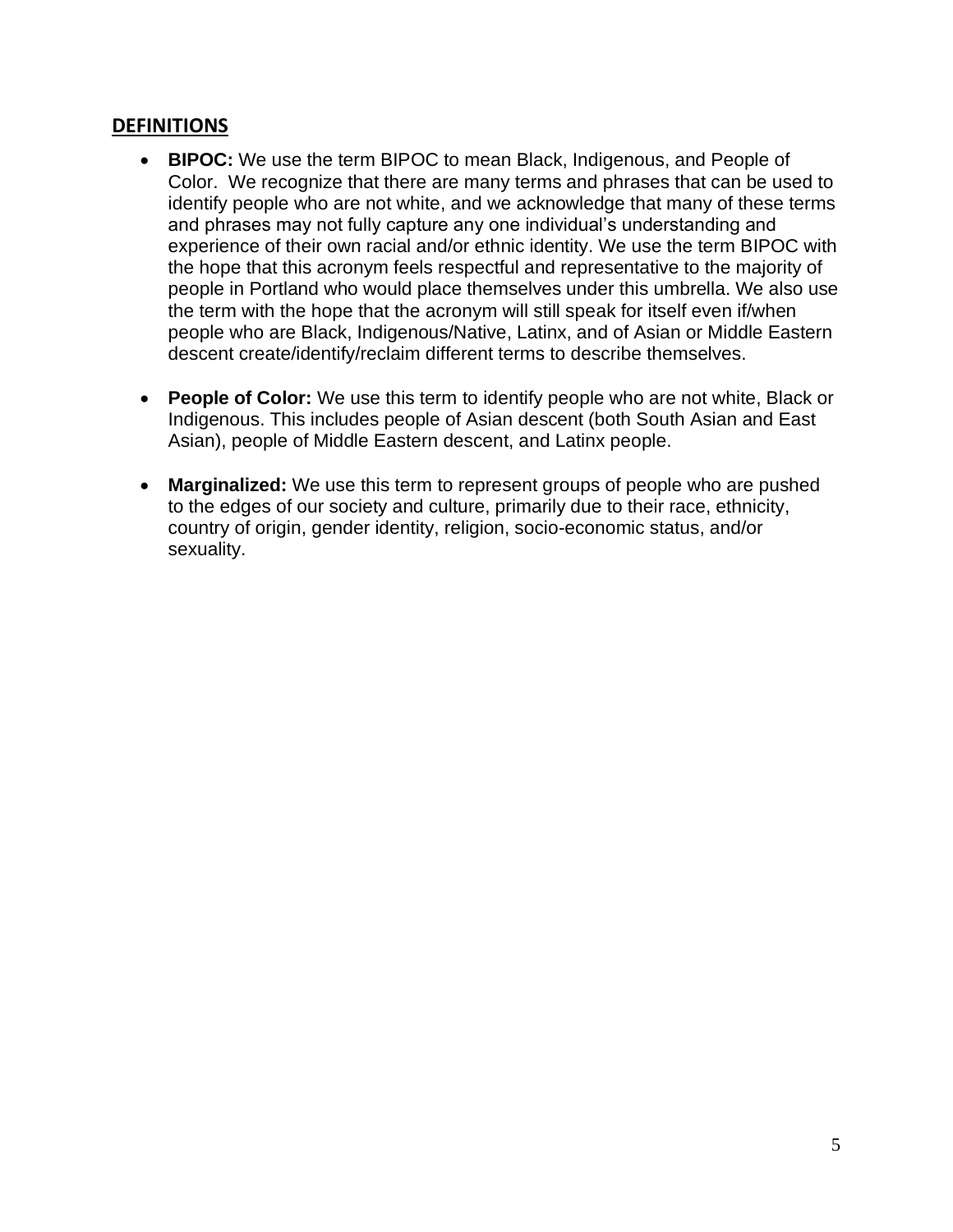## DEFINITIONS

- **BIPOC:** We use the term BIPOC to mean Black, Indigenous, and People of Color. We recognize that there are many terms and phrases that can be used to identify people who are not white, and we acknowledge that many of these terms and phrases may not fully capture any one individual's understanding and experience of their own racial and/or ethnic identity. We use the term BIPOC with the hope that this acronym feels respectful and representative to the majority of people in Portland who would place themselves under this umbrella. We also use the term with the hope that the acronym will still speak for itself even if/when people who are Black, Indigenous/Native, Latinx, and of Asian or Middle Eastern descent create/identify/reclaim different terms to describe themselves.

- **People of Color:** We use this term to identify people who are not white, Black or Indigenous. This includes people of Asian descent (both South Asian and East Asian), people of Middle Eastern descent, and Latinx people.

- **Marginalized:** We use this term to represent groups of people who are pushed to the edges of our society and culture, primarily due to their race, ethnicity, country of origin, gender identity, religion, socio-economic status, and/or sexuality.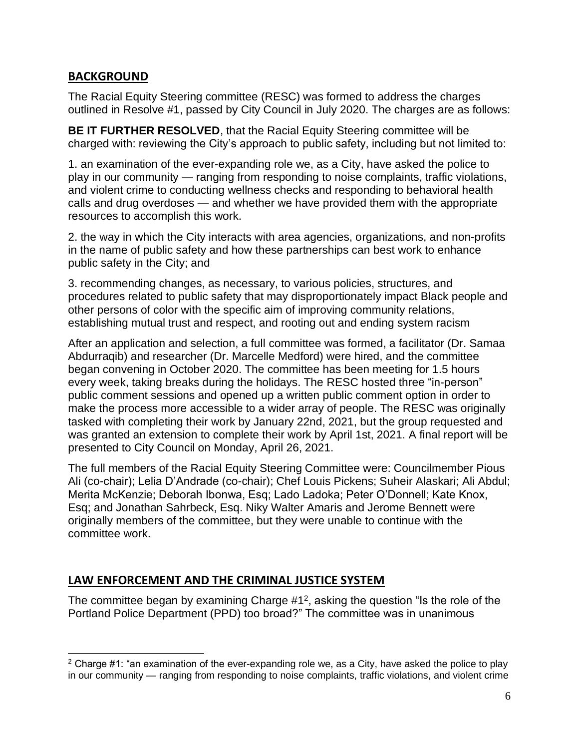## BACKGROUND

The Racial Equity Steering committee (RESC) was formed to address the charges outlined in Resolve #1, passed by City Council in July 2020. The charges are as follows:

**BE IT FURTHER RESOLVED**, that the Racial Equity Steering committee will be charged with: reviewing the City's approach to public safety, including but not limited to:

1. an examination of the ever-expanding role we, as a City, have asked the police to play in our community — ranging from responding to noise complaints, traffic violations, and violent crime to conducting wellness checks and responding to behavioral health calls and drug overdoses — and whether we have provided them with the appropriate resources to accomplish this work.

2. the way in which the City interacts with area agencies, organizations, and non-profits in the name of public safety and how these partnerships can best work to enhance public safety in the City; and

3. recommending changes, as necessary, to various policies, structures, and procedures related to public safety that may disproportionately impact Black people and other persons of color with the specific aim of improving community relations, establishing mutual trust and respect, and rooting out and ending system racism

After an application and selection, a full committee was formed, a facilitator (Dr. Samaa Abdurraqib) and researcher (Dr. Marcelle Medford) were hired, and the committee began convening in October 2020. The committee has been meeting for 1.5 hours every week, taking breaks during the holidays. The RESC hosted three "in-person" public comment sessions and opened up a written public comment option in order to make the process more accessible to a wider array of people. The RESC was originally tasked with completing their work by January 22nd, 2021, but the group requested and was granted an extension to complete their work by April 1st, 2021. A final report will be presented to City Council on Monday, April 26, 2021.

The full members of the Racial Equity Steering Committee were: Councilmember Pious Ali (co-chair); Lelia D'Andrade (co-chair); Chef Louis Pickens; Suheir Alaskari; Ali Abdul; Merita McKenzie; Deborah Ibonwa, Esq; Lado Ladoka; Peter O'Donnell; Kate Knox, Esq; and Jonathan Sahrbeck, Esq. Niky Walter Amaris and Jerome Bennett were originally members of the committee, but they were unable to continue with the committee work.

## LAW ENFORCEMENT AND THE CRIMINAL JUSTICE SYSTEM

The committee began by examining Charge #1[2], asking the question "Is the role of the Portland Police Department (PPD) too broad?" The committee was in unanimous

[2] Charge #1: "an examination of the ever-expanding role we, as a City, have asked the police to play in our community — ranging from responding to noise complaints, traffic violations, and violent crime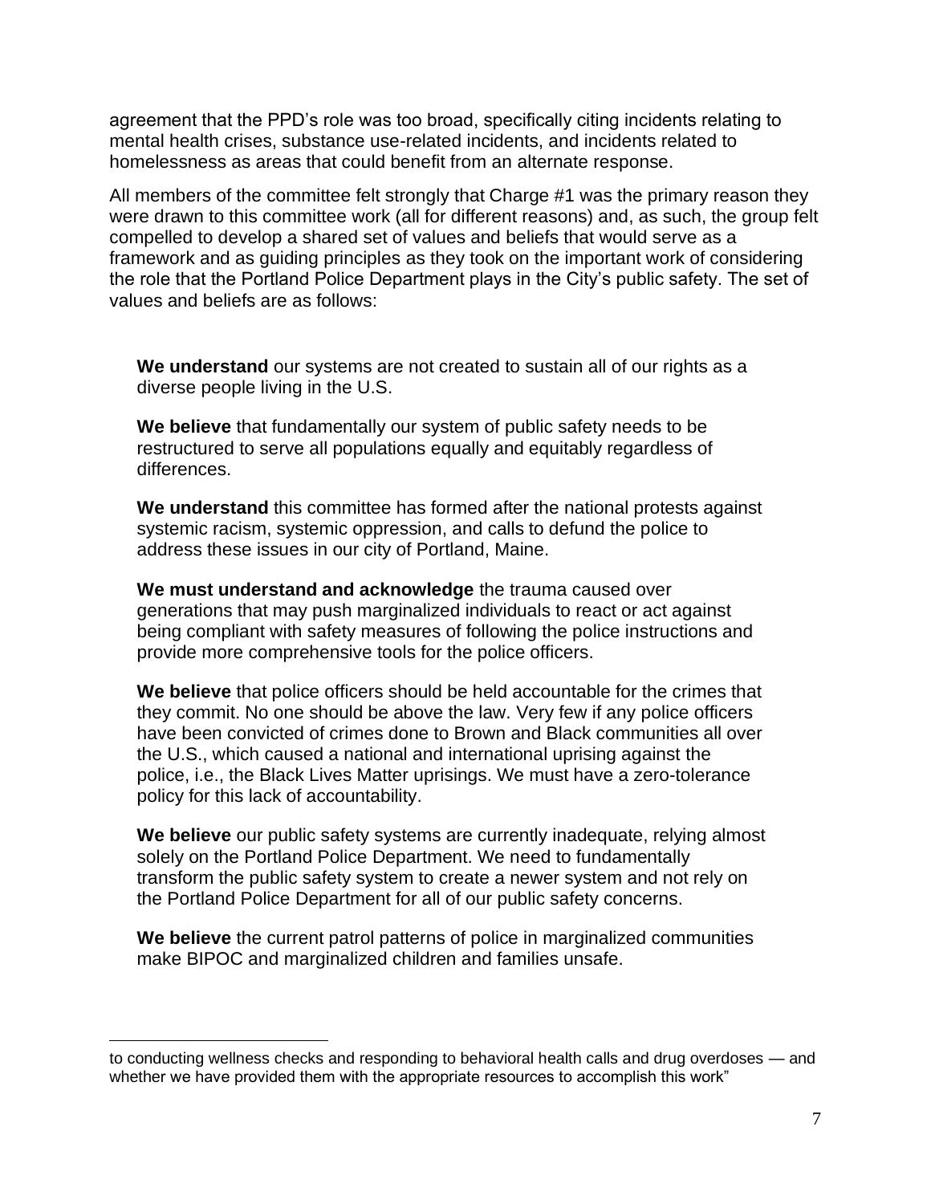agreement that the PPD's role was too broad, specifically citing incidents relating to mental health crises, substance use-related incidents, and incidents related to homelessness as areas that could benefit from an alternate response.

All members of the committee felt strongly that Charge #1 was the primary reason they were drawn to this committee work (all for different reasons) and, as such, the group felt compelled to develop a shared set of values and beliefs that would serve as a framework and as guiding principles as they took on the important work of considering the role that the Portland Police Department plays in the City's public safety. The set of values and beliefs are as follows:

> **We understand** our systems are not created to sustain all of our rights as a diverse people living in the U.S.
>
> **We believe** that fundamentally our system of public safety needs to be restructured to serve all populations equally and equitably regardless of differences.
>
> **We understand** this committee has formed after the national protests against systemic racism, systemic oppression, and calls to defund the police to address these issues in our city of Portland, Maine.
>
> **We must understand and acknowledge** the trauma caused over generations that may push marginalized individuals to react or act against being compliant with safety measures of following the police instructions and provide more comprehensive tools for the police officers.
>
> **We believe** that police officers should be held accountable for the crimes that they commit. No one should be above the law. Very few if any police officers have been convicted of crimes done to Brown and Black communities all over the U.S., which caused a national and international uprising against the police, i.e., the Black Lives Matter uprisings. We must have a zero-tolerance policy for this lack of accountability.
>
> **We believe** our public safety systems are currently inadequate, relying almost solely on the Portland Police Department. We need to fundamentally transform the public safety system to create a newer system and not rely on the Portland Police Department for all of our public safety concerns.
>
> **We believe** the current patrol patterns of police in marginalized communities make BIPOC and marginalized children and families unsafe.

---

to conducting wellness checks and responding to behavioral health calls and drug overdoses — and whether we have provided them with the appropriate resources to accomplish this work"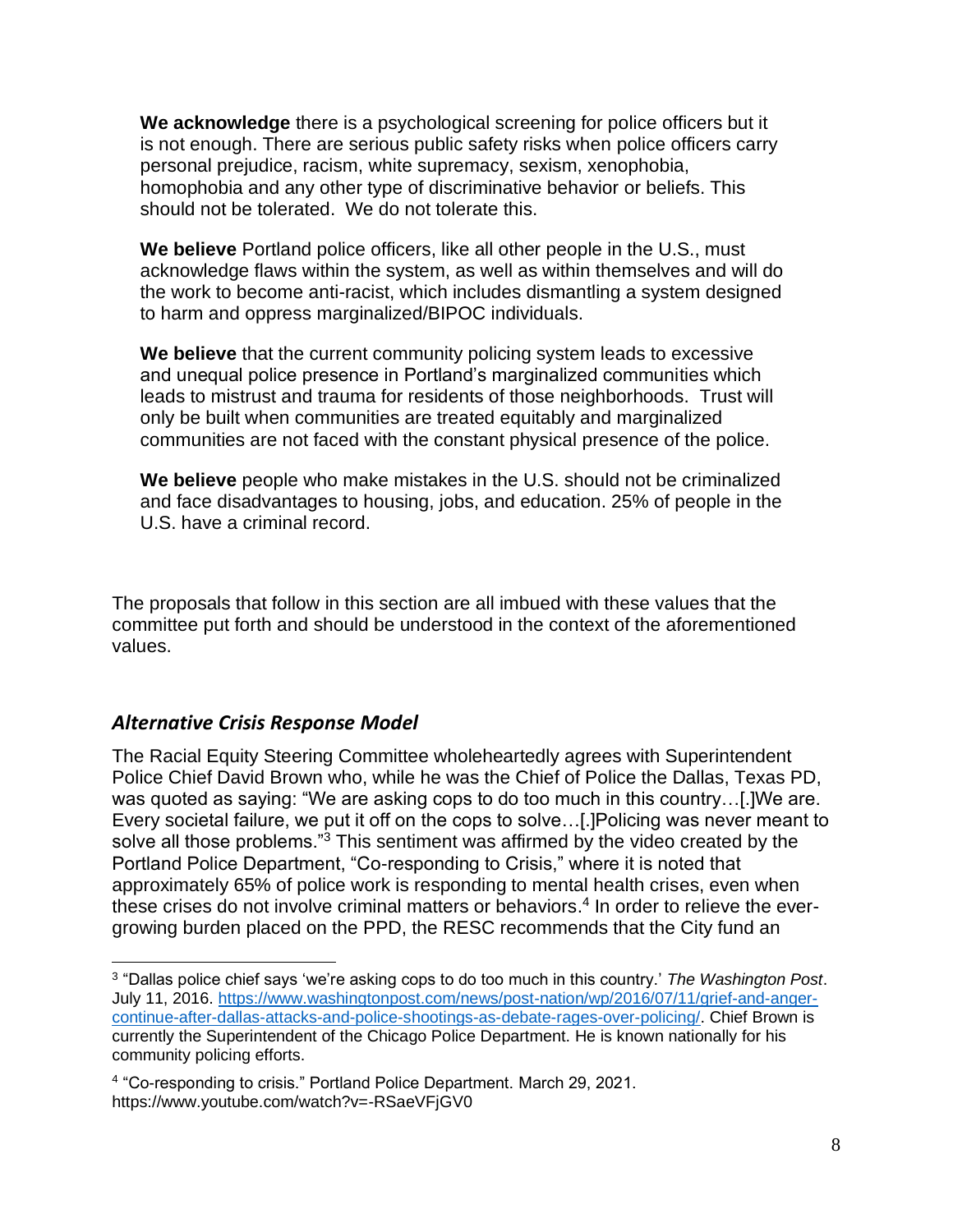**We acknowledge** there is a psychological screening for police officers but it is not enough. There are serious public safety risks when police officers carry personal prejudice, racism, white supremacy, sexism, xenophobia, homophobia and any other type of discriminative behavior or beliefs. This should not be tolerated. We do not tolerate this.

**We believe** Portland police officers, like all other people in the U.S., must acknowledge flaws within the system, as well as within themselves and will do the work to become anti-racist, which includes dismantling a system designed to harm and oppress marginalized/BIPOC individuals.

**We believe** that the current community policing system leads to excessive and unequal police presence in Portland's marginalized communities which leads to mistrust and trauma for residents of those neighborhoods. Trust will only be built when communities are treated equitably and marginalized communities are not faced with the constant physical presence of the police.

**We believe** people who make mistakes in the U.S. should not be criminalized and face disadvantages to housing, jobs, and education. 25% of people in the U.S. have a criminal record.

The proposals that follow in this section are all imbued with these values that the committee put forth and should be understood in the context of the aforementioned values.

### *Alternative Crisis Response Model*

The Racial Equity Steering Committee wholeheartedly agrees with Superintendent Police Chief David Brown who, while he was the Chief of Police the Dallas, Texas PD, was quoted as saying: "We are asking cops to do too much in this country…[.]We are. Every societal failure, we put it off on the cops to solve…[.]Policing was never meant to solve all those problems."[3] This sentiment was affirmed by the video created by the Portland Police Department, "Co-responding to Crisis," where it is noted that approximately 65% of police work is responding to mental health crises, even when these crises do not involve criminal matters or behaviors.[4] In order to relieve the ever-growing burden placed on the PPD, the RESC recommends that the City fund an

---

[3] "Dallas police chief says 'we're asking cops to do too much in this country.' *The Washington Post*. July 11, 2016. https://www.washingtonpost.com/news/post-nation/wp/2016/07/11/grief-and-anger-continue-after-dallas-attacks-and-police-shootings-as-debate-rages-over-policing/. Chief Brown is currently the Superintendent of the Chicago Police Department. He is known nationally for his community policing efforts.

[4] "Co-responding to crisis." Portland Police Department. March 29, 2021. https://www.youtube.com/watch?v=-RSaeVFjGV0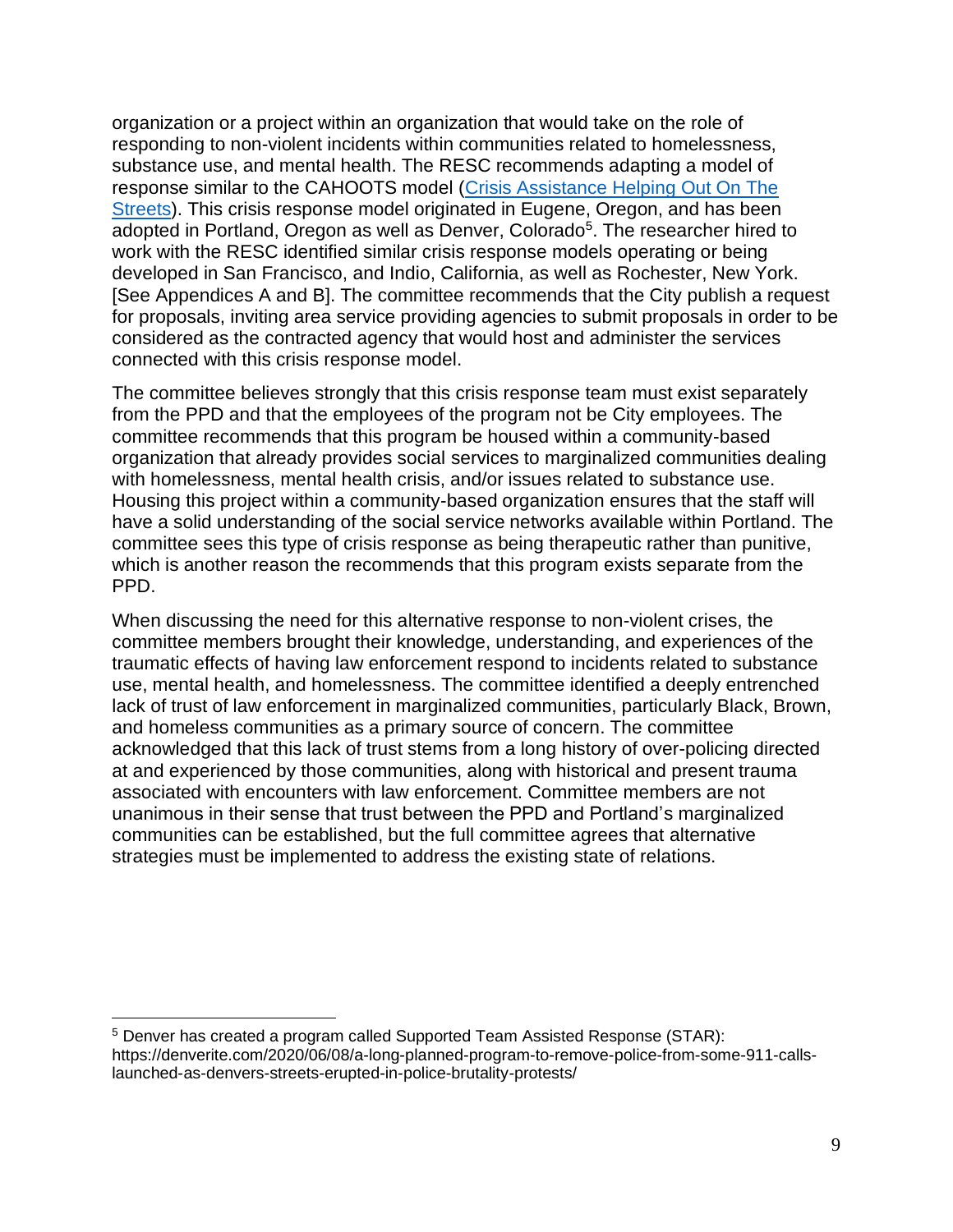organization or a project within an organization that would take on the role of responding to non-violent incidents within communities related to homelessness, substance use, and mental health. The RESC recommends adapting a model of response similar to the CAHOOTS model ([Crisis Assistance Helping Out On The Streets](https://whitebirdclinic.org/cahoots/)). This crisis response model originated in Eugene, Oregon, and has been adopted in Portland, Oregon as well as Denver, Colorado[5]. The researcher hired to work with the RESC identified similar crisis response models operating or being developed in San Francisco, and Indio, California, as well as Rochester, New York. [See Appendices A and B]. The committee recommends that the City publish a request for proposals, inviting area service providing agencies to submit proposals in order to be considered as the contracted agency that would host and administer the services connected with this crisis response model.

The committee believes strongly that this crisis response team must exist separately from the PPD and that the employees of the program not be City employees. The committee recommends that this program be housed within a community-based organization that already provides social services to marginalized communities dealing with homelessness, mental health crisis, and/or issues related to substance use. Housing this project within a community-based organization ensures that the staff will have a solid understanding of the social service networks available within Portland. The committee sees this type of crisis response as being therapeutic rather than punitive, which is another reason the recommends that this program exists separate from the PPD.

When discussing the need for this alternative response to non-violent crises, the committee members brought their knowledge, understanding, and experiences of the traumatic effects of having law enforcement respond to incidents related to substance use, mental health, and homelessness. The committee identified a deeply entrenched lack of trust of law enforcement in marginalized communities, particularly Black, Brown, and homeless communities as a primary source of concern. The committee acknowledged that this lack of trust stems from a long history of over-policing directed at and experienced by those communities, along with historical and present trauma associated with encounters with law enforcement. Committee members are not unanimous in their sense that trust between the PPD and Portland's marginalized communities can be established, but the full committee agrees that alternative strategies must be implemented to address the existing state of relations.

---

[5] Denver has created a program called Supported Team Assisted Response (STAR): https://denverite.com/2020/06/08/a-long-planned-program-to-remove-police-from-some-911-calls-launched-as-denvers-streets-erupted-in-police-brutality-protests/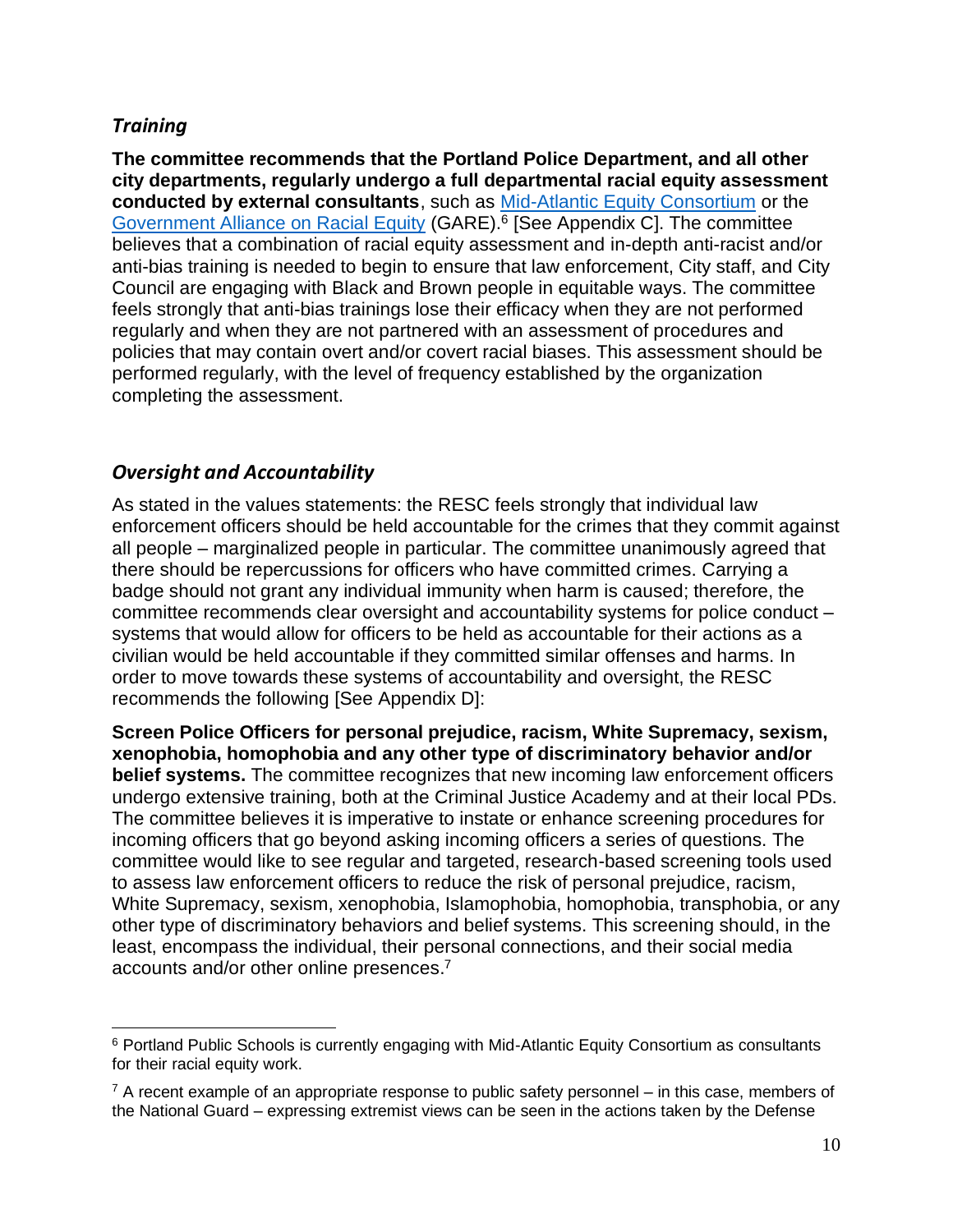### *Training*

**The committee recommends that the Portland Police Department, and all other city departments, regularly undergo a full departmental racial equity assessment conducted by external consultants**, such as Mid-Atlantic Equity Consortium or the Government Alliance on Racial Equity (GARE).[6] [See Appendix C]. The committee believes that a combination of racial equity assessment and in-depth anti-racist and/or anti-bias training is needed to begin to ensure that law enforcement, City staff, and City Council are engaging with Black and Brown people in equitable ways. The committee feels strongly that anti-bias trainings lose their efficacy when they are not performed regularly and when they are not partnered with an assessment of procedures and policies that may contain overt and/or covert racial biases. This assessment should be performed regularly, with the level of frequency established by the organization completing the assessment.

### *Oversight and Accountability*

As stated in the values statements: the RESC feels strongly that individual law enforcement officers should be held accountable for the crimes that they commit against all people – marginalized people in particular. The committee unanimously agreed that there should be repercussions for officers who have committed crimes. Carrying a badge should not grant any individual immunity when harm is caused; therefore, the committee recommends clear oversight and accountability systems for police conduct – systems that would allow for officers to be held as accountable for their actions as a civilian would be held accountable if they committed similar offenses and harms. In order to move towards these systems of accountability and oversight, the RESC recommends the following [See Appendix D]:

**Screen Police Officers for personal prejudice, racism, White Supremacy, sexism, xenophobia, homophobia and any other type of discriminatory behavior and/or belief systems.** The committee recognizes that new incoming law enforcement officers undergo extensive training, both at the Criminal Justice Academy and at their local PDs. The committee believes it is imperative to instate or enhance screening procedures for incoming officers that go beyond asking incoming officers a series of questions. The committee would like to see regular and targeted, research-based screening tools used to assess law enforcement officers to reduce the risk of personal prejudice, racism, White Supremacy, sexism, xenophobia, Islamophobia, homophobia, transphobia, or any other type of discriminatory behaviors and belief systems. This screening should, in the least, encompass the individual, their personal connections, and their social media accounts and/or other online presences.[7]

---

[6] Portland Public Schools is currently engaging with Mid-Atlantic Equity Consortium as consultants for their racial equity work.

[7] A recent example of an appropriate response to public safety personnel – in this case, members of the National Guard – expressing extremist views can be seen in the actions taken by the Defense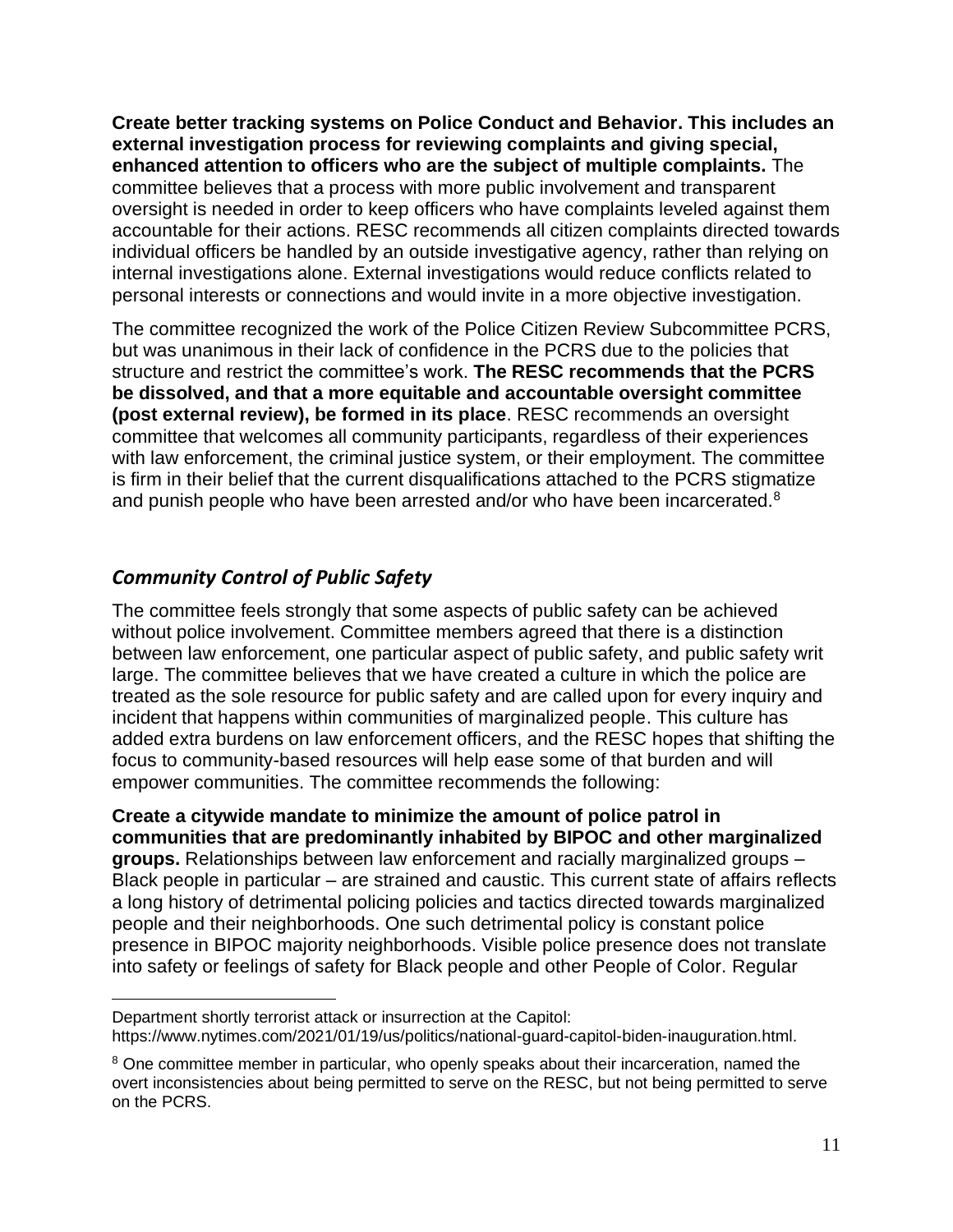**Create better tracking systems on Police Conduct and Behavior. This includes an external investigation process for reviewing complaints and giving special, enhanced attention to officers who are the subject of multiple complaints.** The committee believes that a process with more public involvement and transparent oversight is needed in order to keep officers who have complaints leveled against them accountable for their actions. RESC recommends all citizen complaints directed towards individual officers be handled by an outside investigative agency, rather than relying on internal investigations alone. External investigations would reduce conflicts related to personal interests or connections and would invite in a more objective investigation.

The committee recognized the work of the Police Citizen Review Subcommittee PCRS, but was unanimous in their lack of confidence in the PCRS due to the policies that structure and restrict the committee's work. **The RESC recommends that the PCRS be dissolved, and that a more equitable and accountable oversight committee (post external review), be formed in its place**. RESC recommends an oversight committee that welcomes all community participants, regardless of their experiences with law enforcement, the criminal justice system, or their employment. The committee is firm in their belief that the current disqualifications attached to the PCRS stigmatize and punish people who have been arrested and/or who have been incarcerated.[8]

## *Community Control of Public Safety*

The committee feels strongly that some aspects of public safety can be achieved without police involvement. Committee members agreed that there is a distinction between law enforcement, one particular aspect of public safety, and public safety writ large. The committee believes that we have created a culture in which the police are treated as the sole resource for public safety and are called upon for every inquiry and incident that happens within communities of marginalized people. This culture has added extra burdens on law enforcement officers, and the RESC hopes that shifting the focus to community-based resources will help ease some of that burden and will empower communities. The committee recommends the following:

**Create a citywide mandate to minimize the amount of police patrol in communities that are predominantly inhabited by BIPOC and other marginalized groups.** Relationships between law enforcement and racially marginalized groups – Black people in particular – are strained and caustic. This current state of affairs reflects a long history of detrimental policing policies and tactics directed towards marginalized people and their neighborhoods. One such detrimental policy is constant police presence in BIPOC majority neighborhoods. Visible police presence does not translate into safety or feelings of safety for Black people and other People of Color. Regular

---

Department shortly terrorist attack or insurrection at the Capitol: https://www.nytimes.com/2021/01/19/us/politics/national-guard-capitol-biden-inauguration.html.

[8] One committee member in particular, who openly speaks about their incarceration, named the overt inconsistencies about being permitted to serve on the RESC, but not being permitted to serve on the PCRS.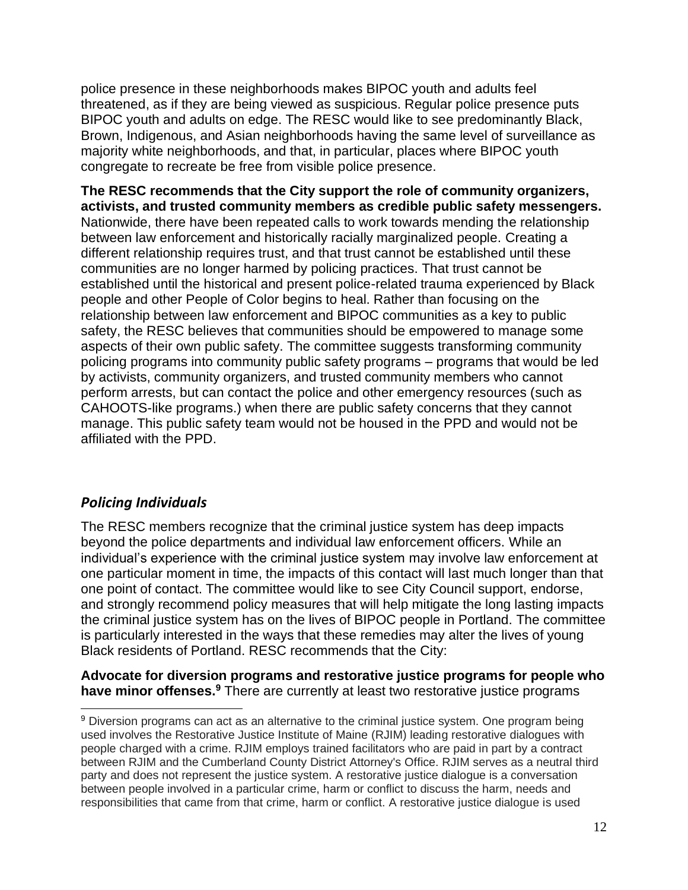police presence in these neighborhoods makes BIPOC youth and adults feel threatened, as if they are being viewed as suspicious. Regular police presence puts BIPOC youth and adults on edge. The RESC would like to see predominantly Black, Brown, Indigenous, and Asian neighborhoods having the same level of surveillance as majority white neighborhoods, and that, in particular, places where BIPOC youth congregate to recreate be free from visible police presence.

**The RESC recommends that the City support the role of community organizers, activists, and trusted community members as credible public safety messengers.** Nationwide, there have been repeated calls to work towards mending the relationship between law enforcement and historically racially marginalized people. Creating a different relationship requires trust, and that trust cannot be established until these communities are no longer harmed by policing practices. That trust cannot be established until the historical and present police-related trauma experienced by Black people and other People of Color begins to heal. Rather than focusing on the relationship between law enforcement and BIPOC communities as a key to public safety, the RESC believes that communities should be empowered to manage some aspects of their own public safety. The committee suggests transforming community policing programs into community public safety programs – programs that would be led by activists, community organizers, and trusted community members who cannot perform arrests, but can contact the police and other emergency resources (such as CAHOOTS-like programs.) when there are public safety concerns that they cannot manage. This public safety team would not be housed in the PPD and would not be affiliated with the PPD.

## *Policing Individuals*

The RESC members recognize that the criminal justice system has deep impacts beyond the police departments and individual law enforcement officers. While an individual's experience with the criminal justice system may involve law enforcement at one particular moment in time, the impacts of this contact will last much longer than that one point of contact. The committee would like to see City Council support, endorse, and strongly recommend policy measures that will help mitigate the long lasting impacts the criminal justice system has on the lives of BIPOC people in Portland. The committee is particularly interested in the ways that these remedies may alter the lives of young Black residents of Portland. RESC recommends that the City:

**Advocate for diversion programs and restorative justice programs for people who have minor offenses.[9]** There are currently at least two restorative justice programs

[9] Diversion programs can act as an alternative to the criminal justice system. One program being used involves the Restorative Justice Institute of Maine (RJIM) leading restorative dialogues with people charged with a crime. RJIM employs trained facilitators who are paid in part by a contract between RJIM and the Cumberland County District Attorney's Office. RJIM serves as a neutral third party and does not represent the justice system. A restorative justice dialogue is a conversation between people involved in a particular crime, harm or conflict to discuss the harm, needs and responsibilities that came from that crime, harm or conflict. A restorative justice dialogue is used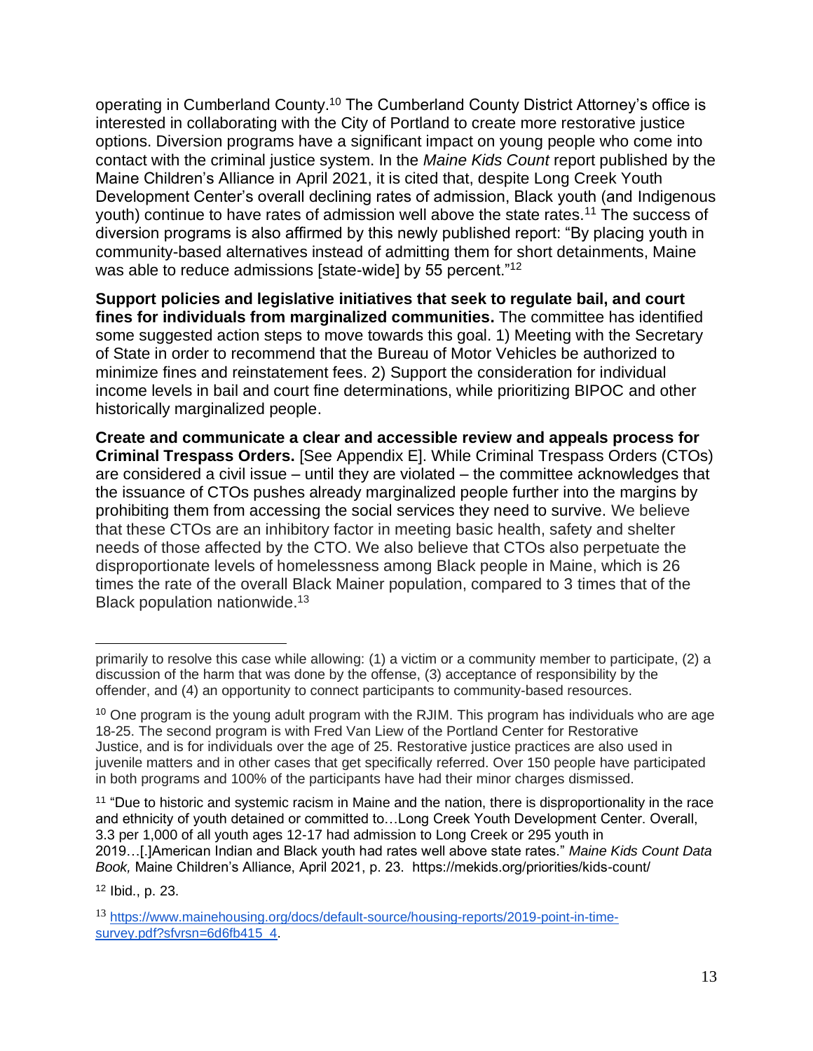operating in Cumberland County.[10] The Cumberland County District Attorney's office is interested in collaborating with the City of Portland to create more restorative justice options. Diversion programs have a significant impact on young people who come into contact with the criminal justice system. In the *Maine Kids Count* report published by the Maine Children's Alliance in April 2021, it is cited that, despite Long Creek Youth Development Center's overall declining rates of admission, Black youth (and Indigenous youth) continue to have rates of admission well above the state rates.[11] The success of diversion programs is also affirmed by this newly published report: "By placing youth in community-based alternatives instead of admitting them for short detainments, Maine was able to reduce admissions [state-wide] by 55 percent."[12]

**Support policies and legislative initiatives that seek to regulate bail, and court fines for individuals from marginalized communities.** The committee has identified some suggested action steps to move towards this goal. 1) Meeting with the Secretary of State in order to recommend that the Bureau of Motor Vehicles be authorized to minimize fines and reinstatement fees. 2) Support the consideration for individual income levels in bail and court fine determinations, while prioritizing BIPOC and other historically marginalized people.

**Create and communicate a clear and accessible review and appeals process for Criminal Trespass Orders.** [See Appendix E]. While Criminal Trespass Orders (CTOs) are considered a civil issue – until they are violated – the committee acknowledges that the issuance of CTOs pushes already marginalized people further into the margins by prohibiting them from accessing the social services they need to survive. We believe that these CTOs are an inhibitory factor in meeting basic health, safety and shelter needs of those affected by the CTO. We also believe that CTOs also perpetuate the disproportionate levels of homelessness among Black people in Maine, which is 26 times the rate of the overall Black Mainer population, compared to 3 times that of the Black population nationwide.[13]

---

primarily to resolve this case while allowing: (1) a victim or a community member to participate, (2) a discussion of the harm that was done by the offense, (3) acceptance of responsibility by the offender, and (4) an opportunity to connect participants to community-based resources.

[10] One program is the young adult program with the RJIM. This program has individuals who are age 18-25. The second program is with Fred Van Liew of the Portland Center for Restorative Justice, and is for individuals over the age of 25. Restorative justice practices are also used in juvenile matters and in other cases that get specifically referred. Over 150 people have participated in both programs and 100% of the participants have had their minor charges dismissed.

[11] "Due to historic and systemic racism in Maine and the nation, there is disproportionality in the race and ethnicity of youth detained or committed to…Long Creek Youth Development Center. Overall, 3.3 per 1,000 of all youth ages 12-17 had admission to Long Creek or 295 youth in 2019…[.]American Indian and Black youth had rates well above state rates." *Maine Kids Count Data Book,* Maine Children's Alliance, April 2021, p. 23. https://mekids.org/priorities/kids-count/

[12] Ibid., p. 23.

[13] https://www.mainehousing.org/docs/default-source/housing-reports/2019-point-in-time-survey.pdf?sfvrsn=6d6fb415_4.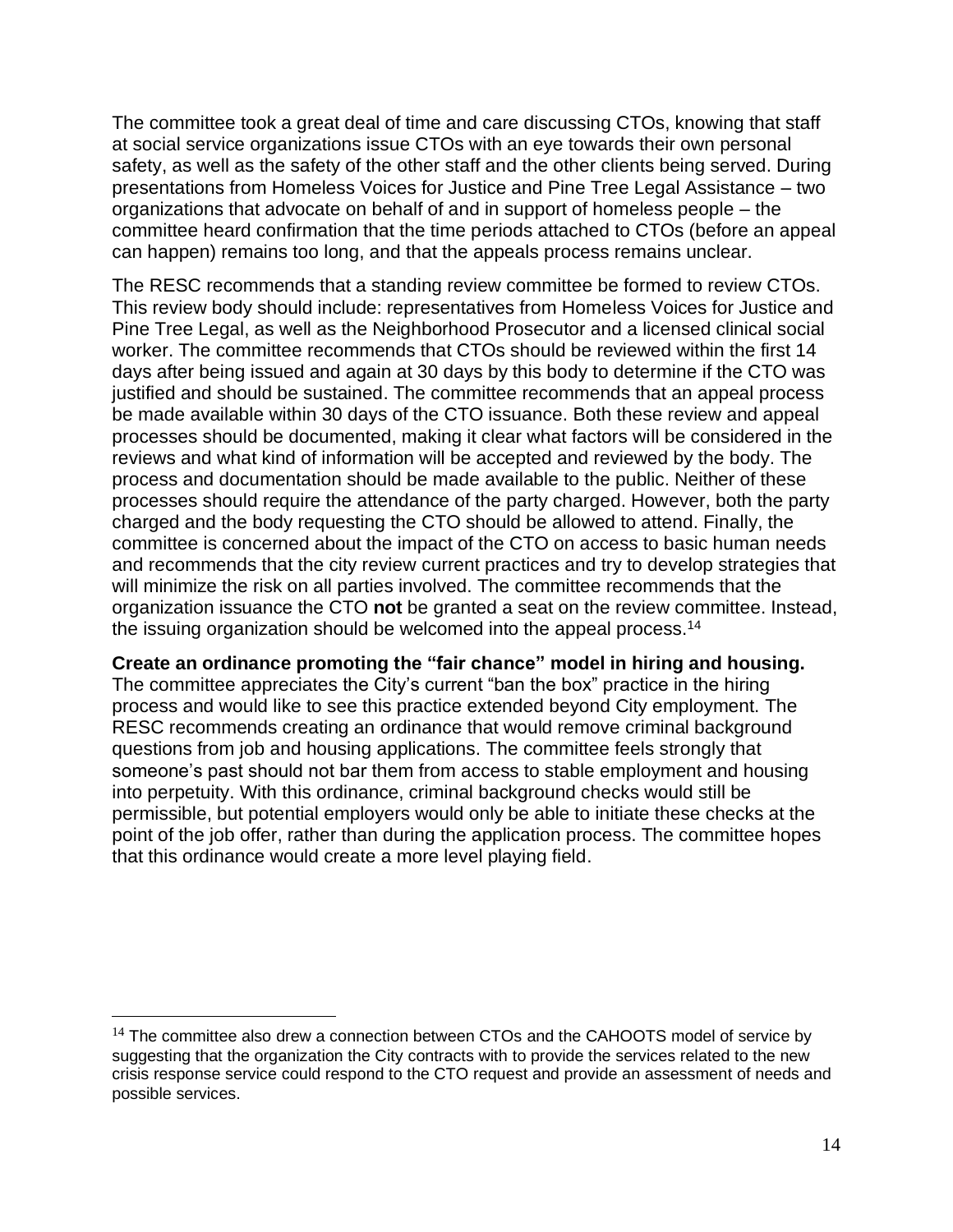The committee took a great deal of time and care discussing CTOs, knowing that staff at social service organizations issue CTOs with an eye towards their own personal safety, as well as the safety of the other staff and the other clients being served. During presentations from Homeless Voices for Justice and Pine Tree Legal Assistance – two organizations that advocate on behalf of and in support of homeless people – the committee heard confirmation that the time periods attached to CTOs (before an appeal can happen) remains too long, and that the appeals process remains unclear.

The RESC recommends that a standing review committee be formed to review CTOs. This review body should include: representatives from Homeless Voices for Justice and Pine Tree Legal, as well as the Neighborhood Prosecutor and a licensed clinical social worker. The committee recommends that CTOs should be reviewed within the first 14 days after being issued and again at 30 days by this body to determine if the CTO was justified and should be sustained. The committee recommends that an appeal process be made available within 30 days of the CTO issuance. Both these review and appeal processes should be documented, making it clear what factors will be considered in the reviews and what kind of information will be accepted and reviewed by the body. The process and documentation should be made available to the public. Neither of these processes should require the attendance of the party charged. However, both the party charged and the body requesting the CTO should be allowed to attend. Finally, the committee is concerned about the impact of the CTO on access to basic human needs and recommends that the city review current practices and try to develop strategies that will minimize the risk on all parties involved. The committee recommends that the organization issuance the CTO **not** be granted a seat on the review committee. Instead, the issuing organization should be welcomed into the appeal process.[14]

**Create an ordinance promoting the "fair chance" model in hiring and housing.** The committee appreciates the City's current "ban the box" practice in the hiring process and would like to see this practice extended beyond City employment. The RESC recommends creating an ordinance that would remove criminal background questions from job and housing applications. The committee feels strongly that someone's past should not bar them from access to stable employment and housing into perpetuity. With this ordinance, criminal background checks would still be permissible, but potential employers would only be able to initiate these checks at the point of the job offer, rather than during the application process. The committee hopes that this ordinance would create a more level playing field.

[14] The committee also drew a connection between CTOs and the CAHOOTS model of service by suggesting that the organization the City contracts with to provide the services related to the new crisis response service could respond to the CTO request and provide an assessment of needs and possible services.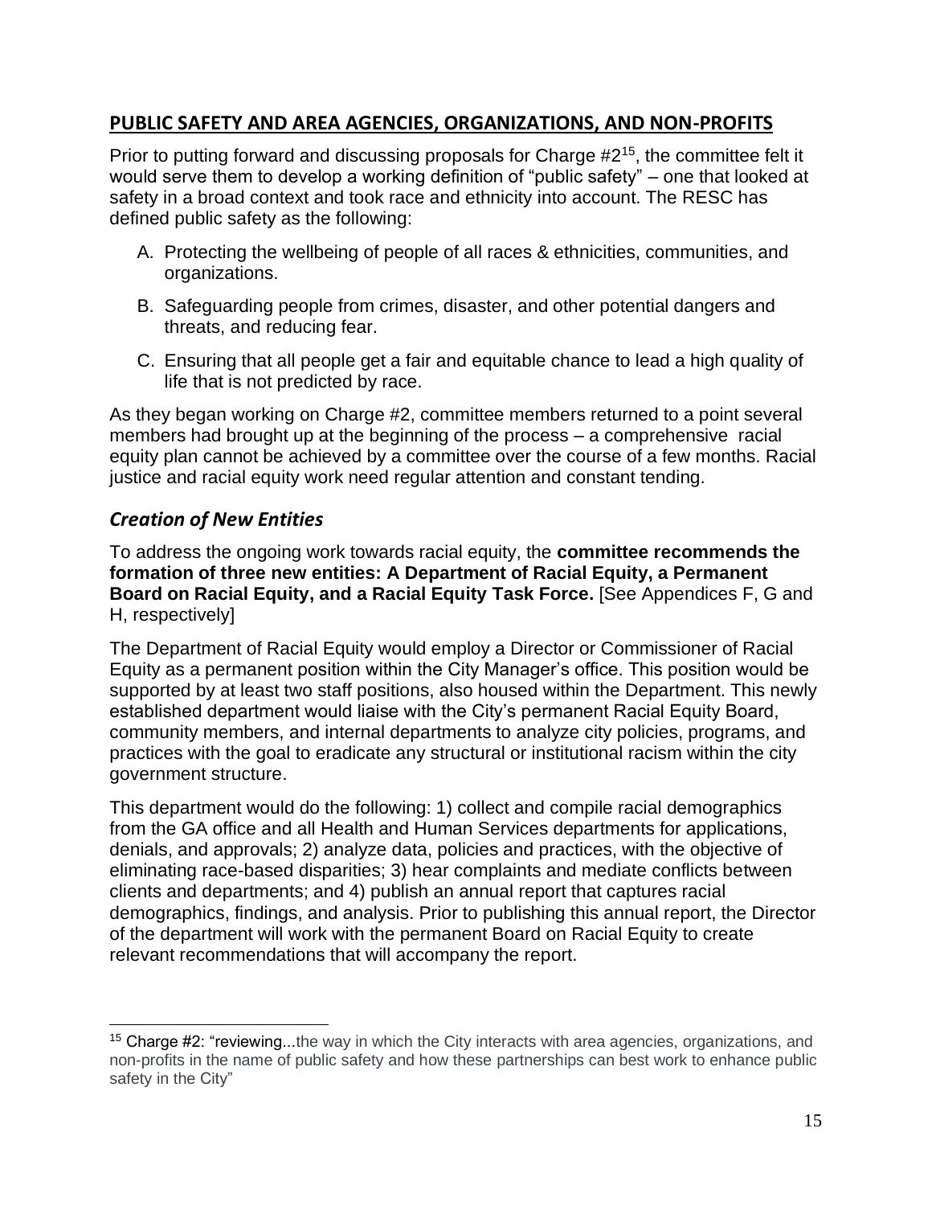## PUBLIC SAFETY AND AREA AGENCIES, ORGANIZATIONS, AND NON-PROFITS

Prior to putting forward and discussing proposals for Charge #2[15], the committee felt it would serve them to develop a working definition of "public safety" – one that looked at safety in a broad context and took race and ethnicity into account. The RESC has defined public safety as the following:

A. Protecting the wellbeing of people of all races & ethnicities, communities, and organizations.

B. Safeguarding people from crimes, disaster, and other potential dangers and threats, and reducing fear.

C. Ensuring that all people get a fair and equitable chance to lead a high quality of life that is not predicted by race.

As they began working on Charge #2, committee members returned to a point several members had brought up at the beginning of the process – a comprehensive racial equity plan cannot be achieved by a committee over the course of a few months. Racial justice and racial equity work need regular attention and constant tending.

### *Creation of New Entities*

To address the ongoing work towards racial equity, the **committee recommends the formation of three new entities: A Department of Racial Equity, a Permanent Board on Racial Equity, and a Racial Equity Task Force.** [See Appendices F, G and H, respectively]

The Department of Racial Equity would employ a Director or Commissioner of Racial Equity as a permanent position within the City Manager's office. This position would be supported by at least two staff positions, also housed within the Department. This newly established department would liaise with the City's permanent Racial Equity Board, community members, and internal departments to analyze city policies, programs, and practices with the goal to eradicate any structural or institutional racism within the city government structure.

This department would do the following: 1) collect and compile racial demographics from the GA office and all Health and Human Services departments for applications, denials, and approvals; 2) analyze data, policies and practices, with the objective of eliminating race-based disparities; 3) hear complaints and mediate conflicts between clients and departments; and 4) publish an annual report that captures racial demographics, findings, and analysis. Prior to publishing this annual report, the Director of the department will work with the permanent Board on Racial Equity to create relevant recommendations that will accompany the report.

[15] Charge #2: "reviewing...the way in which the City interacts with area agencies, organizations, and non-profits in the name of public safety and how these partnerships can best work to enhance public safety in the City"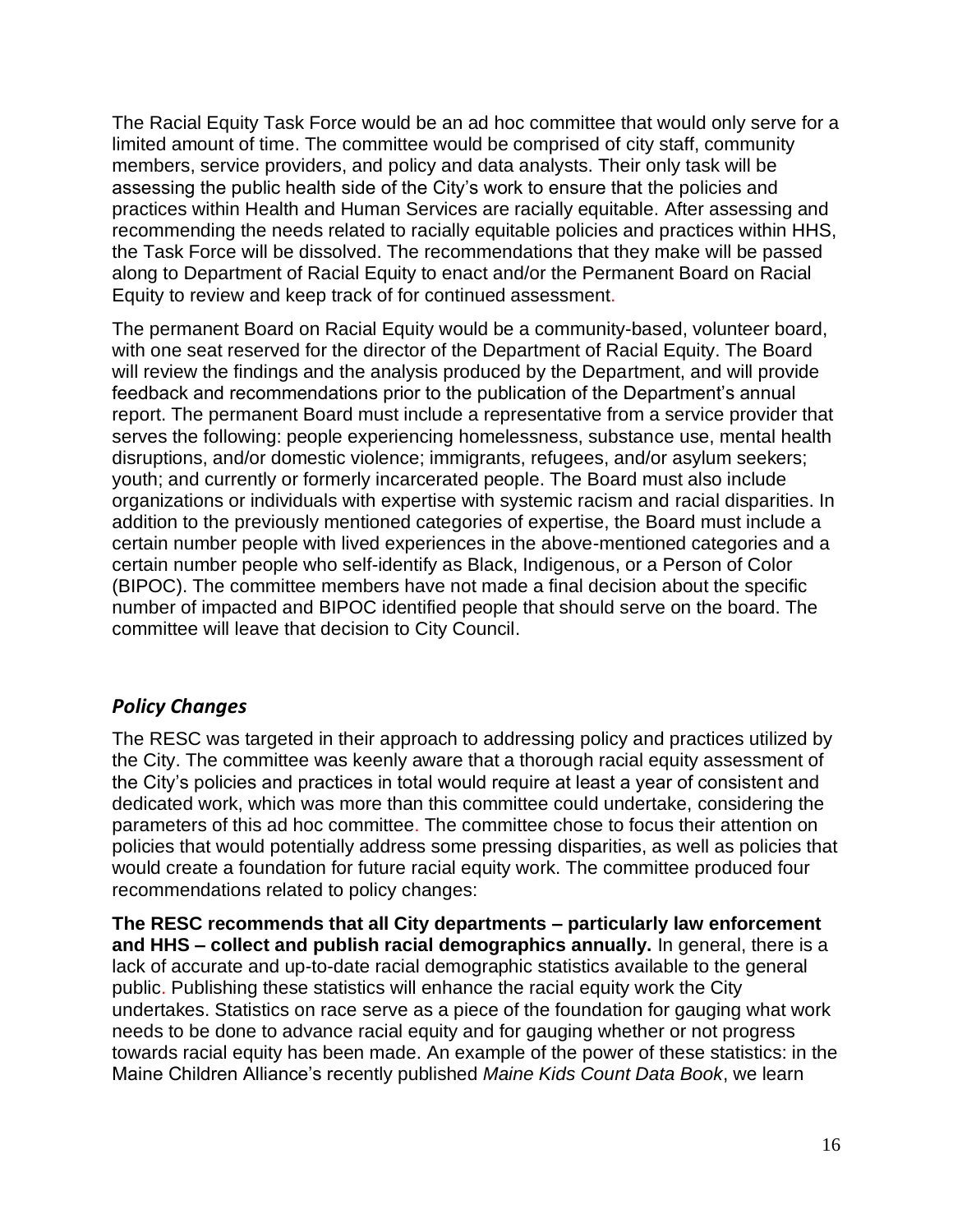The Racial Equity Task Force would be an ad hoc committee that would only serve for a limited amount of time. The committee would be comprised of city staff, community members, service providers, and policy and data analysts. Their only task will be assessing the public health side of the City's work to ensure that the policies and practices within Health and Human Services are racially equitable. After assessing and recommending the needs related to racially equitable policies and practices within HHS, the Task Force will be dissolved. The recommendations that they make will be passed along to Department of Racial Equity to enact and/or the Permanent Board on Racial Equity to review and keep track of for continued assessment.

The permanent Board on Racial Equity would be a community-based, volunteer board, with one seat reserved for the director of the Department of Racial Equity. The Board will review the findings and the analysis produced by the Department, and will provide feedback and recommendations prior to the publication of the Department's annual report. The permanent Board must include a representative from a service provider that serves the following: people experiencing homelessness, substance use, mental health disruptions, and/or domestic violence; immigrants, refugees, and/or asylum seekers; youth; and currently or formerly incarcerated people. The Board must also include organizations or individuals with expertise with systemic racism and racial disparities. In addition to the previously mentioned categories of expertise, the Board must include a certain number people with lived experiences in the above-mentioned categories and a certain number people who self-identify as Black, Indigenous, or a Person of Color (BIPOC). The committee members have not made a final decision about the specific number of impacted and BIPOC identified people that should serve on the board. The committee will leave that decision to City Council.

### *Policy Changes*

The RESC was targeted in their approach to addressing policy and practices utilized by the City. The committee was keenly aware that a thorough racial equity assessment of the City's policies and practices in total would require at least a year of consistent and dedicated work, which was more than this committee could undertake, considering the parameters of this ad hoc committee. The committee chose to focus their attention on policies that would potentially address some pressing disparities, as well as policies that would create a foundation for future racial equity work. The committee produced four recommendations related to policy changes:

**The RESC recommends that all City departments – particularly law enforcement and HHS – collect and publish racial demographics annually.** In general, there is a lack of accurate and up-to-date racial demographic statistics available to the general public. Publishing these statistics will enhance the racial equity work the City undertakes. Statistics on race serve as a piece of the foundation for gauging what work needs to be done to advance racial equity and for gauging whether or not progress towards racial equity has been made. An example of the power of these statistics: in the Maine Children Alliance's recently published *Maine Kids Count Data Book*, we learn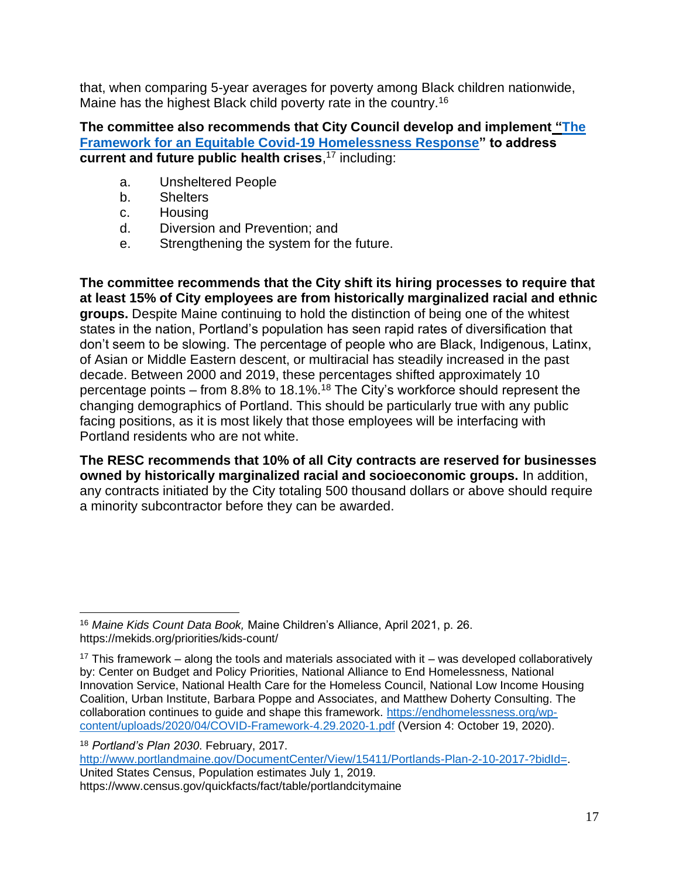that, when comparing 5-year averages for poverty among Black children nationwide, Maine has the highest Black child poverty rate in the country.[16]

**The committee also recommends that City Council develop and implement "[The Framework for an Equitable Covid-19 Homelessness Response](https://endhomelessness.org/wp-content/uploads/2020/04/COVID-Framework-4.29.2020-1.pdf)" to address current and future public health crises**,[17] including:

a. Unsheltered People
b. Shelters
c. Housing
d. Diversion and Prevention; and
e. Strengthening the system for the future.

**The committee recommends that the City shift its hiring processes to require that at least 15% of City employees are from historically marginalized racial and ethnic groups.** Despite Maine continuing to hold the distinction of being one of the whitest states in the nation, Portland's population has seen rapid rates of diversification that don't seem to be slowing. The percentage of people who are Black, Indigenous, Latinx, of Asian or Middle Eastern descent, or multiracial has steadily increased in the past decade. Between 2000 and 2019, these percentages shifted approximately 10 percentage points – from 8.8% to 18.1%.[18] The City's workforce should represent the changing demographics of Portland. This should be particularly true with any public facing positions, as it is most likely that those employees will be interfacing with Portland residents who are not white.

**The RESC recommends that 10% of all City contracts are reserved for businesses owned by historically marginalized racial and socioeconomic groups.** In addition, any contracts initiated by the City totaling 500 thousand dollars or above should require a minority subcontractor before they can be awarded.

---

[16] *Maine Kids Count Data Book,* Maine Children's Alliance, April 2021, p. 26. https://mekids.org/priorities/kids-count/

[17] This framework – along the tools and materials associated with it – was developed collaboratively by: Center on Budget and Policy Priorities, National Alliance to End Homelessness, National Innovation Service, National Health Care for the Homeless Council, National Low Income Housing Coalition, Urban Institute, Barbara Poppe and Associates, and Matthew Doherty Consulting. The collaboration continues to guide and shape this framework. https://endhomelessness.org/wp-content/uploads/2020/04/COVID-Framework-4.29.2020-1.pdf (Version 4: October 19, 2020).

[18] *Portland's Plan 2030*. February, 2017. http://www.portlandmaine.gov/DocumentCenter/View/15411/Portlands-Plan-2-10-2017-?bidId=. United States Census, Population estimates July 1, 2019. https://www.census.gov/quickfacts/fact/table/portlandcitymaine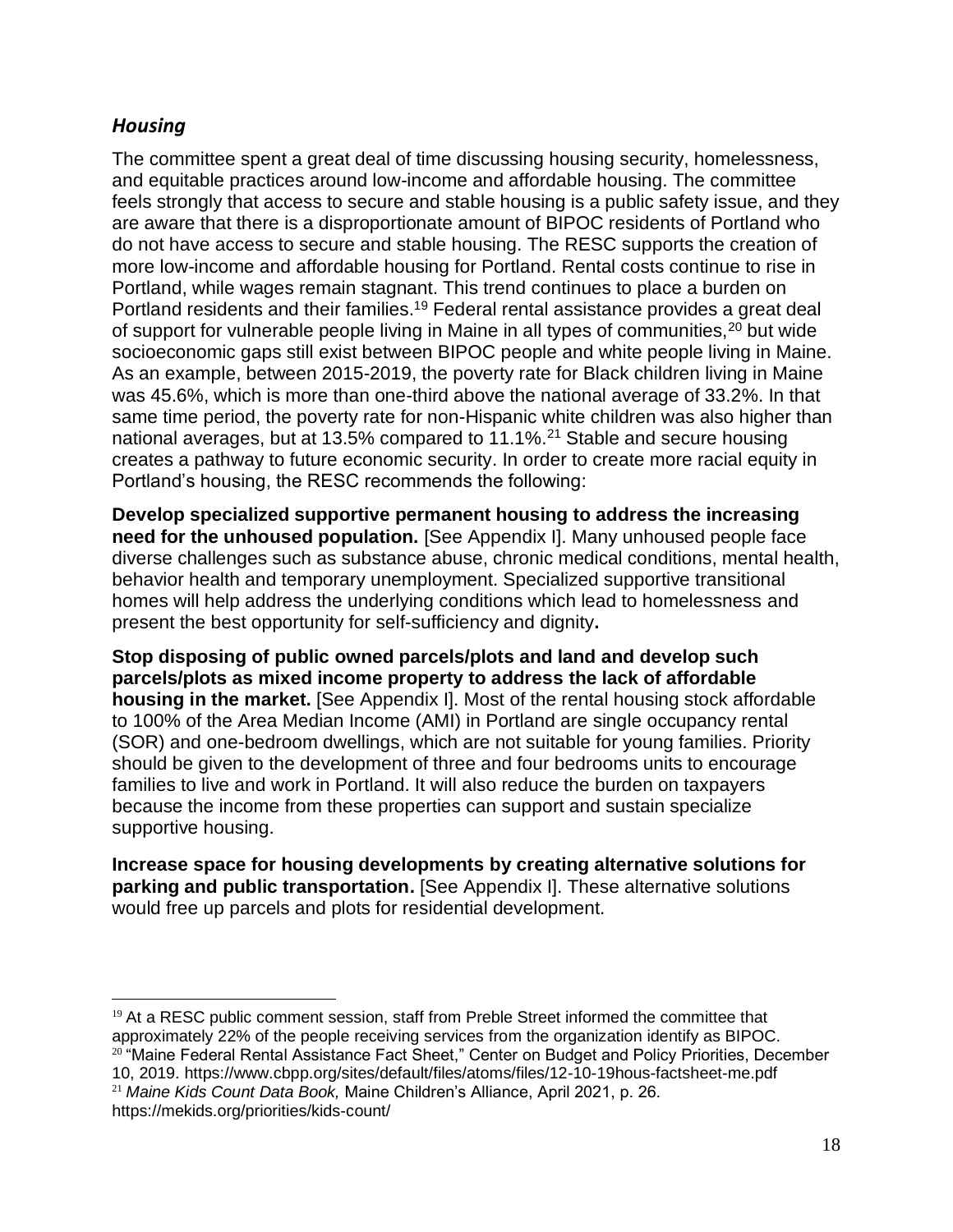### *Housing*

The committee spent a great deal of time discussing housing security, homelessness, and equitable practices around low-income and affordable housing. The committee feels strongly that access to secure and stable housing is a public safety issue, and they are aware that there is a disproportionate amount of BIPOC residents of Portland who do not have access to secure and stable housing. The RESC supports the creation of more low-income and affordable housing for Portland. Rental costs continue to rise in Portland, while wages remain stagnant. This trend continues to place a burden on Portland residents and their families.[19] Federal rental assistance provides a great deal of support for vulnerable people living in Maine in all types of communities,[20] but wide socioeconomic gaps still exist between BIPOC people and white people living in Maine. As an example, between 2015-2019, the poverty rate for Black children living in Maine was 45.6%, which is more than one-third above the national average of 33.2%. In that same time period, the poverty rate for non-Hispanic white children was also higher than national averages, but at 13.5% compared to 11.1%.[21] Stable and secure housing creates a pathway to future economic security. In order to create more racial equity in Portland's housing, the RESC recommends the following:

**Develop specialized supportive permanent housing to address the increasing need for the unhoused population.** [See Appendix I]. Many unhoused people face diverse challenges such as substance abuse, chronic medical conditions, mental health, behavior health and temporary unemployment. Specialized supportive transitional homes will help address the underlying conditions which lead to homelessness and present the best opportunity for self-sufficiency and dignity**.**

**Stop disposing of public owned parcels/plots and land and develop such parcels/plots as mixed income property to address the lack of affordable housing in the market.** [See Appendix I]. Most of the rental housing stock affordable to 100% of the Area Median Income (AMI) in Portland are single occupancy rental (SOR) and one-bedroom dwellings, which are not suitable for young families. Priority should be given to the development of three and four bedrooms units to encourage families to live and work in Portland. It will also reduce the burden on taxpayers because the income from these properties can support and sustain specialize supportive housing.

**Increase space for housing developments by creating alternative solutions for parking and public transportation.** [See Appendix I]. These alternative solutions would free up parcels and plots for residential development.

---

[19] At a RESC public comment session, staff from Preble Street informed the committee that approximately 22% of the people receiving services from the organization identify as BIPOC.

[20] "Maine Federal Rental Assistance Fact Sheet," Center on Budget and Policy Priorities, December 10, 2019. https://www.cbpp.org/sites/default/files/atoms/files/12-10-19hous-factsheet-me.pdf

[21] *Maine Kids Count Data Book,* Maine Children's Alliance, April 2021, p. 26. https://mekids.org/priorities/kids-count/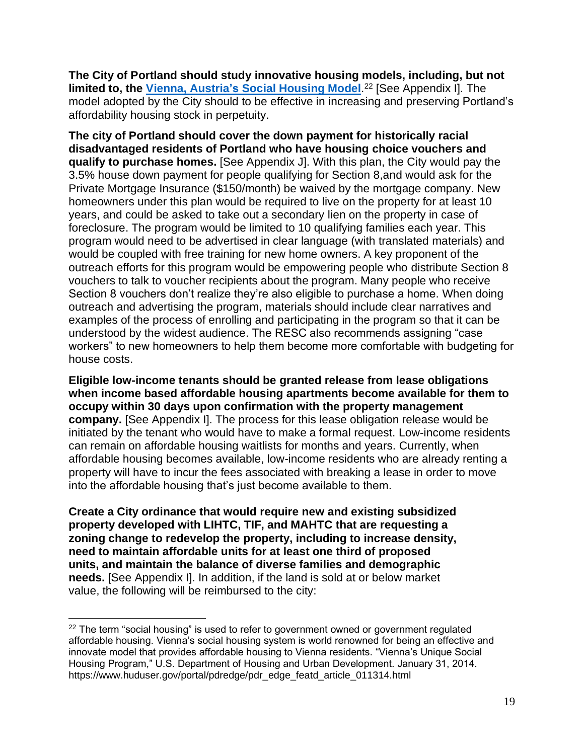**The City of Portland should study innovative housing models, including, but not limited to, the [Vienna, Austria's Social Housing Model](https://www.huduser.gov/portal/pdredge/pdr_edge_featd_article_011314.html).**[22] [See Appendix I]. The model adopted by the City should to be effective in increasing and preserving Portland's affordability housing stock in perpetuity.

**The city of Portland should cover the down payment for historically racial disadvantaged residents of Portland who have housing choice vouchers and qualify to purchase homes.** [See Appendix J]. With this plan, the City would pay the 3.5% house down payment for people qualifying for Section 8,and would ask for the Private Mortgage Insurance ($150/month) be waived by the mortgage company. New homeowners under this plan would be required to live on the property for at least 10 years, and could be asked to take out a secondary lien on the property in case of foreclosure. The program would be limited to 10 qualifying families each year. This program would need to be advertised in clear language (with translated materials) and would be coupled with free training for new home owners. A key proponent of the outreach efforts for this program would be empowering people who distribute Section 8 vouchers to talk to voucher recipients about the program. Many people who receive Section 8 vouchers don't realize they're also eligible to purchase a home. When doing outreach and advertising the program, materials should include clear narratives and examples of the process of enrolling and participating in the program so that it can be understood by the widest audience. The RESC also recommends assigning "case workers" to new homeowners to help them become more comfortable with budgeting for house costs.

**Eligible low-income tenants should be granted release from lease obligations when income based affordable housing apartments become available for them to occupy within 30 days upon confirmation with the property management company.** [See Appendix I]. The process for this lease obligation release would be initiated by the tenant who would have to make a formal request. Low-income residents can remain on affordable housing waitlists for months and years. Currently, when affordable housing becomes available, low-income residents who are already renting a property will have to incur the fees associated with breaking a lease in order to move into the affordable housing that's just become available to them.

**Create a City ordinance that would require new and existing subsidized property developed with LIHTC, TIF, and MAHTC that are requesting a zoning change to redevelop the property, including to increase density, need to maintain affordable units for at least one third of proposed units, and maintain the balance of diverse families and demographic needs.** [See Appendix I]. In addition, if the land is sold at or below market value, the following will be reimbursed to the city:

---

[22] The term "social housing" is used to refer to government owned or government regulated affordable housing. Vienna's social housing system is world renowned for being an effective and innovate model that provides affordable housing to Vienna residents. "Vienna's Unique Social Housing Program," U.S. Department of Housing and Urban Development. January 31, 2014. https://www.huduser.gov/portal/pdredge/pdr_edge_featd_article_011314.html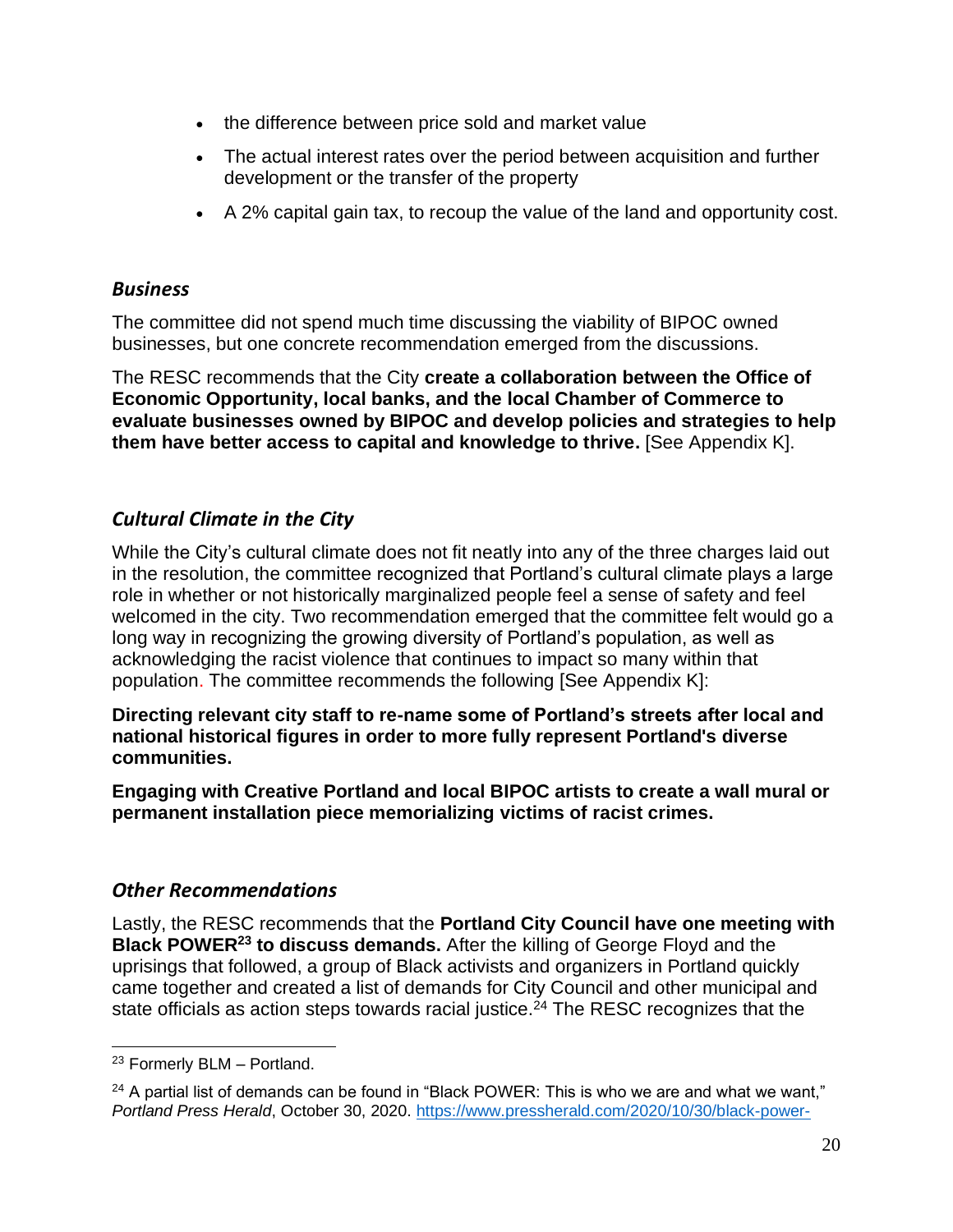- the difference between price sold and market value
- The actual interest rates over the period between acquisition and further development or the transfer of the property
- A 2% capital gain tax, to recoup the value of the land and opportunity cost.

### *Business*

The committee did not spend much time discussing the viability of BIPOC owned businesses, but one concrete recommendation emerged from the discussions.

The RESC recommends that the City **create a collaboration between the Office of Economic Opportunity, local banks, and the local Chamber of Commerce to evaluate businesses owned by BIPOC and develop policies and strategies to help them have better access to capital and knowledge to thrive.** [See Appendix K].

### *Cultural Climate in the City*

While the City's cultural climate does not fit neatly into any of the three charges laid out in the resolution, the committee recognized that Portland's cultural climate plays a large role in whether or not historically marginalized people feel a sense of safety and feel welcomed in the city. Two recommendation emerged that the committee felt would go a long way in recognizing the growing diversity of Portland's population, as well as acknowledging the racist violence that continues to impact so many within that population. The committee recommends the following [See Appendix K]:

**Directing relevant city staff to re-name some of Portland's streets after local and national historical figures in order to more fully represent Portland's diverse communities.**

**Engaging with Creative Portland and local BIPOC artists to create a wall mural or permanent installation piece memorializing victims of racist crimes.**

### *Other Recommendations*

Lastly, the RESC recommends that the **Portland City Council have one meeting with Black POWER[23] to discuss demands.** After the killing of George Floyd and the uprisings that followed, a group of Black activists and organizers in Portland quickly came together and created a list of demands for City Council and other municipal and state officials as action steps towards racial justice.[24] The RESC recognizes that the

---

[23] Formerly BLM – Portland.

[24] A partial list of demands can be found in "Black POWER: This is who we are and what we want," *Portland Press Herald*, October 30, 2020. https://www.pressherald.com/2020/10/30/black-power-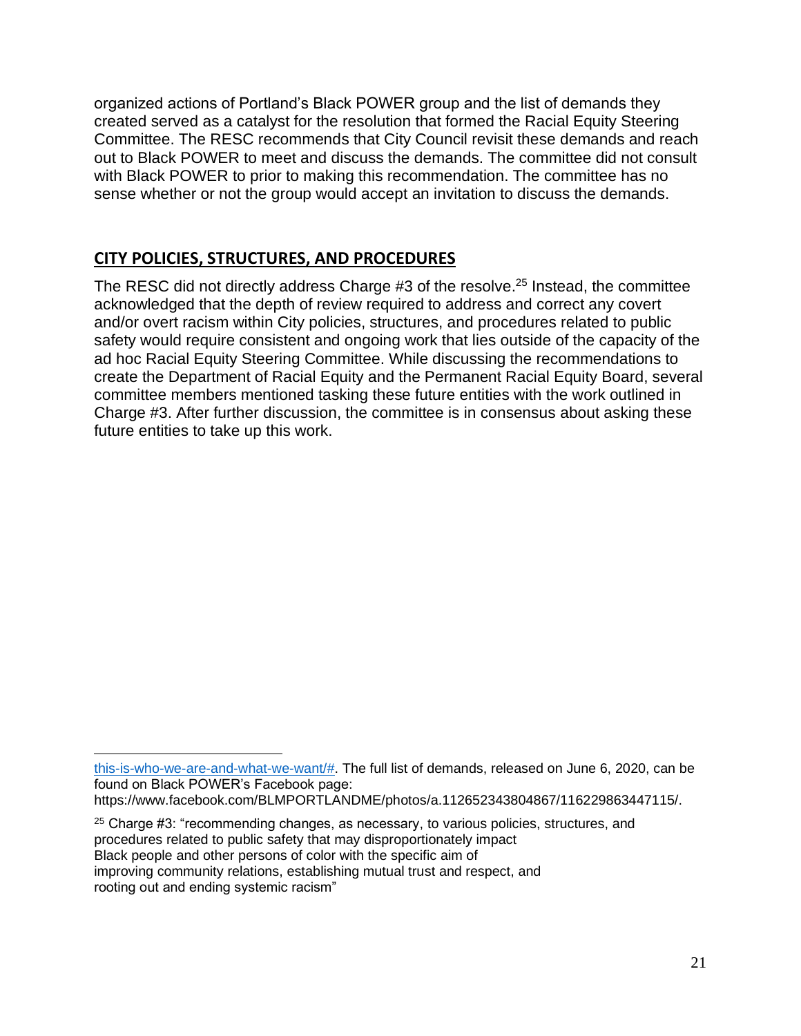organized actions of Portland's Black POWER group and the list of demands they created served as a catalyst for the resolution that formed the Racial Equity Steering Committee. The RESC recommends that City Council revisit these demands and reach out to Black POWER to meet and discuss the demands. The committee did not consult with Black POWER to prior to making this recommendation. The committee has no sense whether or not the group would accept an invitation to discuss the demands.

## CITY POLICIES, STRUCTURES, AND PROCEDURES

The RESC did not directly address Charge #3 of the resolve.[25] Instead, the committee acknowledged that the depth of review required to address and correct any covert and/or overt racism within City policies, structures, and procedures related to public safety would require consistent and ongoing work that lies outside of the capacity of the ad hoc Racial Equity Steering Committee. While discussing the recommendations to create the Department of Racial Equity and the Permanent Racial Equity Board, several committee members mentioned tasking these future entities with the work outlined in Charge #3. After further discussion, the committee is in consensus about asking these future entities to take up this work.

---

this-is-who-we-are-and-what-we-want/#. The full list of demands, released on June 6, 2020, can be found on Black POWER's Facebook page: https://www.facebook.com/BLMPORTLANDME/photos/a.112652343804867/116229863447115/.

[25] Charge #3: "recommending changes, as necessary, to various policies, structures, and procedures related to public safety that may disproportionately impact Black people and other persons of color with the specific aim of improving community relations, establishing mutual trust and respect, and rooting out and ending systemic racism"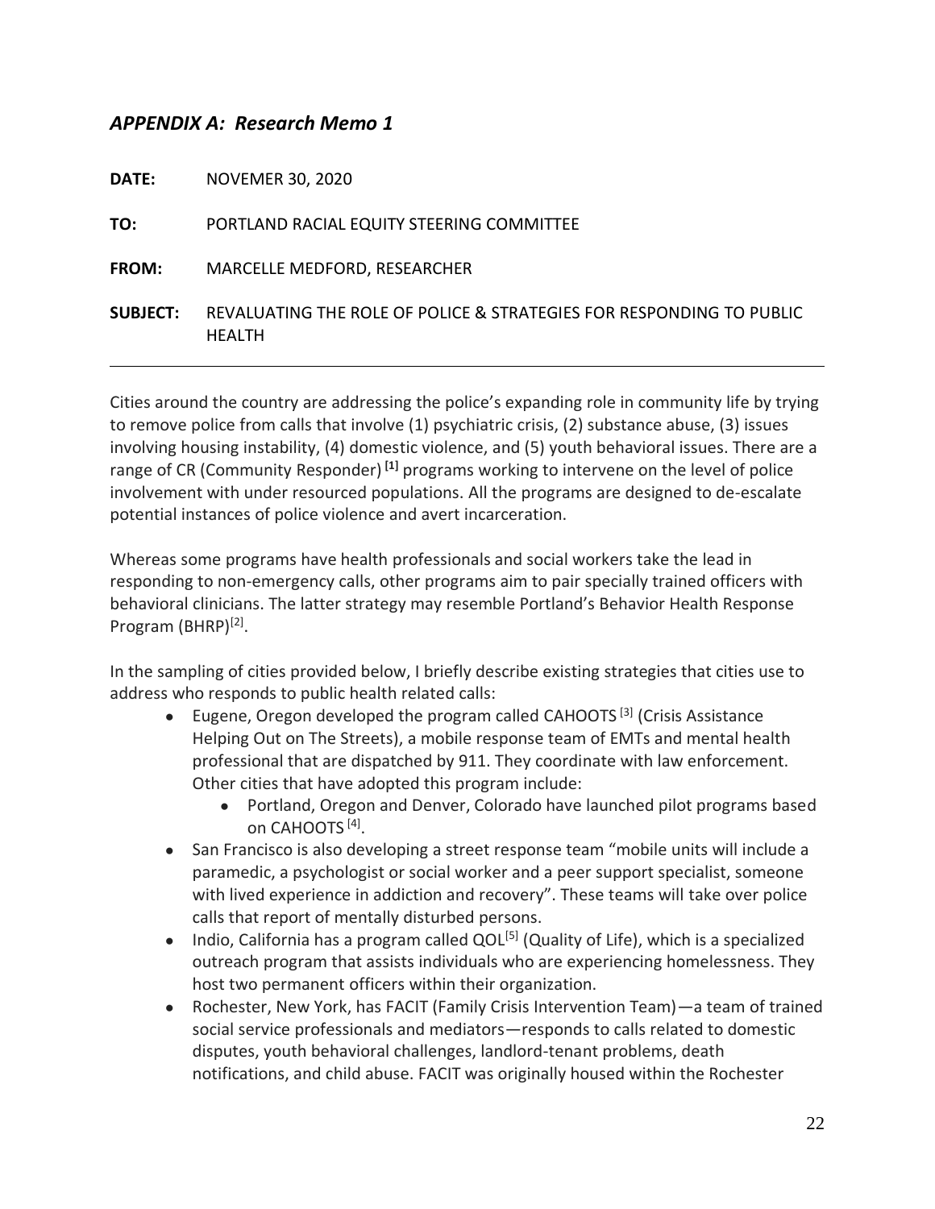## *APPENDIX A: Research Memo 1*

**DATE:** NOVEMER 30, 2020

**TO:** PORTLAND RACIAL EQUITY STEERING COMMITTEE

**FROM:** MARCELLE MEDFORD, RESEARCHER

**SUBJECT:** REVALUATING THE ROLE OF POLICE & STRATEGIES FOR RESPONDING TO PUBLIC HEALTH

---

Cities around the country are addressing the police's expanding role in community life by trying to remove police from calls that involve (1) psychiatric crisis, (2) substance abuse, (3) issues involving housing instability, (4) domestic violence, and (5) youth behavioral issues. There are a range of CR (Community Responder) **[1]** programs working to intervene on the level of police involvement with under resourced populations. All the programs are designed to de-escalate potential instances of police violence and avert incarceration.

Whereas some programs have health professionals and social workers take the lead in responding to non-emergency calls, other programs aim to pair specially trained officers with behavioral clinicians. The latter strategy may resemble Portland's Behavior Health Response Program (BHRP)[2].

In the sampling of cities provided below, I briefly describe existing strategies that cities use to address who responds to public health related calls:

- Eugene, Oregon developed the program called CAHOOTS [3] (Crisis Assistance Helping Out on The Streets), a mobile response team of EMTs and mental health professional that are dispatched by 911. They coordinate with law enforcement. Other cities that have adopted this program include:
  - Portland, Oregon and Denver, Colorado have launched pilot programs based on CAHOOTS [4].
- San Francisco is also developing a street response team "mobile units will include a paramedic, a psychologist or social worker and a peer support specialist, someone with lived experience in addiction and recovery". These teams will take over police calls that report of mentally disturbed persons.
- Indio, California has a program called QOL[5] (Quality of Life), which is a specialized outreach program that assists individuals who are experiencing homelessness. They host two permanent officers within their organization.
- Rochester, New York, has FACIT (Family Crisis Intervention Team)—a team of trained social service professionals and mediators—responds to calls related to domestic disputes, youth behavioral challenges, landlord-tenant problems, death notifications, and child abuse. FACIT was originally housed within the Rochester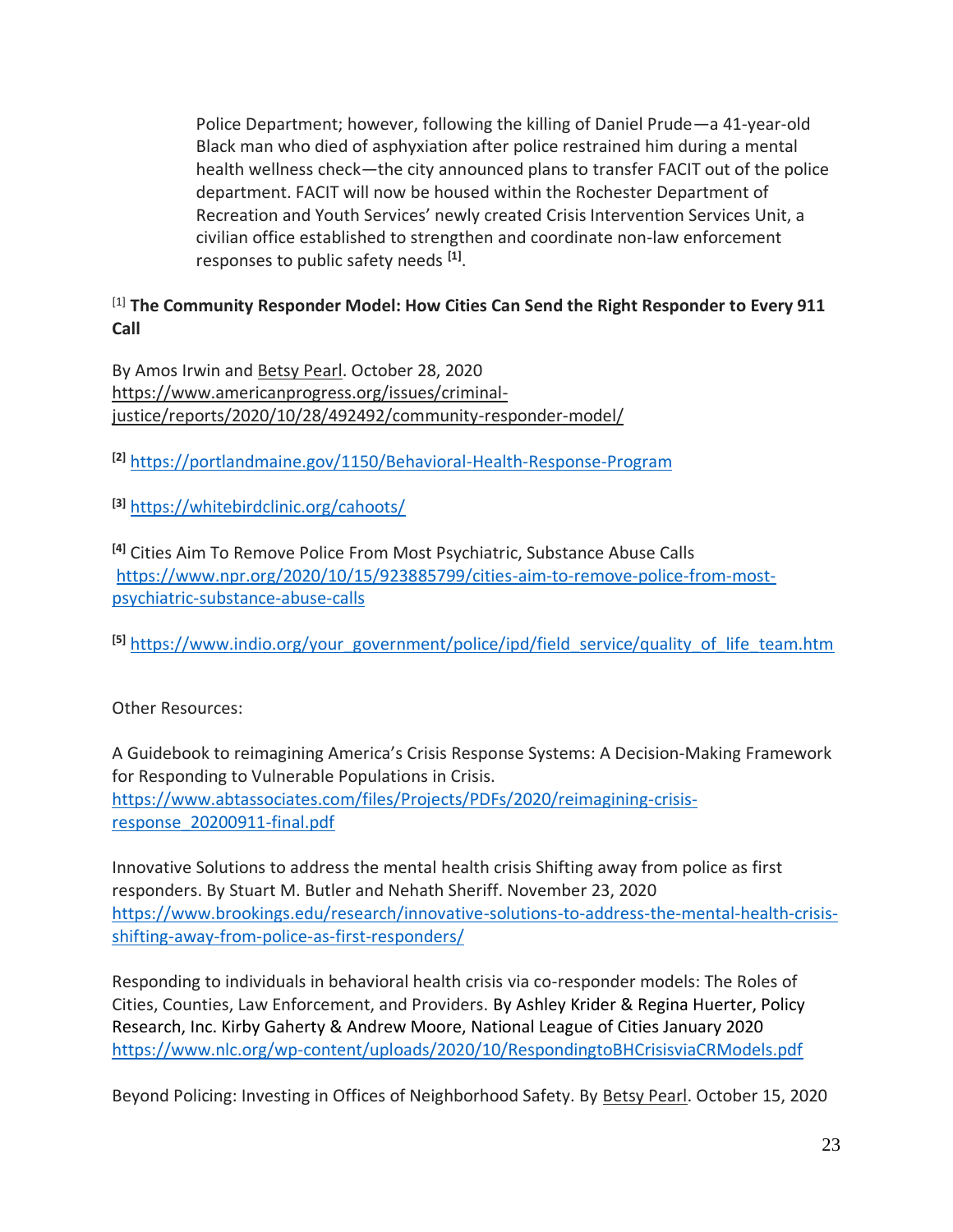Police Department; however, following the killing of Daniel Prude—a 41-year-old Black man who died of asphyxiation after police restrained him during a mental health wellness check—the city announced plans to transfer FACIT out of the police department. FACIT will now be housed within the Rochester Department of Recreation and Youth Services' newly created Crisis Intervention Services Unit, a civilian office established to strengthen and coordinate non-law enforcement responses to public safety needs [1].

[1] **The Community Responder Model: How Cities Can Send the Right Responder to Every 911 Call**

By Amos Irwin and Betsy Pearl. October 28, 2020
https://www.americanprogress.org/issues/criminal-justice/reports/2020/10/28/492492/community-responder-model/

[2] https://portlandmaine.gov/1150/Behavioral-Health-Response-Program

[3] https://whitebirdclinic.org/cahoots/

[4] Cities Aim To Remove Police From Most Psychiatric, Substance Abuse Calls
https://www.npr.org/2020/10/15/923885799/cities-aim-to-remove-police-from-most-psychiatric-substance-abuse-calls

[5] https://www.indio.org/your_government/police/ipd/field_service/quality_of_life_team.htm

Other Resources:

A Guidebook to reimagining America's Crisis Response Systems: A Decision-Making Framework for Responding to Vulnerable Populations in Crisis.
https://www.abtassociates.com/files/Projects/PDFs/2020/reimagining-crisis-response_20200911-final.pdf

Innovative Solutions to address the mental health crisis Shifting away from police as first responders. By Stuart M. Butler and Nehath Sheriff. November 23, 2020
https://www.brookings.edu/research/innovative-solutions-to-address-the-mental-health-crisis-shifting-away-from-police-as-first-responders/

Responding to individuals in behavioral health crisis via co-responder models: The Roles of Cities, Counties, Law Enforcement, and Providers. By Ashley Krider & Regina Huerter, Policy Research, Inc. Kirby Gaherty & Andrew Moore, National League of Cities January 2020
https://www.nlc.org/wp-content/uploads/2020/10/RespondingtoBHCrisisviaCRModels.pdf

Beyond Policing: Investing in Offices of Neighborhood Safety. By Betsy Pearl. October 15, 2020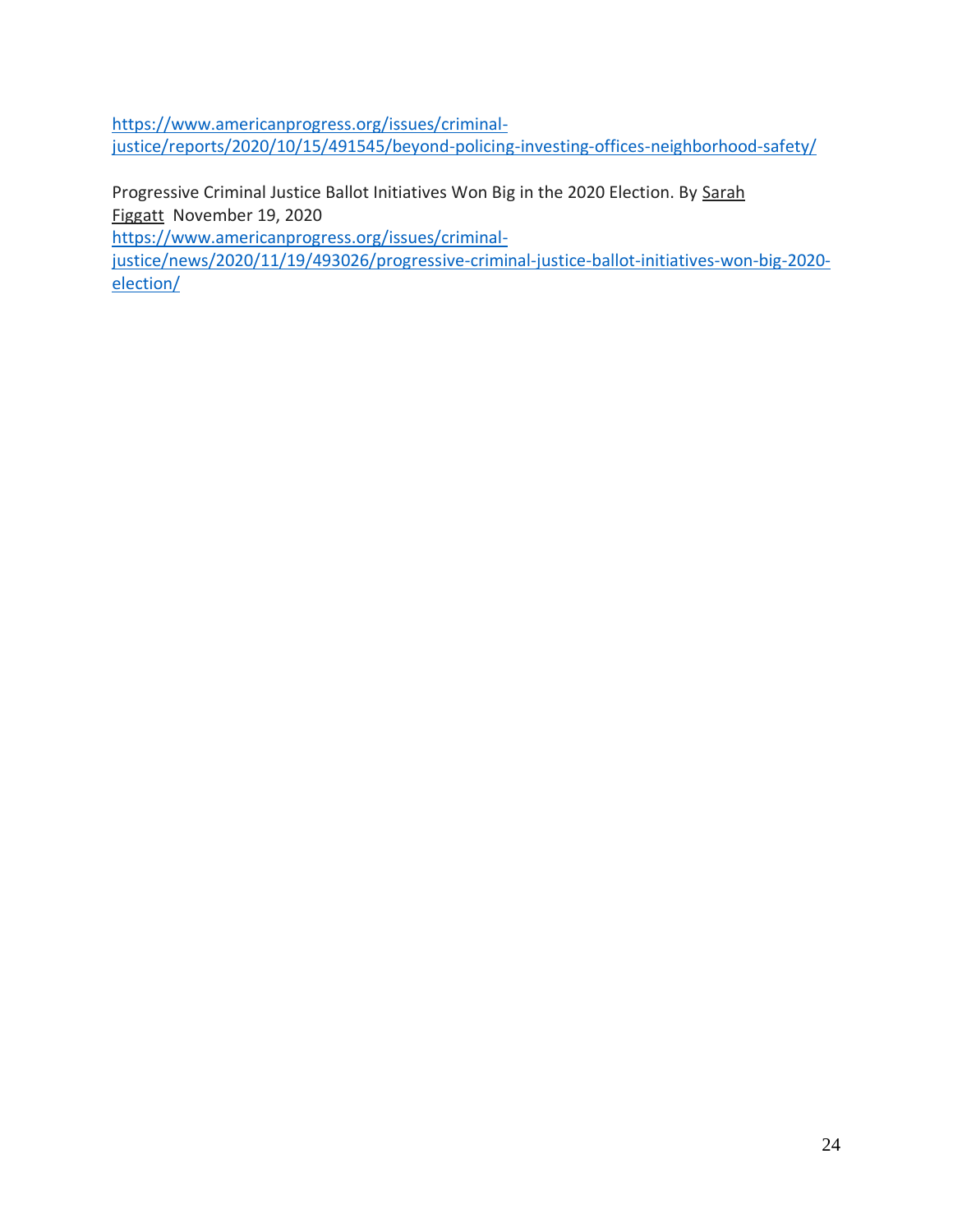https://www.americanprogress.org/issues/criminal-justice/reports/2020/10/15/491545/beyond-policing-investing-offices-neighborhood-safety/

Progressive Criminal Justice Ballot Initiatives Won Big in the 2020 Election. By Sarah Figgatt November 19, 2020
https://www.americanprogress.org/issues/criminal-justice/news/2020/11/19/493026/progressive-criminal-justice-ballot-initiatives-won-big-2020-election/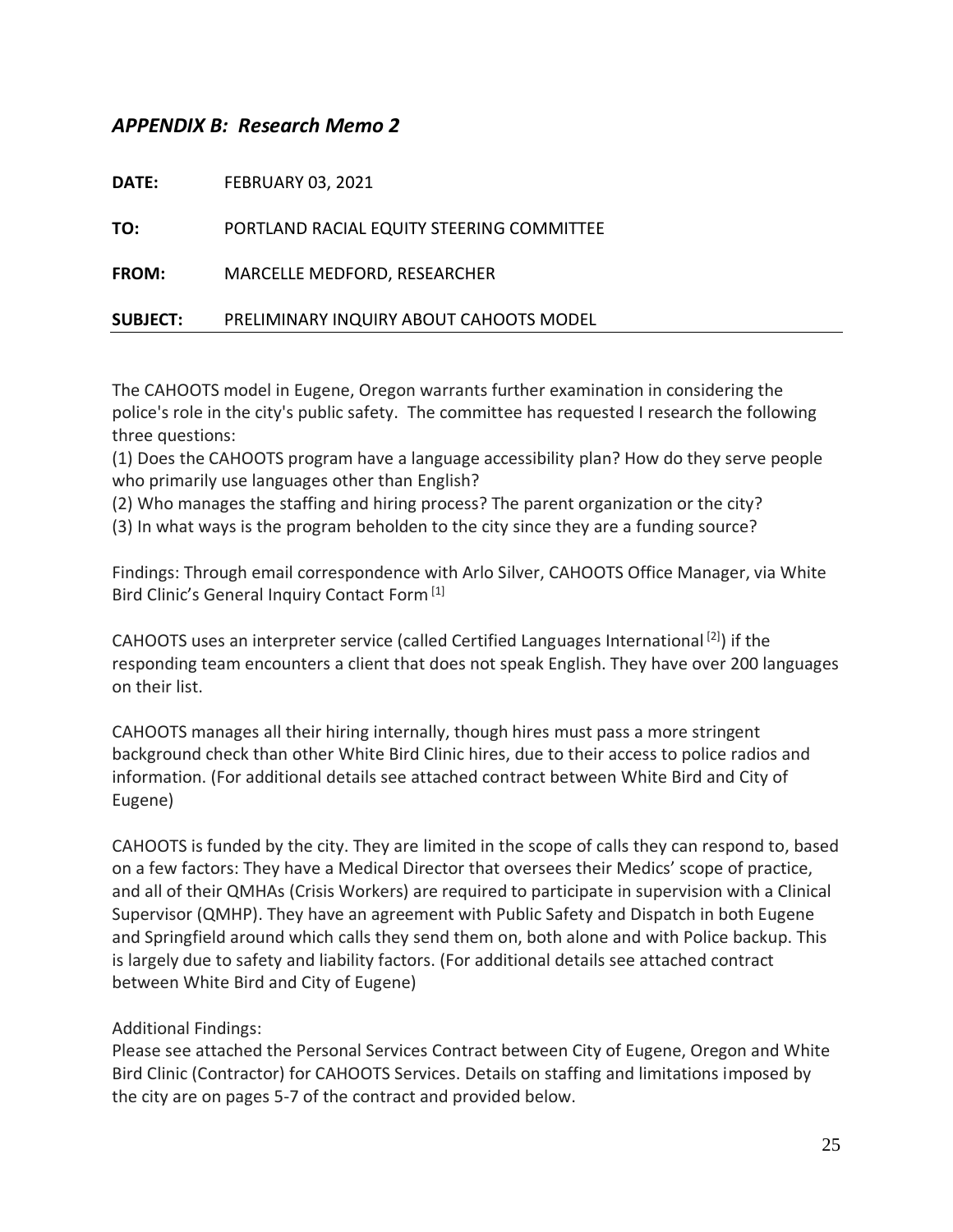## *APPENDIX B: Research Memo 2*

**DATE:** FEBRUARY 03, 2021

**TO:** PORTLAND RACIAL EQUITY STEERING COMMITTEE

**FROM:** MARCELLE MEDFORD, RESEARCHER

**SUBJECT:** PRELIMINARY INQUIRY ABOUT CAHOOTS MODEL

---

The CAHOOTS model in Eugene, Oregon warrants further examination in considering the police's role in the city's public safety. The committee has requested I research the following three questions:

(1) Does the CAHOOTS program have a language accessibility plan? How do they serve people who primarily use languages other than English?

(2) Who manages the staffing and hiring process? The parent organization or the city?

(3) In what ways is the program beholden to the city since they are a funding source?

Findings: Through email correspondence with Arlo Silver, CAHOOTS Office Manager, via White Bird Clinic's General Inquiry Contact Form [1]

CAHOOTS uses an interpreter service (called Certified Languages International [2]) if the responding team encounters a client that does not speak English. They have over 200 languages on their list.

CAHOOTS manages all their hiring internally, though hires must pass a more stringent background check than other White Bird Clinic hires, due to their access to police radios and information. (For additional details see attached contract between White Bird and City of Eugene)

CAHOOTS is funded by the city. They are limited in the scope of calls they can respond to, based on a few factors: They have a Medical Director that oversees their Medics' scope of practice, and all of their QMHAs (Crisis Workers) are required to participate in supervision with a Clinical Supervisor (QMHP). They have an agreement with Public Safety and Dispatch in both Eugene and Springfield around which calls they send them on, both alone and with Police backup. This is largely due to safety and liability factors. (For additional details see attached contract between White Bird and City of Eugene)

Additional Findings:

Please see attached the Personal Services Contract between City of Eugene, Oregon and White Bird Clinic (Contractor) for CAHOOTS Services. Details on staffing and limitations imposed by the city are on pages 5-7 of the contract and provided below.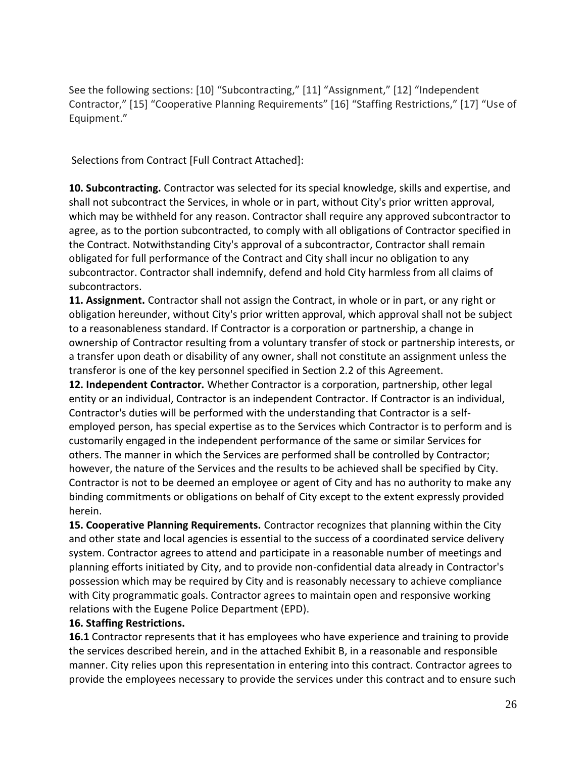See the following sections: [10] "Subcontracting," [11] "Assignment," [12] "Independent Contractor," [15] "Cooperative Planning Requirements" [16] "Staffing Restrictions," [17] "Use of Equipment."

Selections from Contract [Full Contract Attached]:

**10. Subcontracting.** Contractor was selected for its special knowledge, skills and expertise, and shall not subcontract the Services, in whole or in part, without City's prior written approval, which may be withheld for any reason. Contractor shall require any approved subcontractor to agree, as to the portion subcontracted, to comply with all obligations of Contractor specified in the Contract. Notwithstanding City's approval of a subcontractor, Contractor shall remain obligated for full performance of the Contract and City shall incur no obligation to any subcontractor. Contractor shall indemnify, defend and hold City harmless from all claims of subcontractors.

**11. Assignment.** Contractor shall not assign the Contract, in whole or in part, or any right or obligation hereunder, without City's prior written approval, which approval shall not be subject to a reasonableness standard. If Contractor is a corporation or partnership, a change in ownership of Contractor resulting from a voluntary transfer of stock or partnership interests, or a transfer upon death or disability of any owner, shall not constitute an assignment unless the transferor is one of the key personnel specified in Section 2.2 of this Agreement.

**12. Independent Contractor.** Whether Contractor is a corporation, partnership, other legal entity or an individual, Contractor is an independent Contractor. If Contractor is an individual, Contractor's duties will be performed with the understanding that Contractor is a self-employed person, has special expertise as to the Services which Contractor is to perform and is customarily engaged in the independent performance of the same or similar Services for others. The manner in which the Services are performed shall be controlled by Contractor; however, the nature of the Services and the results to be achieved shall be specified by City. Contractor is not to be deemed an employee or agent of City and has no authority to make any binding commitments or obligations on behalf of City except to the extent expressly provided herein.

**15. Cooperative Planning Requirements.** Contractor recognizes that planning within the City and other state and local agencies is essential to the success of a coordinated service delivery system. Contractor agrees to attend and participate in a reasonable number of meetings and planning efforts initiated by City, and to provide non-confidential data already in Contractor's possession which may be required by City and is reasonably necessary to achieve compliance with City programmatic goals. Contractor agrees to maintain open and responsive working relations with the Eugene Police Department (EPD).

**16. Staffing Restrictions.**

**16.1** Contractor represents that it has employees who have experience and training to provide the services described herein, and in the attached Exhibit B, in a reasonable and responsible manner. City relies upon this representation in entering into this contract. Contractor agrees to provide the employees necessary to provide the services under this contract and to ensure such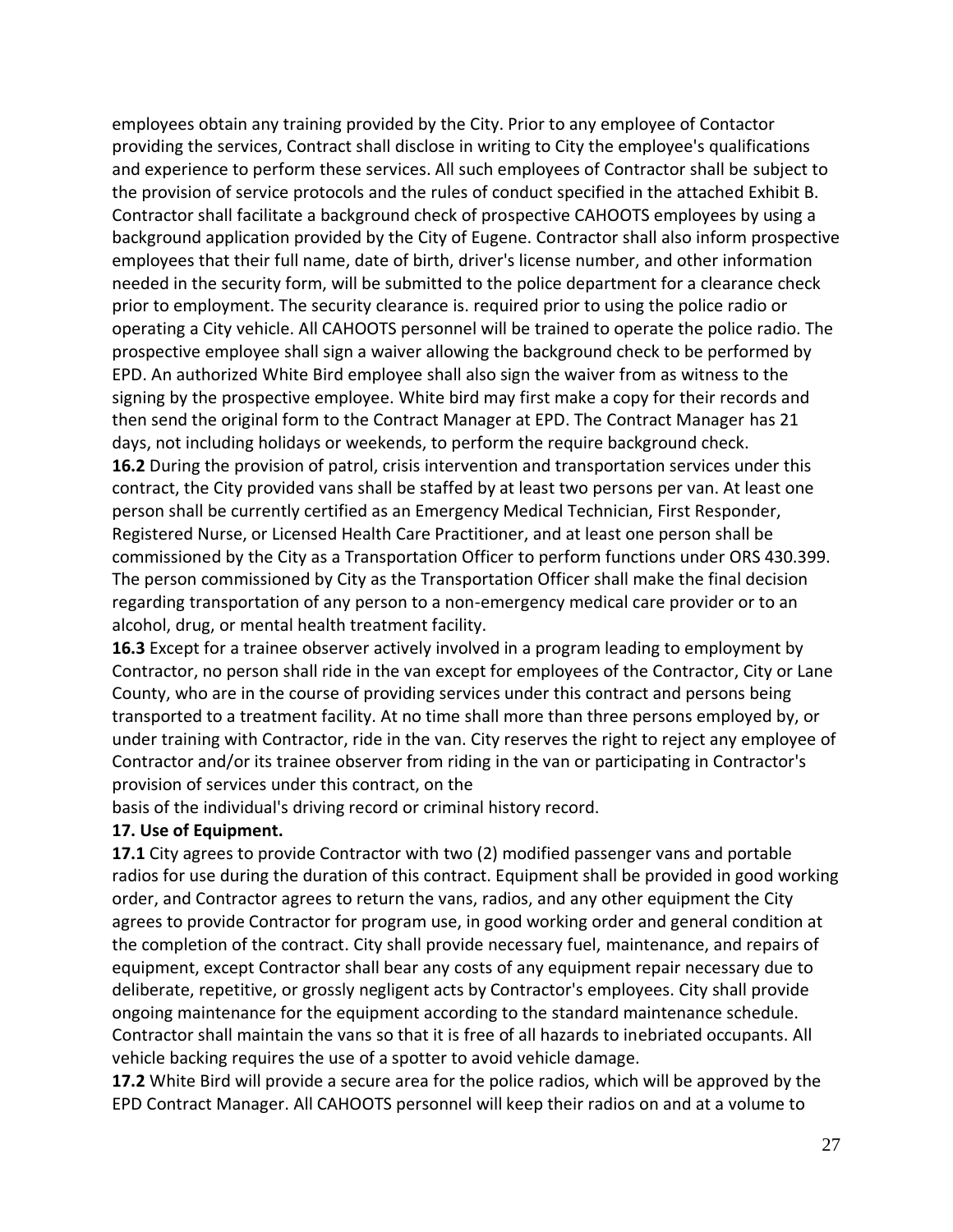employees obtain any training provided by the City. Prior to any employee of Contactor providing the services, Contract shall disclose in writing to City the employee's qualifications and experience to perform these services. All such employees of Contractor shall be subject to the provision of service protocols and the rules of conduct specified in the attached Exhibit B. Contractor shall facilitate a background check of prospective CAHOOTS employees by using a background application provided by the City of Eugene. Contractor shall also inform prospective employees that their full name, date of birth, driver's license number, and other information needed in the security form, will be submitted to the police department for a clearance check prior to employment. The security clearance is. required prior to using the police radio or operating a City vehicle. All CAHOOTS personnel will be trained to operate the police radio. The prospective employee shall sign a waiver allowing the background check to be performed by EPD. An authorized White Bird employee shall also sign the waiver from as witness to the signing by the prospective employee. White bird may first make a copy for their records and then send the original form to the Contract Manager at EPD. The Contract Manager has 21 days, not including holidays or weekends, to perform the require background check.

**16.2** During the provision of patrol, crisis intervention and transportation services under this contract, the City provided vans shall be staffed by at least two persons per van. At least one person shall be currently certified as an Emergency Medical Technician, First Responder, Registered Nurse, or Licensed Health Care Practitioner, and at least one person shall be commissioned by the City as a Transportation Officer to perform functions under ORS 430.399. The person commissioned by City as the Transportation Officer shall make the final decision regarding transportation of any person to a non-emergency medical care provider or to an alcohol, drug, or mental health treatment facility.

**16.3** Except for a trainee observer actively involved in a program leading to employment by Contractor, no person shall ride in the van except for employees of the Contractor, City or Lane County, who are in the course of providing services under this contract and persons being transported to a treatment facility. At no time shall more than three persons employed by, or under training with Contractor, ride in the van. City reserves the right to reject any employee of Contractor and/or its trainee observer from riding in the van or participating in Contractor's provision of services under this contract, on the basis of the individual's driving record or criminal history record.

**17. Use of Equipment.**

**17.1** City agrees to provide Contractor with two (2) modified passenger vans and portable radios for use during the duration of this contract. Equipment shall be provided in good working order, and Contractor agrees to return the vans, radios, and any other equipment the City agrees to provide Contractor for program use, in good working order and general condition at the completion of the contract. City shall provide necessary fuel, maintenance, and repairs of equipment, except Contractor shall bear any costs of any equipment repair necessary due to deliberate, repetitive, or grossly negligent acts by Contractor's employees. City shall provide ongoing maintenance for the equipment according to the standard maintenance schedule. Contractor shall maintain the vans so that it is free of all hazards to inebriated occupants. All vehicle backing requires the use of a spotter to avoid vehicle damage.

**17.2** White Bird will provide a secure area for the police radios, which will be approved by the EPD Contract Manager. All CAHOOTS personnel will keep their radios on and at a volume to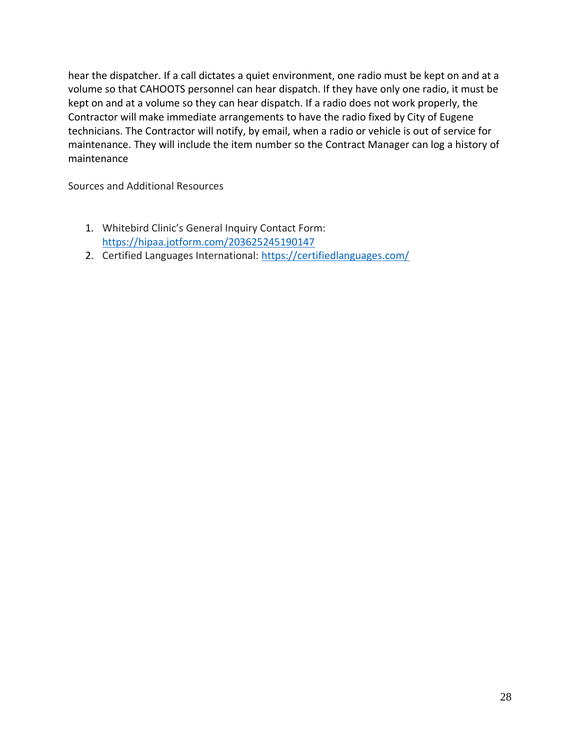hear the dispatcher. If a call dictates a quiet environment, one radio must be kept on and at a volume so that CAHOOTS personnel can hear dispatch. If they have only one radio, it must be kept on and at a volume so they can hear dispatch. If a radio does not work properly, the Contractor will make immediate arrangements to have the radio fixed by City of Eugene technicians. The Contractor will notify, by email, when a radio or vehicle is out of service for maintenance. They will include the item number so the Contract Manager can log a history of maintenance

Sources and Additional Resources

1. Whitebird Clinic's General Inquiry Contact Form: https://hipaa.jotform.com/203625245190147
2. Certified Languages International: https://certifiedlanguages.com/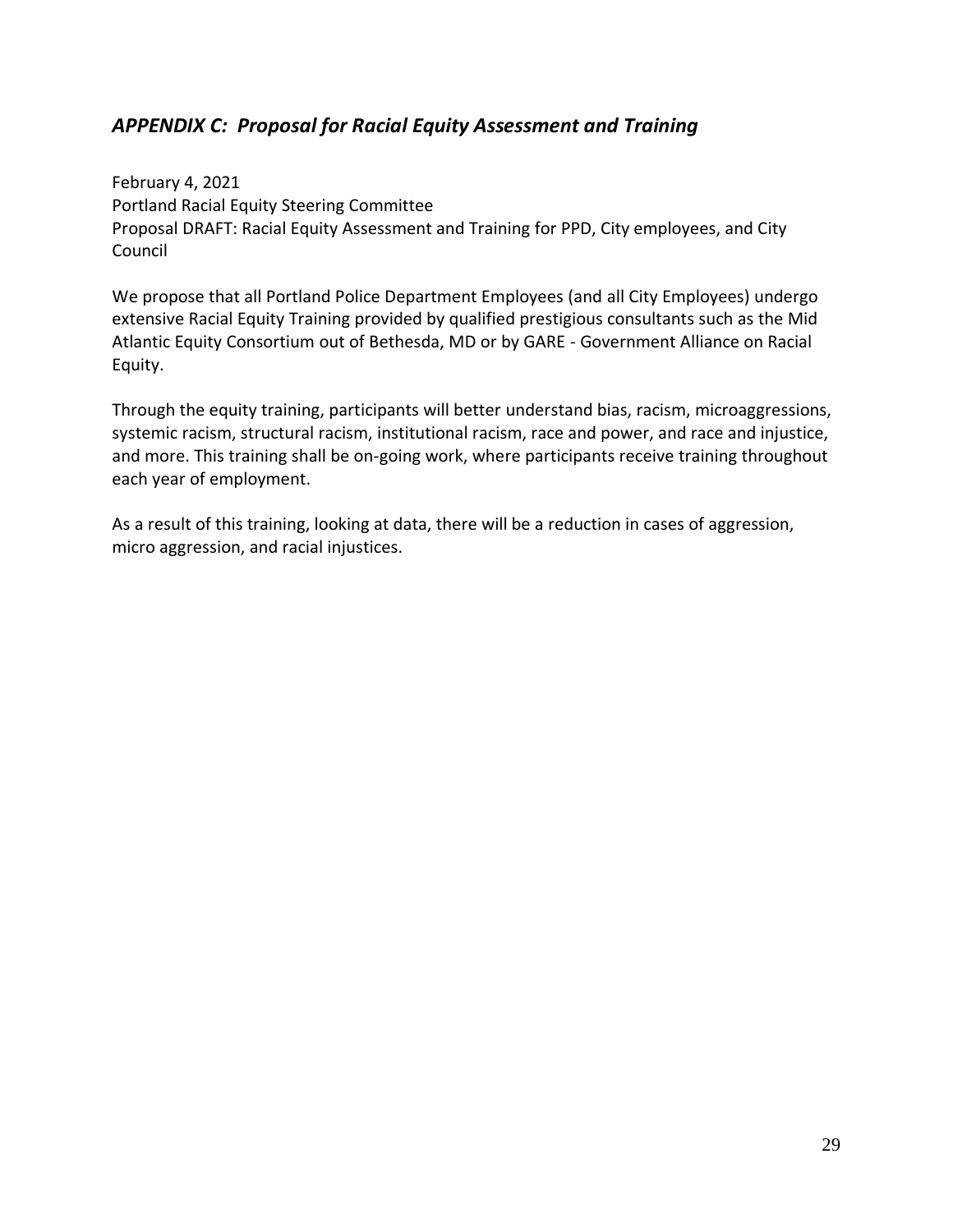## *APPENDIX C: Proposal for Racial Equity Assessment and Training*

February 4, 2021
Portland Racial Equity Steering Committee
Proposal DRAFT: Racial Equity Assessment and Training for PPD, City employees, and City Council

We propose that all Portland Police Department Employees (and all City Employees) undergo extensive Racial Equity Training provided by qualified prestigious consultants such as the Mid Atlantic Equity Consortium out of Bethesda, MD or by GARE - Government Alliance on Racial Equity.

Through the equity training, participants will better understand bias, racism, microaggressions, systemic racism, structural racism, institutional racism, race and power, and race and injustice, and more. This training shall be on-going work, where participants receive training throughout each year of employment.

As a result of this training, looking at data, there will be a reduction in cases of aggression, micro aggression, and racial injustices.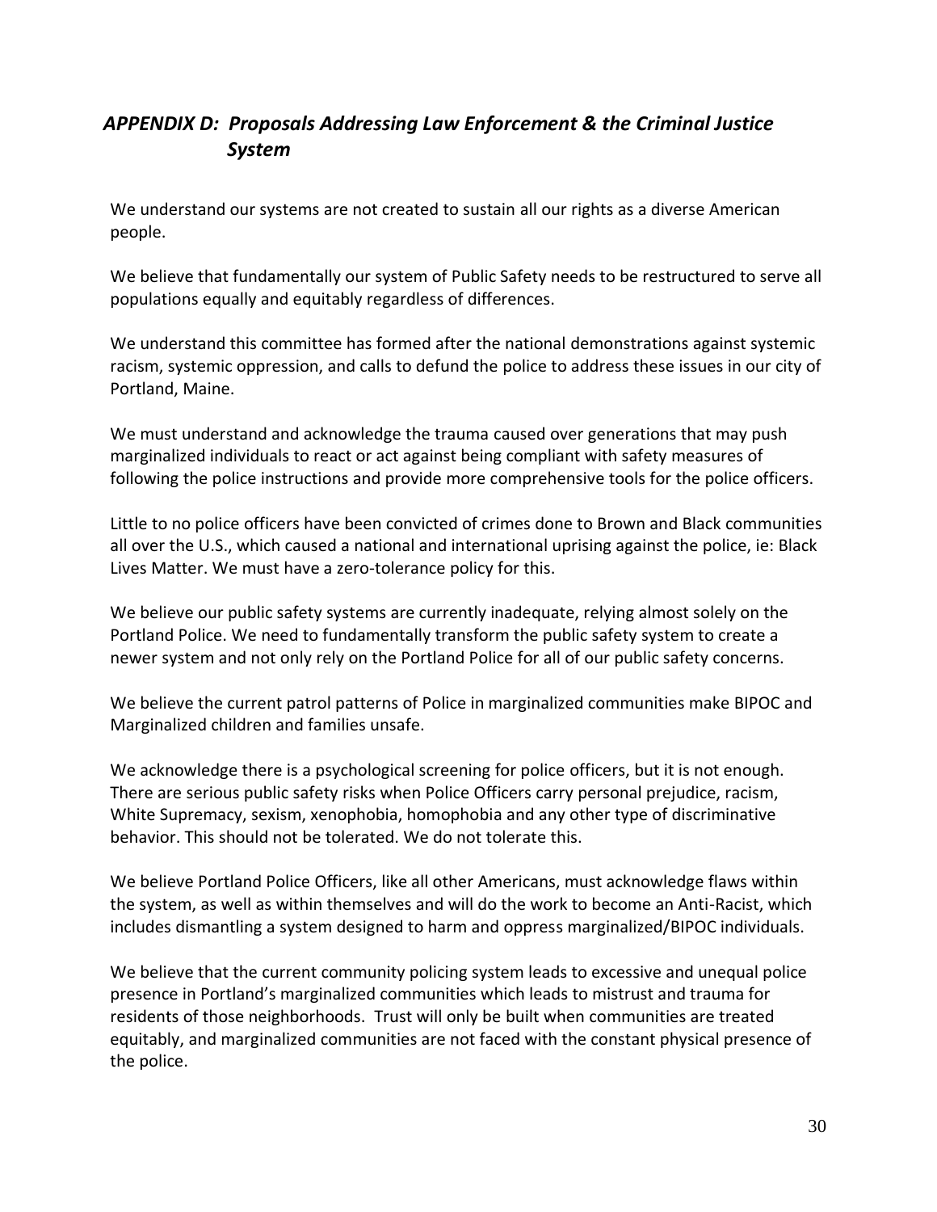## *APPENDIX D: Proposals Addressing Law Enforcement & the Criminal Justice System*

We understand our systems are not created to sustain all our rights as a diverse American people.

We believe that fundamentally our system of Public Safety needs to be restructured to serve all populations equally and equitably regardless of differences.

We understand this committee has formed after the national demonstrations against systemic racism, systemic oppression, and calls to defund the police to address these issues in our city of Portland, Maine.

We must understand and acknowledge the trauma caused over generations that may push marginalized individuals to react or act against being compliant with safety measures of following the police instructions and provide more comprehensive tools for the police officers.

Little to no police officers have been convicted of crimes done to Brown and Black communities all over the U.S., which caused a national and international uprising against the police, ie: Black Lives Matter. We must have a zero-tolerance policy for this.

We believe our public safety systems are currently inadequate, relying almost solely on the Portland Police. We need to fundamentally transform the public safety system to create a newer system and not only rely on the Portland Police for all of our public safety concerns.

We believe the current patrol patterns of Police in marginalized communities make BIPOC and Marginalized children and families unsafe.

We acknowledge there is a psychological screening for police officers, but it is not enough. There are serious public safety risks when Police Officers carry personal prejudice, racism, White Supremacy, sexism, xenophobia, homophobia and any other type of discriminative behavior. This should not be tolerated. We do not tolerate this.

We believe Portland Police Officers, like all other Americans, must acknowledge flaws within the system, as well as within themselves and will do the work to become an Anti-Racist, which includes dismantling a system designed to harm and oppress marginalized/BIPOC individuals.

We believe that the current community policing system leads to excessive and unequal police presence in Portland's marginalized communities which leads to mistrust and trauma for residents of those neighborhoods. Trust will only be built when communities are treated equitably, and marginalized communities are not faced with the constant physical presence of the police.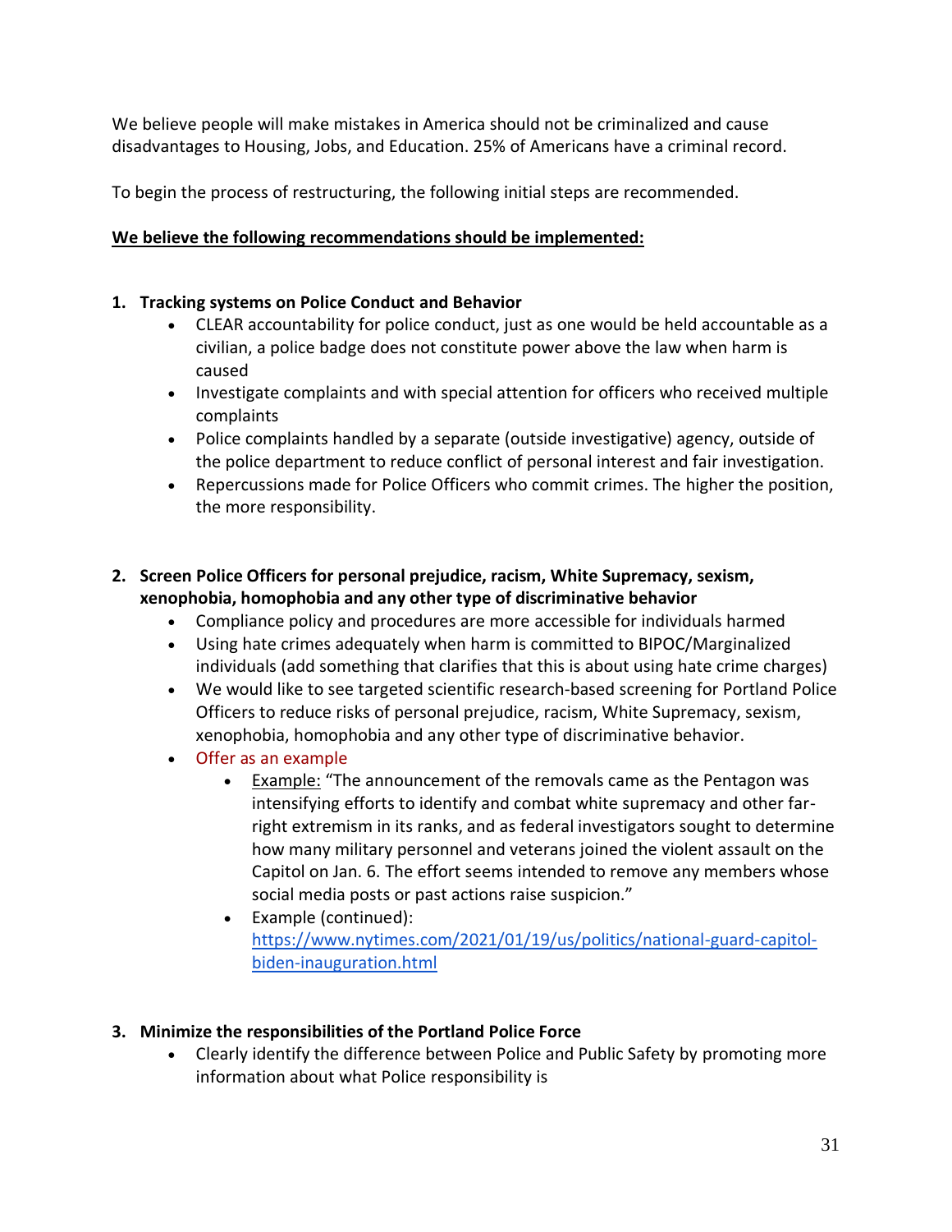We believe people will make mistakes in America should not be criminalized and cause disadvantages to Housing, Jobs, and Education. 25% of Americans have a criminal record.

To begin the process of restructuring, the following initial steps are recommended.

**<u>We believe the following recommendations should be implemented:</u>**

1. **Tracking systems on Police Conduct and Behavior**
   - CLEAR accountability for police conduct, just as one would be held accountable as a civilian, a police badge does not constitute power above the law when harm is caused
   - Investigate complaints and with special attention for officers who received multiple complaints
   - Police complaints handled by a separate (outside investigative) agency, outside of the police department to reduce conflict of personal interest and fair investigation.
   - Repercussions made for Police Officers who commit crimes. The higher the position, the more responsibility.

2. **Screen Police Officers for personal prejudice, racism, White Supremacy, sexism, xenophobia, homophobia and any other type of discriminative behavior**
   - Compliance policy and procedures are more accessible for individuals harmed
   - Using hate crimes adequately when harm is committed to BIPOC/Marginalized individuals (add something that clarifies that this is about using hate crime charges)
   - We would like to see targeted scientific research-based screening for Portland Police Officers to reduce risks of personal prejudice, racism, White Supremacy, sexism, xenophobia, homophobia and any other type of discriminative behavior.
   - Offer as an example
     - <u>Example:</u> "The announcement of the removals came as the Pentagon was intensifying efforts to identify and combat white supremacy and other far-right extremism in its ranks, and as federal investigators sought to determine how many military personnel and veterans joined the violent assault on the Capitol on Jan. 6. The effort seems intended to remove any members whose social media posts or past actions raise suspicion."
     - Example (continued): [https://www.nytimes.com/2021/01/19/us/politics/national-guard-capitol-biden-inauguration.html](https://www.nytimes.com/2021/01/19/us/politics/national-guard-capitol-biden-inauguration.html)

3. **Minimize the responsibilities of the Portland Police Force**
   - Clearly identify the difference between Police and Public Safety by promoting more information about what Police responsibility is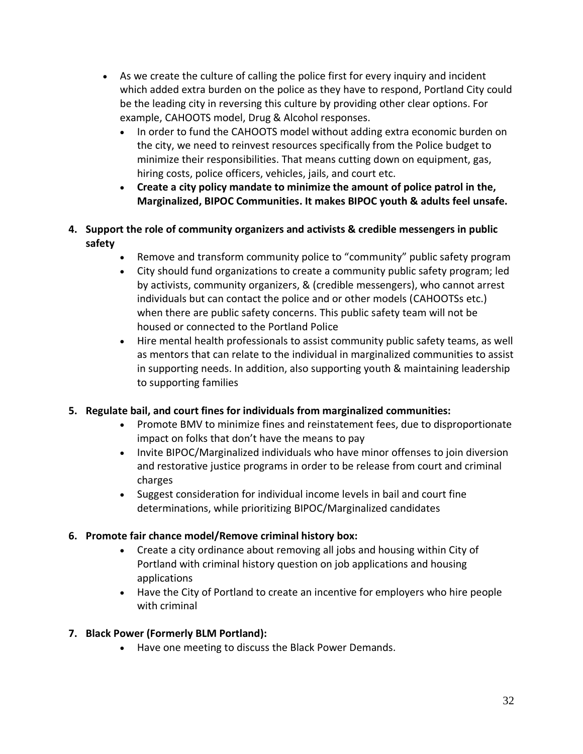- As we create the culture of calling the police first for every inquiry and incident which added extra burden on the police as they have to respond, Portland City could be the leading city in reversing this culture by providing other clear options. For example, CAHOOTS model, Drug & Alcohol responses.
  - In order to fund the CAHOOTS model without adding extra economic burden on the city, we need to reinvest resources specifically from the Police budget to minimize their responsibilities. That means cutting down on equipment, gas, hiring costs, police officers, vehicles, jails, and court etc.
  - **Create a city policy mandate to minimize the amount of police patrol in the, Marginalized, BIPOC Communities. It makes BIPOC youth & adults feel unsafe.**

**4. Support the role of community organizers and activists & credible messengers in public safety**

- Remove and transform community police to "community" public safety program
- City should fund organizations to create a community public safety program; led by activists, community organizers, & (credible messengers), who cannot arrest individuals but can contact the police and or other models (CAHOOTSs etc.) when there are public safety concerns. This public safety team will not be housed or connected to the Portland Police
- Hire mental health professionals to assist community public safety teams, as well as mentors that can relate to the individual in marginalized communities to assist in supporting needs. In addition, also supporting youth & maintaining leadership to supporting families

**5. Regulate bail, and court fines for individuals from marginalized communities:**

- Promote BMV to minimize fines and reinstatement fees, due to disproportionate impact on folks that don't have the means to pay
- Invite BIPOC/Marginalized individuals who have minor offenses to join diversion and restorative justice programs in order to be release from court and criminal charges
- Suggest consideration for individual income levels in bail and court fine determinations, while prioritizing BIPOC/Marginalized candidates

**6. Promote fair chance model/Remove criminal history box:**

- Create a city ordinance about removing all jobs and housing within City of Portland with criminal history question on job applications and housing applications
- Have the City of Portland to create an incentive for employers who hire people with criminal

**7. Black Power (Formerly BLM Portland):**

- Have one meeting to discuss the Black Power Demands.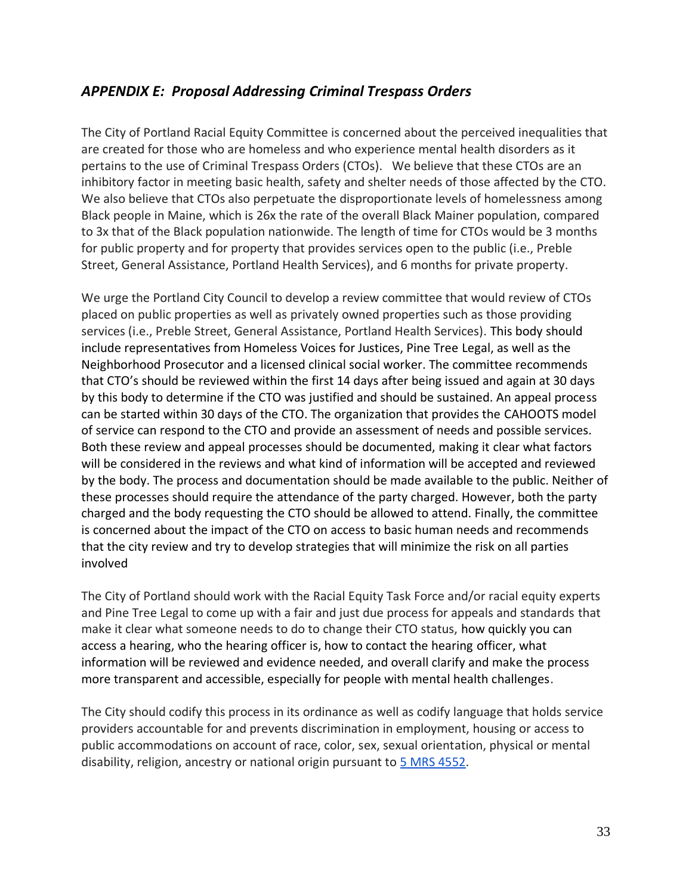## *APPENDIX E: Proposal Addressing Criminal Trespass Orders*

The City of Portland Racial Equity Committee is concerned about the perceived inequalities that are created for those who are homeless and who experience mental health disorders as it pertains to the use of Criminal Trespass Orders (CTOs). We believe that these CTOs are an inhibitory factor in meeting basic health, safety and shelter needs of those affected by the CTO. We also believe that CTOs also perpetuate the disproportionate levels of homelessness among Black people in Maine, which is 26x the rate of the overall Black Mainer population, compared to 3x that of the Black population nationwide. The length of time for CTOs would be 3 months for public property and for property that provides services open to the public (i.e., Preble Street, General Assistance, Portland Health Services), and 6 months for private property.

We urge the Portland City Council to develop a review committee that would review of CTOs placed on public properties as well as privately owned properties such as those providing services (i.e., Preble Street, General Assistance, Portland Health Services). This body should include representatives from Homeless Voices for Justices, Pine Tree Legal, as well as the Neighborhood Prosecutor and a licensed clinical social worker. The committee recommends that CTO's should be reviewed within the first 14 days after being issued and again at 30 days by this body to determine if the CTO was justified and should be sustained. An appeal process can be started within 30 days of the CTO. The organization that provides the CAHOOTS model of service can respond to the CTO and provide an assessment of needs and possible services. Both these review and appeal processes should be documented, making it clear what factors will be considered in the reviews and what kind of information will be accepted and reviewed by the body. The process and documentation should be made available to the public. Neither of these processes should require the attendance of the party charged. However, both the party charged and the body requesting the CTO should be allowed to attend. Finally, the committee is concerned about the impact of the CTO on access to basic human needs and recommends that the city review and try to develop strategies that will minimize the risk on all parties involved

The City of Portland should work with the Racial Equity Task Force and/or racial equity experts and Pine Tree Legal to come up with a fair and just due process for appeals and standards that make it clear what someone needs to do to change their CTO status, how quickly you can access a hearing, who the hearing officer is, how to contact the hearing officer, what information will be reviewed and evidence needed, and overall clarify and make the process more transparent and accessible, especially for people with mental health challenges.

The City should codify this process in its ordinance as well as codify language that holds service providers accountable for and prevents discrimination in employment, housing or access to public accommodations on account of race, color, sex, sexual orientation, physical or mental disability, religion, ancestry or national origin pursuant to 5 MRS 4552.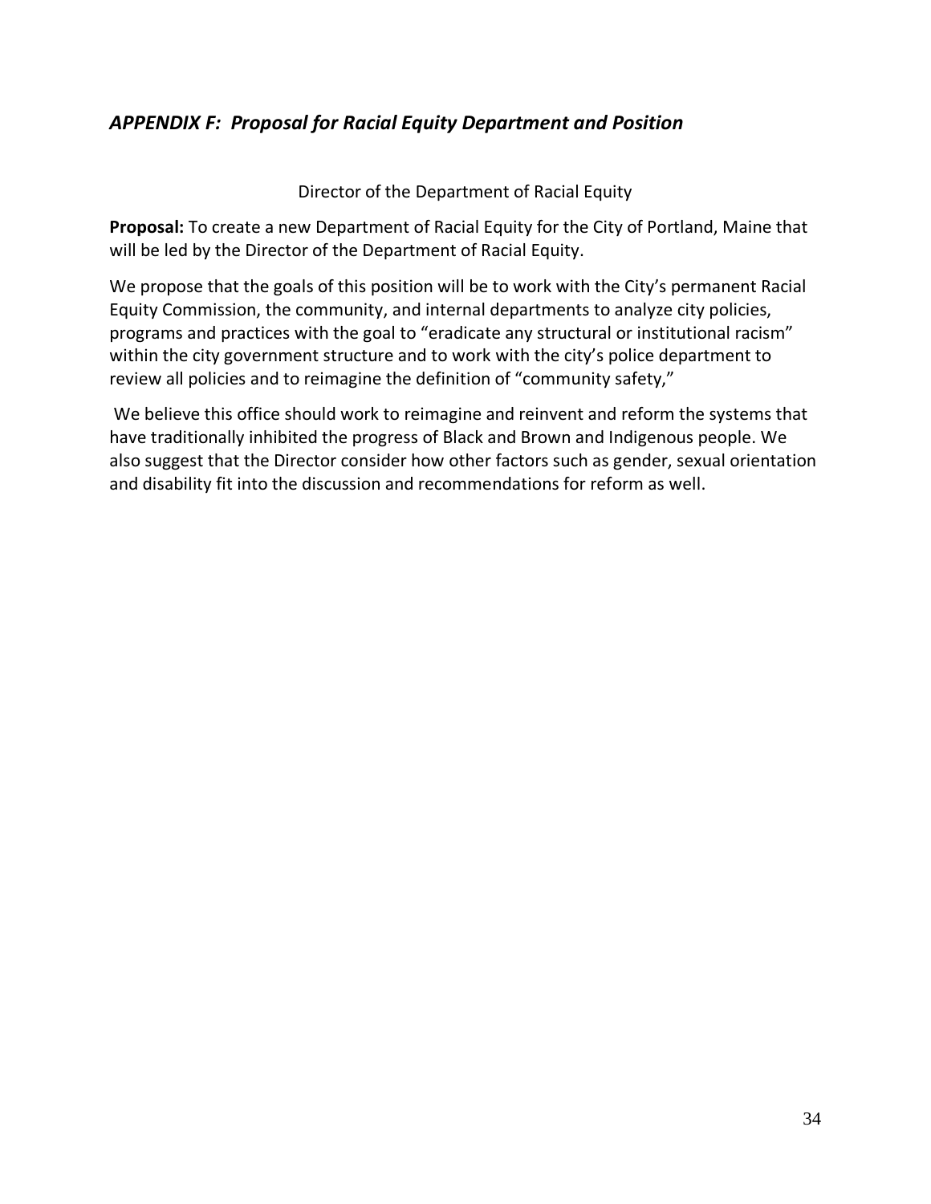## *APPENDIX F: Proposal for Racial Equity Department and Position*

Director of the Department of Racial Equity

**Proposal:** To create a new Department of Racial Equity for the City of Portland, Maine that will be led by the Director of the Department of Racial Equity.

We propose that the goals of this position will be to work with the City's permanent Racial Equity Commission, the community, and internal departments to analyze city policies, programs and practices with the goal to "eradicate any structural or institutional racism" within the city government structure and to work with the city's police department to review all policies and to reimagine the definition of "community safety,"

We believe this office should work to reimagine and reinvent and reform the systems that have traditionally inhibited the progress of Black and Brown and Indigenous people. We also suggest that the Director consider how other factors such as gender, sexual orientation and disability fit into the discussion and recommendations for reform as well.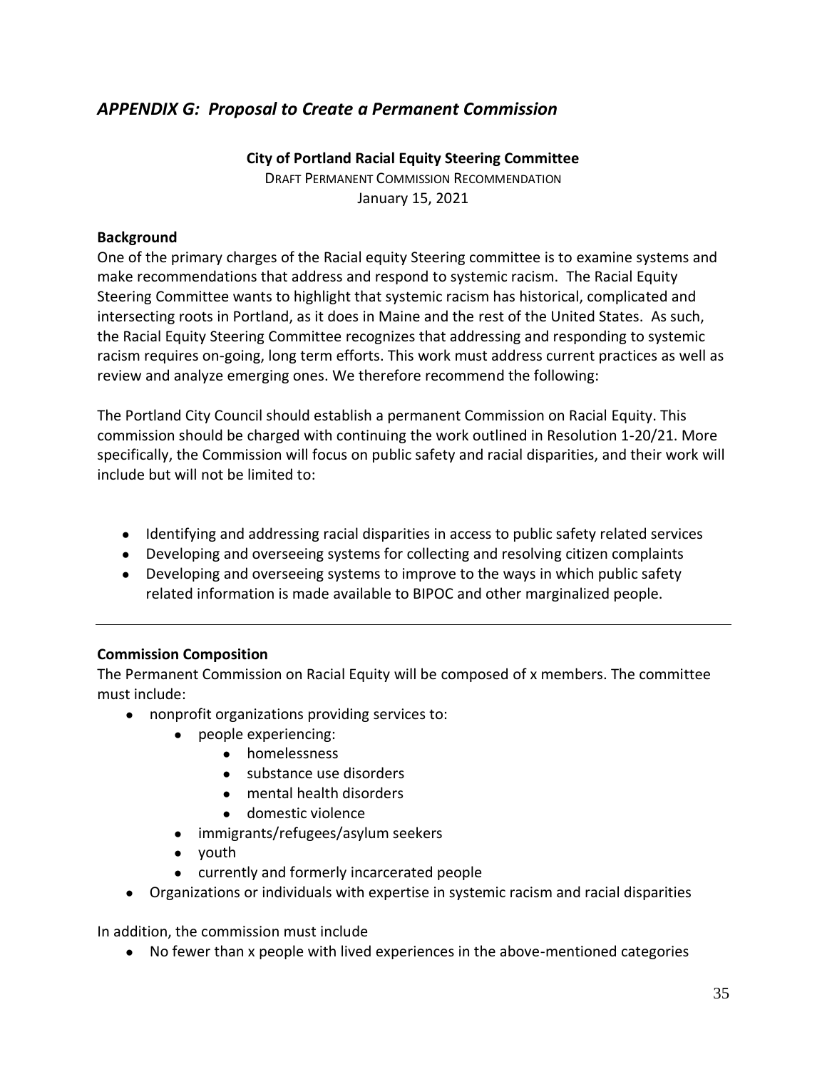## *APPENDIX G: Proposal to Create a Permanent Commission*

**City of Portland Racial Equity Steering Committee**

DRAFT PERMANENT COMMISSION RECOMMENDATION

January 15, 2021

**Background**

One of the primary charges of the Racial equity Steering committee is to examine systems and make recommendations that address and respond to systemic racism. The Racial Equity Steering Committee wants to highlight that systemic racism has historical, complicated and intersecting roots in Portland, as it does in Maine and the rest of the United States. As such, the Racial Equity Steering Committee recognizes that addressing and responding to systemic racism requires on-going, long term efforts. This work must address current practices as well as review and analyze emerging ones. We therefore recommend the following:

The Portland City Council should establish a permanent Commission on Racial Equity. This commission should be charged with continuing the work outlined in Resolution 1-20/21. More specifically, the Commission will focus on public safety and racial disparities, and their work will include but will not be limited to:

- Identifying and addressing racial disparities in access to public safety related services
- Developing and overseeing systems for collecting and resolving citizen complaints
- Developing and overseeing systems to improve to the ways in which public safety related information is made available to BIPOC and other marginalized people.

---

**Commission Composition**

The Permanent Commission on Racial Equity will be composed of x members. The committee must include:

- nonprofit organizations providing services to:
  - people experiencing:
    - homelessness
    - substance use disorders
    - mental health disorders
    - domestic violence
  - immigrants/refugees/asylum seekers
  - youth
  - currently and formerly incarcerated people
- Organizations or individuals with expertise in systemic racism and racial disparities

In addition, the commission must include

- No fewer than x people with lived experiences in the above-mentioned categories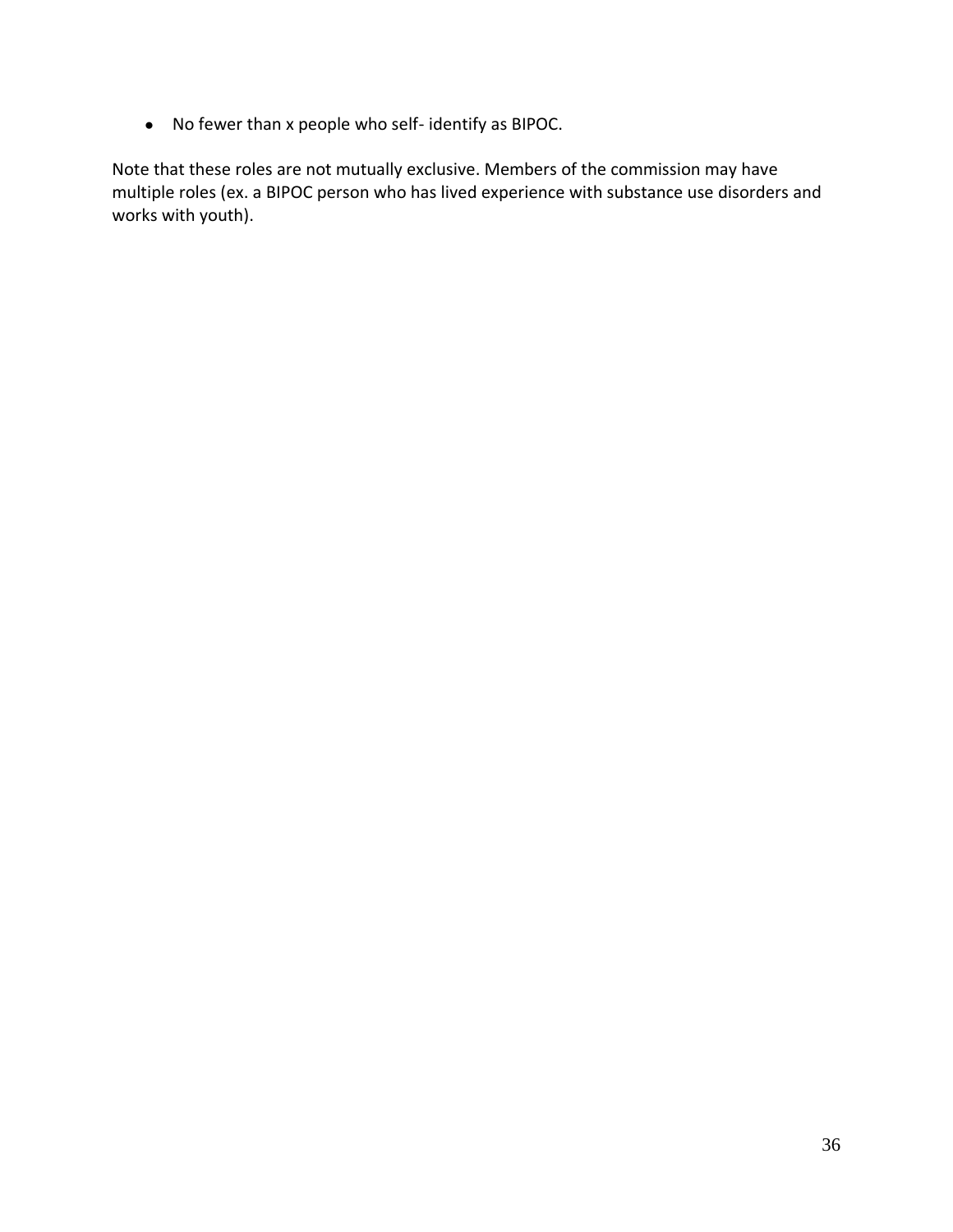- No fewer than x people who self- identify as BIPOC.

Note that these roles are not mutually exclusive. Members of the commission may have multiple roles (ex. a BIPOC person who has lived experience with substance use disorders and works with youth).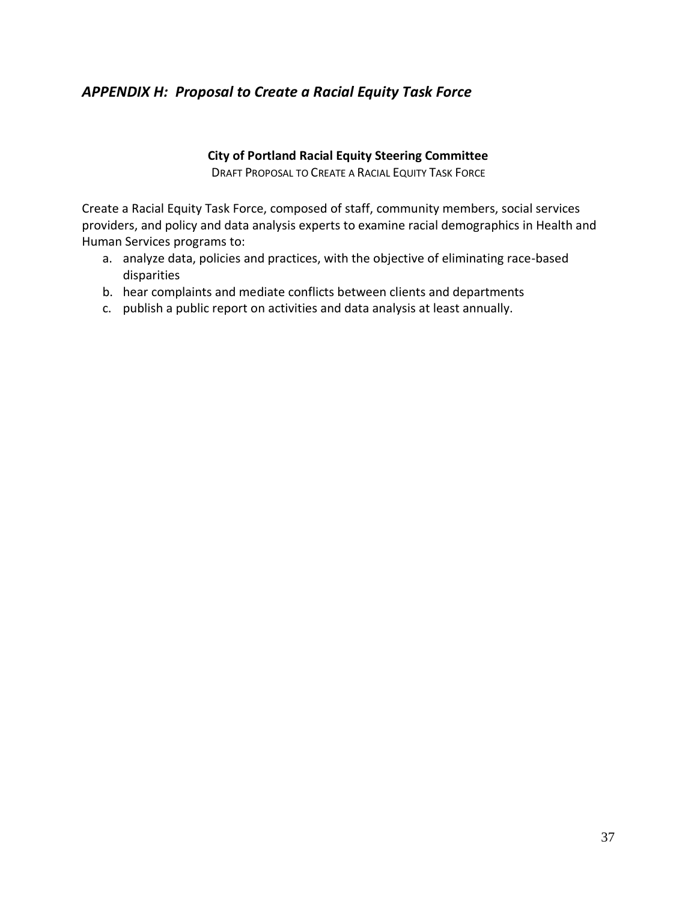## *APPENDIX H: Proposal to Create a Racial Equity Task Force*

**City of Portland Racial Equity Steering Committee**

DRAFT PROPOSAL TO CREATE A RACIAL EQUITY TASK FORCE

Create a Racial Equity Task Force, composed of staff, community members, social services providers, and policy and data analysis experts to examine racial demographics in Health and Human Services programs to:

a. analyze data, policies and practices, with the objective of eliminating race-based disparities
b. hear complaints and mediate conflicts between clients and departments
c. publish a public report on activities and data analysis at least annually.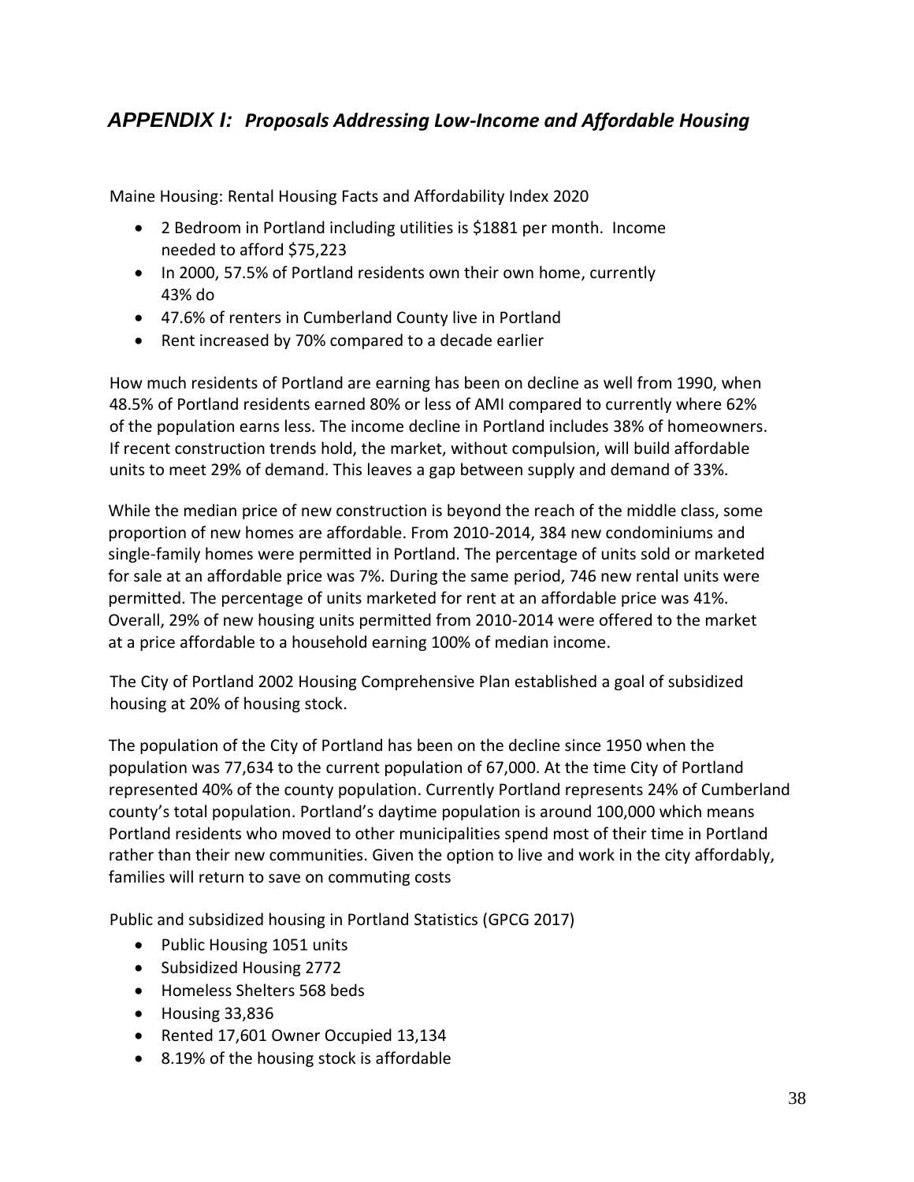## *APPENDIX I: Proposals Addressing Low-Income and Affordable Housing*

Maine Housing: Rental Housing Facts and Affordability Index 2020

- 2 Bedroom in Portland including utilities is $1881 per month. Income needed to afford $75,223
- In 2000, 57.5% of Portland residents own their own home, currently 43% do
- 47.6% of renters in Cumberland County live in Portland
- Rent increased by 70% compared to a decade earlier

How much residents of Portland are earning has been on decline as well from 1990, when 48.5% of Portland residents earned 80% or less of AMI compared to currently where 62% of the population earns less. The income decline in Portland includes 38% of homeowners. If recent construction trends hold, the market, without compulsion, will build affordable units to meet 29% of demand. This leaves a gap between supply and demand of 33%.

While the median price of new construction is beyond the reach of the middle class, some proportion of new homes are affordable. From 2010-2014, 384 new condominiums and single-family homes were permitted in Portland. The percentage of units sold or marketed for sale at an affordable price was 7%. During the same period, 746 new rental units were permitted. The percentage of units marketed for rent at an affordable price was 41%. Overall, 29% of new housing units permitted from 2010-2014 were offered to the market at a price affordable to a household earning 100% of median income.

The City of Portland 2002 Housing Comprehensive Plan established a goal of subsidized housing at 20% of housing stock.

The population of the City of Portland has been on the decline since 1950 when the population was 77,634 to the current population of 67,000. At the time City of Portland represented 40% of the county population. Currently Portland represents 24% of Cumberland county's total population. Portland's daytime population is around 100,000 which means Portland residents who moved to other municipalities spend most of their time in Portland rather than their new communities. Given the option to live and work in the city affordably, families will return to save on commuting costs

Public and subsidized housing in Portland Statistics (GPCG 2017)

- Public Housing 1051 units
- Subsidized Housing 2772
- Homeless Shelters 568 beds
- Housing 33,836
- Rented 17,601 Owner Occupied 13,134
- 8.19% of the housing stock is affordable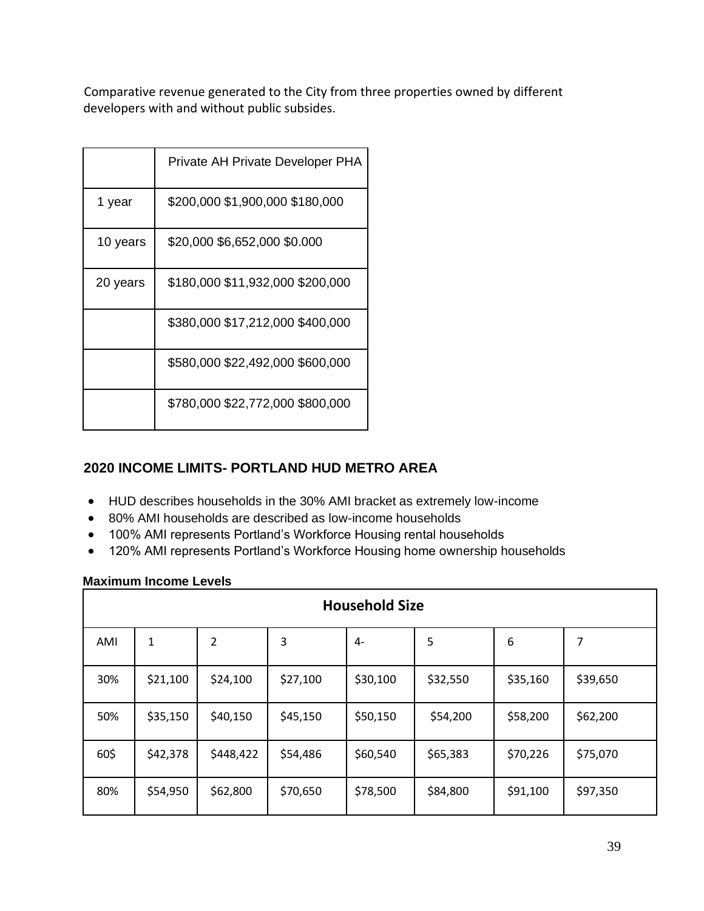Comparative revenue generated to the City from three properties owned by different developers with and without public subsides.

| | Private AH Private Developer PHA |
|---|---|
| 1 year | $200,000 $1,900,000 $180,000 |
| 10 years | $20,000 $6,652,000 $0.000 |
| 20 years | $180,000 $11,932,000 $200,000 |
| | $380,000 $17,212,000 $400,000 |
| | $580,000 $22,492,000 $600,000 |
| | $780,000 $22,772,000 $800,000 |

## 2020 INCOME LIMITS- PORTLAND HUD METRO AREA

- HUD describes households in the 30% AMI bracket as extremely low-income
- 80% AMI households are described as low-income households
- 100% AMI represents Portland's Workforce Housing rental households
- 120% AMI represents Portland's Workforce Housing home ownership households

**Maximum Income Levels**

| Household Size | | | | | | | |
|---|---|---|---|---|---|---|---|
| AMI | 1 | 2 | 3 | 4- | 5 | 6 | 7 |
| 30% | $21,100 | $24,100 | $27,100 | $30,100 | $32,550 | $35,160 | $39,650 |
| 50% | $35,150 | $40,150 | $45,150 | $50,150 | $54,200 | $58,200 | $62,200 |
| 60$ | $42,378 | $448,422 | $54,486 | $60,540 | $65,383 | $70,226 | $75,070 |
| 80% | $54,950 | $62,800 | $70,650 | $78,500 | $84,800 | $91,100 | $97,350 |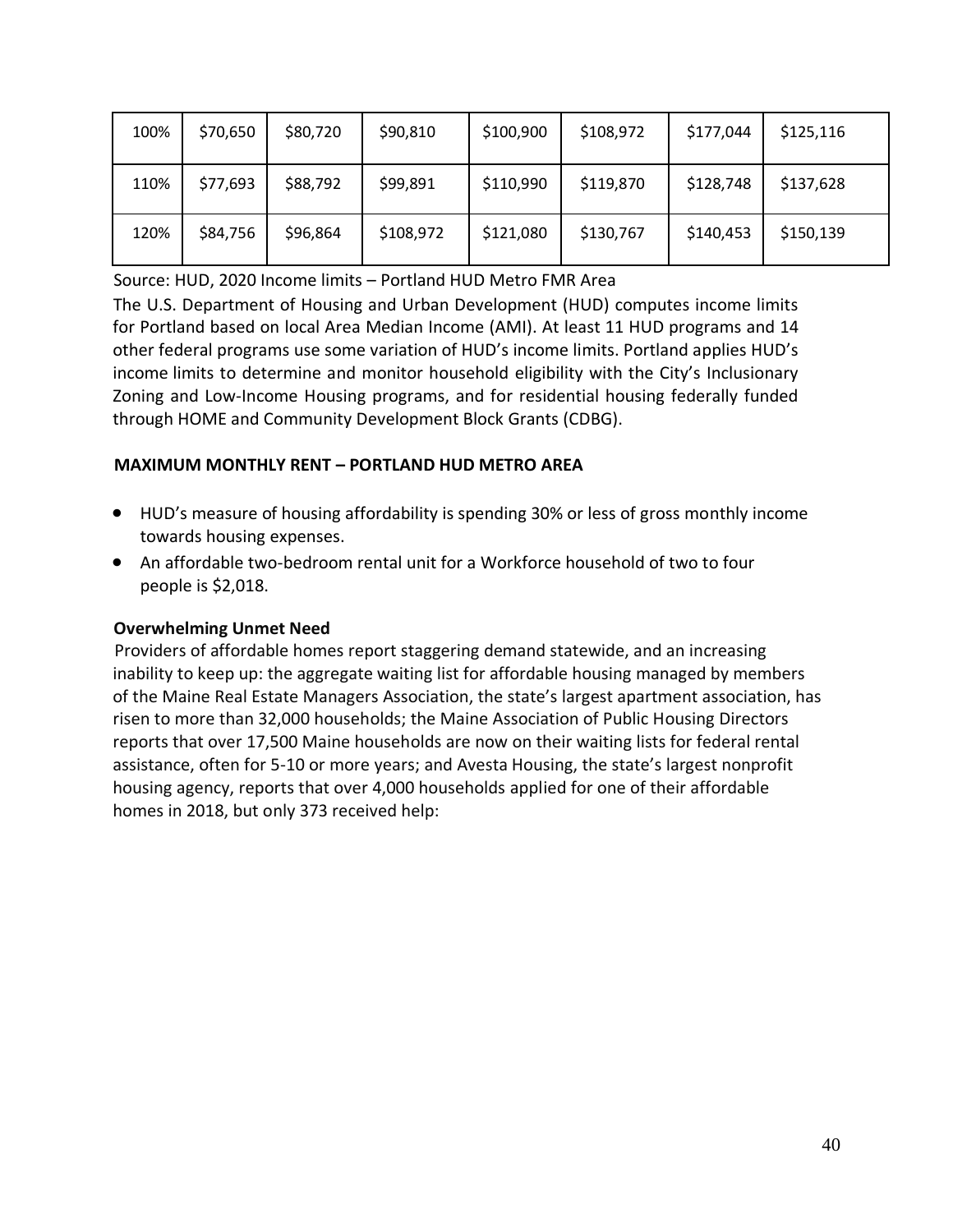| 100% | $70,650 | $80,720 | $90,810 | $100,900 | $108,972 | $177,044 | $125,116 |
|---|---|---|---|---|---|---|---|
| 110% | $77,693 | $88,792 | $99,891 | $110,990 | $119,870 | $128,748 | $137,628 |
| 120% | $84,756 | $96,864 | $108,972 | $121,080 | $130,767 | $140,453 | $150,139 |

Source: HUD, 2020 Income limits – Portland HUD Metro FMR Area

The U.S. Department of Housing and Urban Development (HUD) computes income limits for Portland based on local Area Median Income (AMI). At least 11 HUD programs and 14 other federal programs use some variation of HUD's income limits. Portland applies HUD's income limits to determine and monitor household eligibility with the City's Inclusionary Zoning and Low-Income Housing programs, and for residential housing federally funded through HOME and Community Development Block Grants (CDBG).

**MAXIMUM MONTHLY RENT – PORTLAND HUD METRO AREA**

- HUD's measure of housing affordability is spending 30% or less of gross monthly income towards housing expenses.
- An affordable two-bedroom rental unit for a Workforce household of two to four people is $2,018.

**Overwhelming Unmet Need**

Providers of affordable homes report staggering demand statewide, and an increasing inability to keep up: the aggregate waiting list for affordable housing managed by members of the Maine Real Estate Managers Association, the state's largest apartment association, has risen to more than 32,000 households; the Maine Association of Public Housing Directors reports that over 17,500 Maine households are now on their waiting lists for federal rental assistance, often for 5-10 or more years; and Avesta Housing, the state's largest nonprofit housing agency, reports that over 4,000 households applied for one of their affordable homes in 2018, but only 373 received help: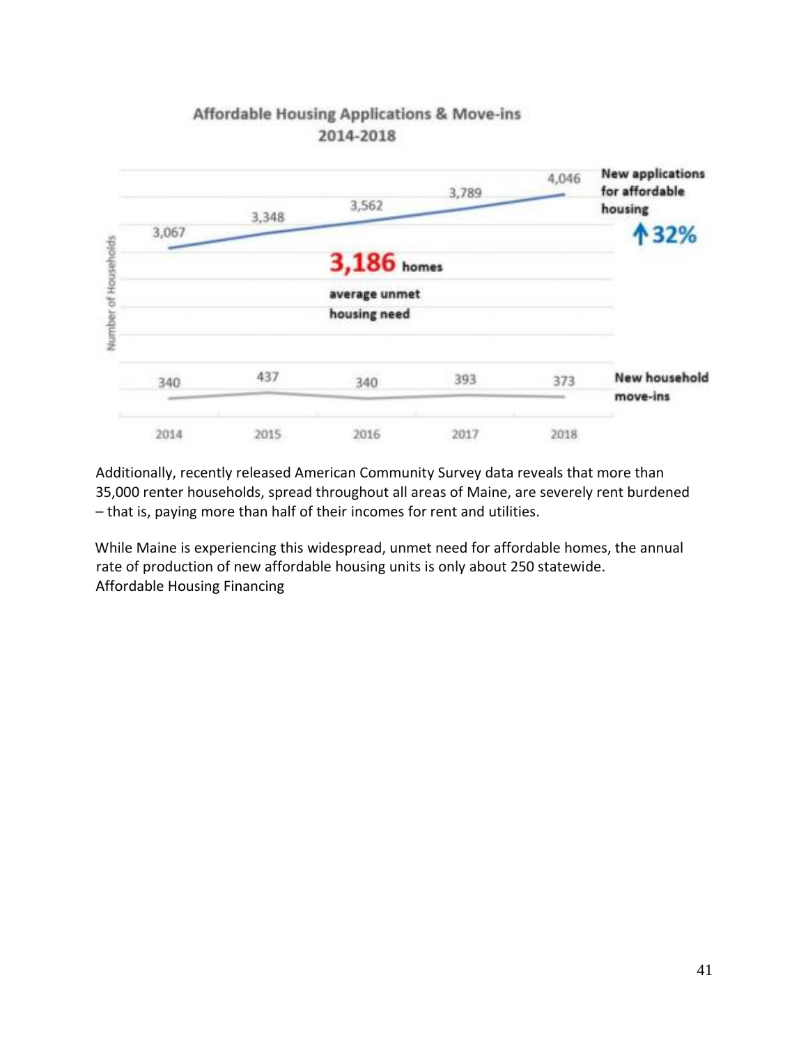**Affordable Housing Applications & Move-ins 2014-2018**

| | 2014 | 2015 | 2016 | 2017 | 2018 |
|---|---|---|---|---|---|
| New applications for affordable housing | 3,067 | 3,348 | 3,562 | 3,789 | 4,046 |
| New household move-ins | 340 | 437 | 340 | 393 | 373 |

New applications for affordable housing ↑32%

**3,186 homes** average unmet housing need

Additionally, recently released American Community Survey data reveals that more than 35,000 renter households, spread throughout all areas of Maine, are severely rent burdened – that is, paying more than half of their incomes for rent and utilities.

While Maine is experiencing this widespread, unmet need for affordable homes, the annual rate of production of new affordable housing units is only about 250 statewide.

Affordable Housing Financing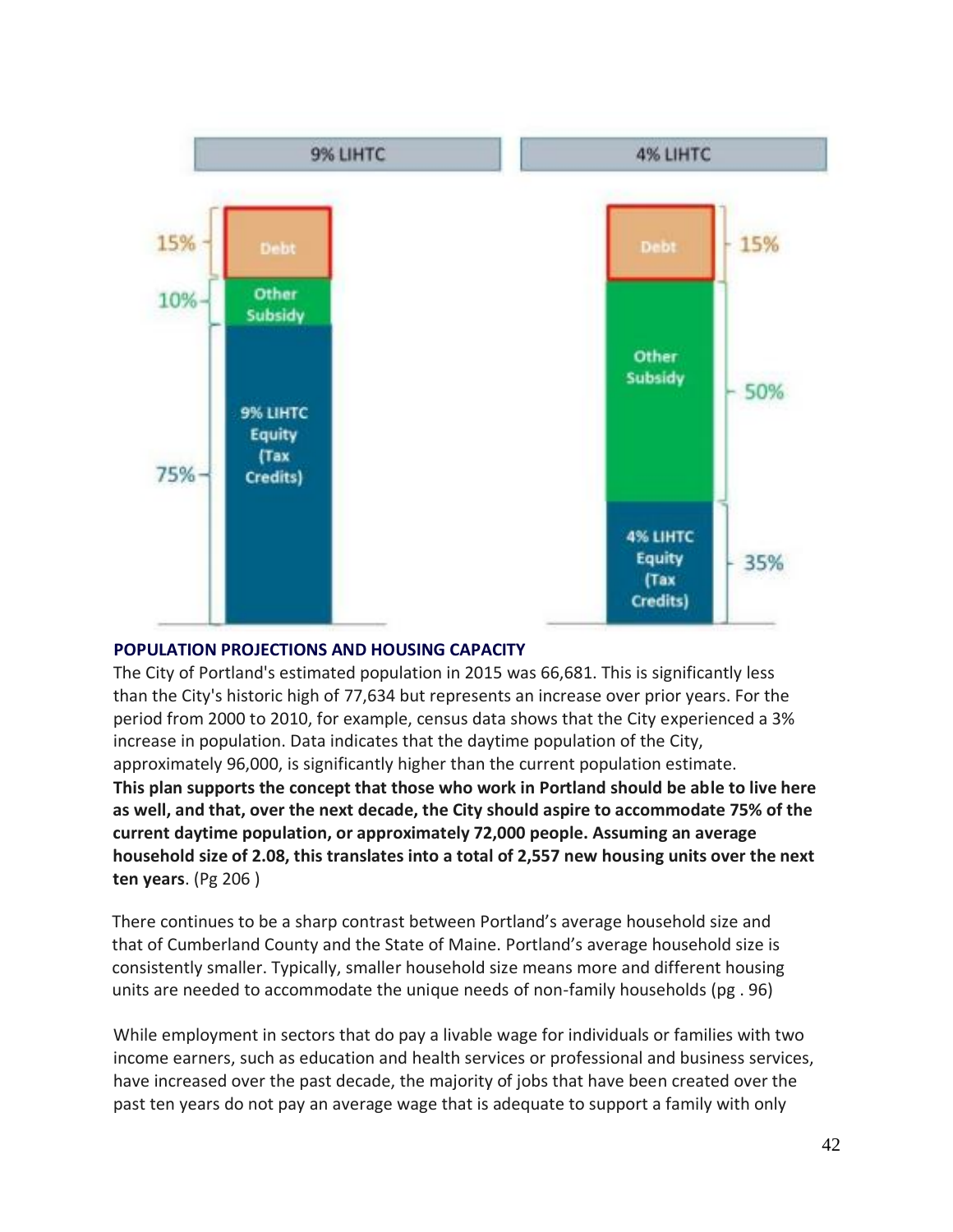| 9% LIHTC | | 4% LIHTC | |
|---|---|---|---|
| Debt | 15% | Debt | 15% |
| Other Subsidy | 10% | Other Subsidy | 50% |
| 9% LIHTC Equity (Tax Credits) | 75% | 4% LIHTC Equity (Tax Credits) | 35% |

### POPULATION PROJECTIONS AND HOUSING CAPACITY

The City of Portland's estimated population in 2015 was 66,681. This is significantly less than the City's historic high of 77,634 but represents an increase over prior years. For the period from 2000 to 2010, for example, census data shows that the City experienced a 3% increase in population. Data indicates that the daytime population of the City, approximately 96,000, is significantly higher than the current population estimate. **This plan supports the concept that those who work in Portland should be able to live here as well, and that, over the next decade, the City should aspire to accommodate 75% of the current daytime population, or approximately 72,000 people. Assuming an average household size of 2.08, this translates into a total of 2,557 new housing units over the next ten years**. (Pg 206 )

There continues to be a sharp contrast between Portland's average household size and that of Cumberland County and the State of Maine. Portland's average household size is consistently smaller. Typically, smaller household size means more and different housing units are needed to accommodate the unique needs of non-family households (pg . 96)

While employment in sectors that do pay a livable wage for individuals or families with two income earners, such as education and health services or professional and business services, have increased over the past decade, the majority of jobs that have been created over the past ten years do not pay an average wage that is adequate to support a family with only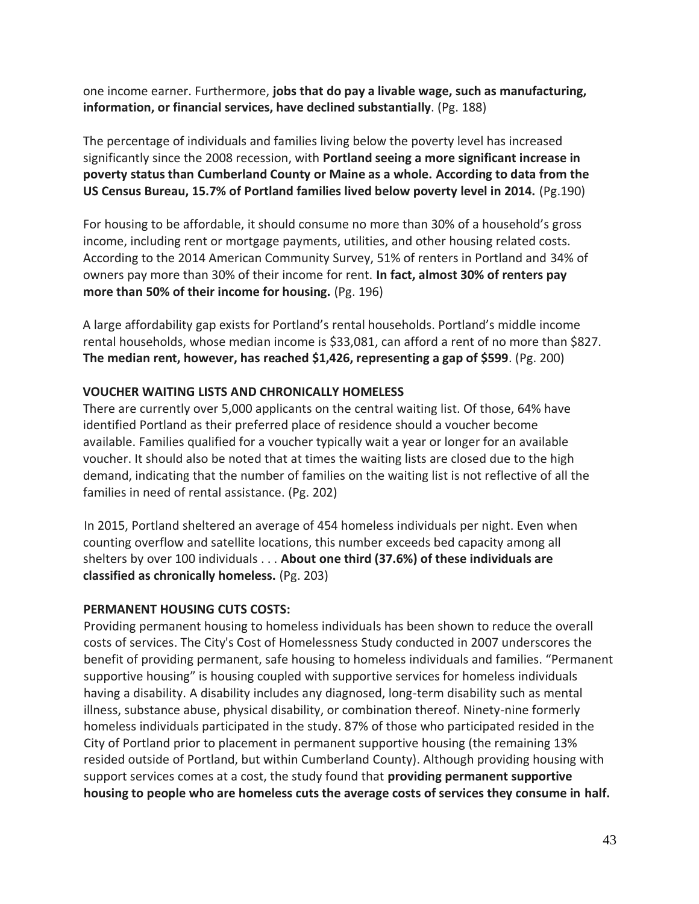one income earner. Furthermore, **jobs that do pay a livable wage, such as manufacturing, information, or financial services, have declined substantially**. (Pg. 188)

The percentage of individuals and families living below the poverty level has increased significantly since the 2008 recession, with **Portland seeing a more significant increase in poverty status than Cumberland County or Maine as a whole. According to data from the US Census Bureau, 15.7% of Portland families lived below poverty level in 2014.** (Pg.190)

For housing to be affordable, it should consume no more than 30% of a household's gross income, including rent or mortgage payments, utilities, and other housing related costs. According to the 2014 American Community Survey, 51% of renters in Portland and 34% of owners pay more than 30% of their income for rent. **In fact, almost 30% of renters pay more than 50% of their income for housing.** (Pg. 196)

A large affordability gap exists for Portland's rental households. Portland's middle income rental households, whose median income is $33,081, can afford a rent of no more than $827. **The median rent, however, has reached $1,426, representing a gap of $599**. (Pg. 200)

**VOUCHER WAITING LISTS AND CHRONICALLY HOMELESS**

There are currently over 5,000 applicants on the central waiting list. Of those, 64% have identified Portland as their preferred place of residence should a voucher become available. Families qualified for a voucher typically wait a year or longer for an available voucher. It should also be noted that at times the waiting lists are closed due to the high demand, indicating that the number of families on the waiting list is not reflective of all the families in need of rental assistance. (Pg. 202)

In 2015, Portland sheltered an average of 454 homeless individuals per night. Even when counting overflow and satellite locations, this number exceeds bed capacity among all shelters by over 100 individuals . . . **About one third (37.6%) of these individuals are classified as chronically homeless.** (Pg. 203)

**PERMANENT HOUSING CUTS COSTS:**

Providing permanent housing to homeless individuals has been shown to reduce the overall costs of services. The City's Cost of Homelessness Study conducted in 2007 underscores the benefit of providing permanent, safe housing to homeless individuals and families. "Permanent supportive housing" is housing coupled with supportive services for homeless individuals having a disability. A disability includes any diagnosed, long-term disability such as mental illness, substance abuse, physical disability, or combination thereof. Ninety-nine formerly homeless individuals participated in the study. 87% of those who participated resided in the City of Portland prior to placement in permanent supportive housing (the remaining 13% resided outside of Portland, but within Cumberland County). Although providing housing with support services comes at a cost, the study found that **providing permanent supportive housing to people who are homeless cuts the average costs of services they consume in half.**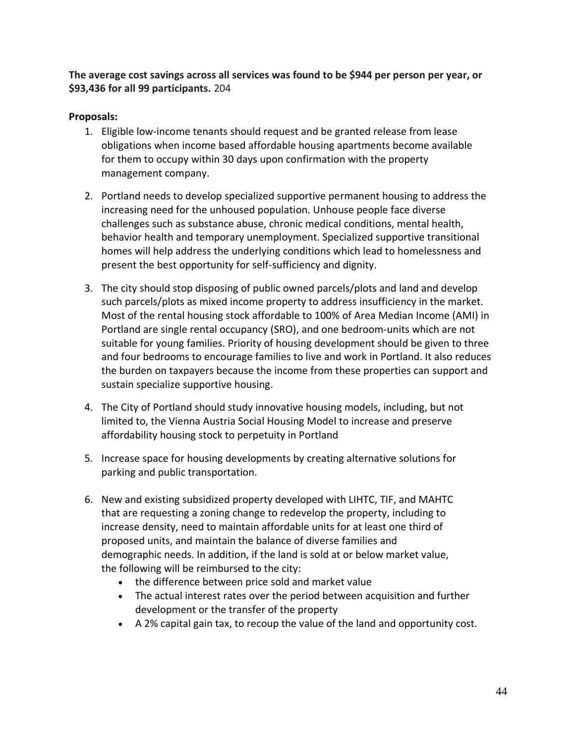**The average cost savings across all services was found to be $944 per person per year, or $93,436 for all 99 participants.** 204

**Proposals:**

1. Eligible low-income tenants should request and be granted release from lease obligations when income based affordable housing apartments become available for them to occupy within 30 days upon confirmation with the property management company.

2. Portland needs to develop specialized supportive permanent housing to address the increasing need for the unhoused population. Unhouse people face diverse challenges such as substance abuse, chronic medical conditions, mental health, behavior health and temporary unemployment. Specialized supportive transitional homes will help address the underlying conditions which lead to homelessness and present the best opportunity for self-sufficiency and dignity.

3. The city should stop disposing of public owned parcels/plots and land and develop such parcels/plots as mixed income property to address insufficiency in the market. Most of the rental housing stock affordable to 100% of Area Median Income (AMI) in Portland are single rental occupancy (SRO), and one bedroom-units which are not suitable for young families. Priority of housing development should be given to three and four bedrooms to encourage families to live and work in Portland. It also reduces the burden on taxpayers because the income from these properties can support and sustain specialize supportive housing.

4. The City of Portland should study innovative housing models, including, but not limited to, the Vienna Austria Social Housing Model to increase and preserve affordability housing stock to perpetuity in Portland

5. Increase space for housing developments by creating alternative solutions for parking and public transportation.

6. New and existing subsidized property developed with LIHTC, TIF, and MAHTC that are requesting a zoning change to redevelop the property, including to increase density, need to maintain affordable units for at least one third of proposed units, and maintain the balance of diverse families and demographic needs. In addition, if the land is sold at or below market value, the following will be reimbursed to the city:
   - the difference between price sold and market value
   - The actual interest rates over the period between acquisition and further development or the transfer of the property
   - A 2% capital gain tax, to recoup the value of the land and opportunity cost.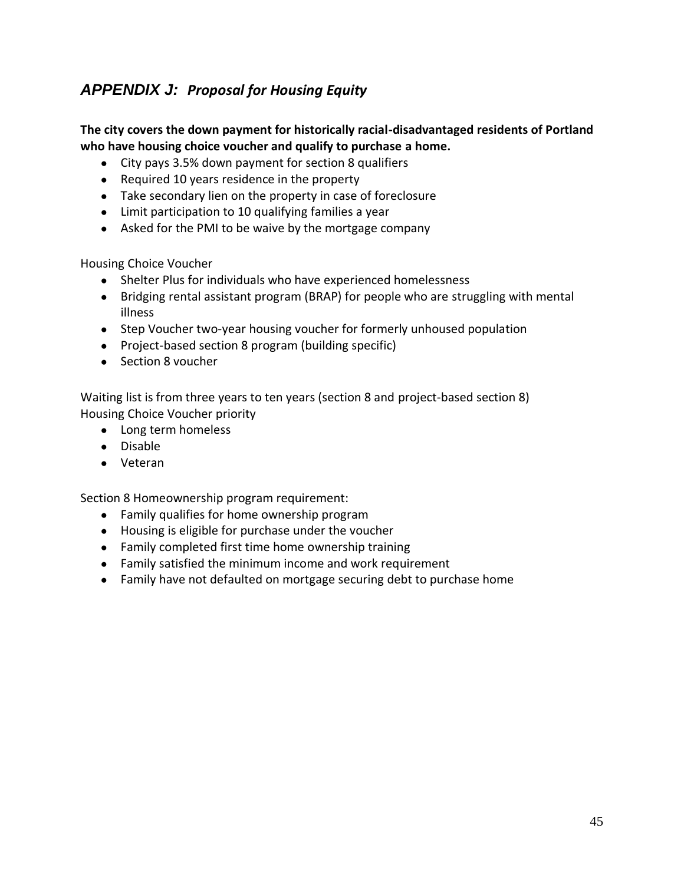## *APPENDIX J: Proposal for Housing Equity*

**The city covers the down payment for historically racial-disadvantaged residents of Portland who have housing choice voucher and qualify to purchase a home.**

- City pays 3.5% down payment for section 8 qualifiers
- Required 10 years residence in the property
- Take secondary lien on the property in case of foreclosure
- Limit participation to 10 qualifying families a year
- Asked for the PMI to be waive by the mortgage company

Housing Choice Voucher

- Shelter Plus for individuals who have experienced homelessness
- Bridging rental assistant program (BRAP) for people who are struggling with mental illness
- Step Voucher two-year housing voucher for formerly unhoused population
- Project-based section 8 program (building specific)
- Section 8 voucher

Waiting list is from three years to ten years (section 8 and project-based section 8)
Housing Choice Voucher priority

- Long term homeless
- Disable
- Veteran

Section 8 Homeownership program requirement:

- Family qualifies for home ownership program
- Housing is eligible for purchase under the voucher
- Family completed first time home ownership training
- Family satisfied the minimum income and work requirement
- Family have not defaulted on mortgage securing debt to purchase home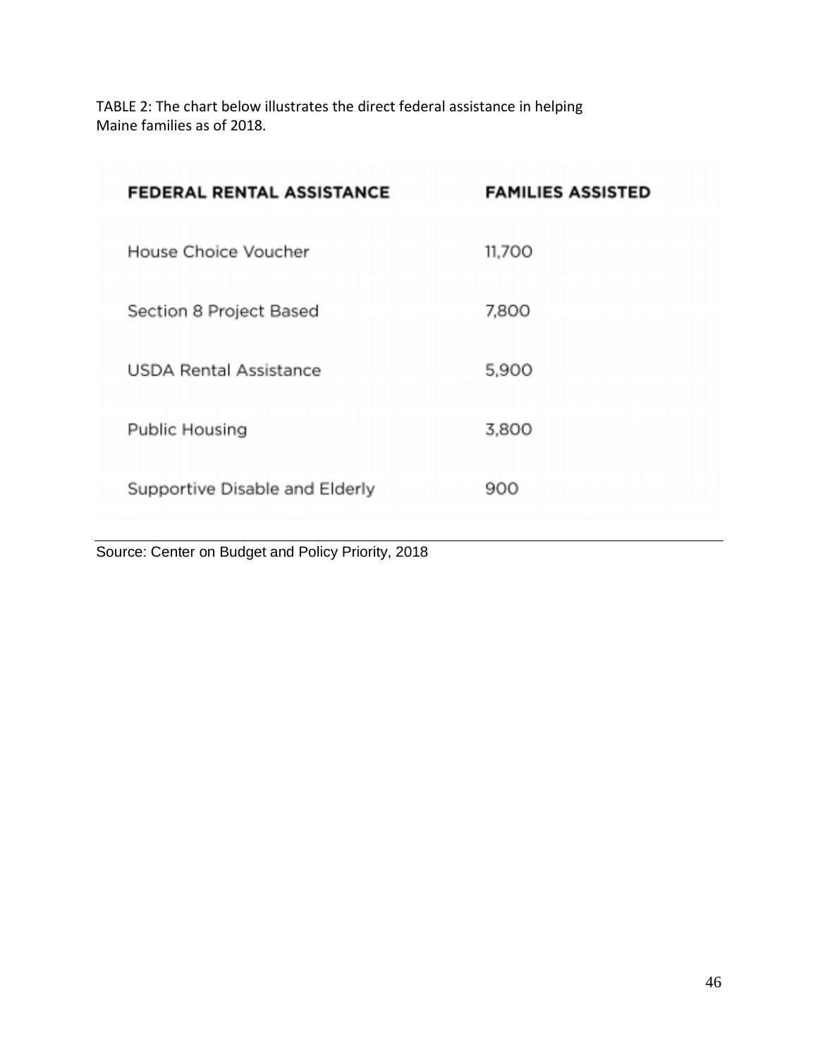TABLE 2: The chart below illustrates the direct federal assistance in helping Maine families as of 2018.

| FEDERAL RENTAL ASSISTANCE | FAMILIES ASSISTED |
| --- | --- |
| House Choice Voucher | 11,700 |
| Section 8 Project Based | 7,800 |
| USDA Rental Assistance | 5,900 |
| Public Housing | 3,800 |
| Supportive Disable and Elderly | 900 |

Source: Center on Budget and Policy Priority, 2018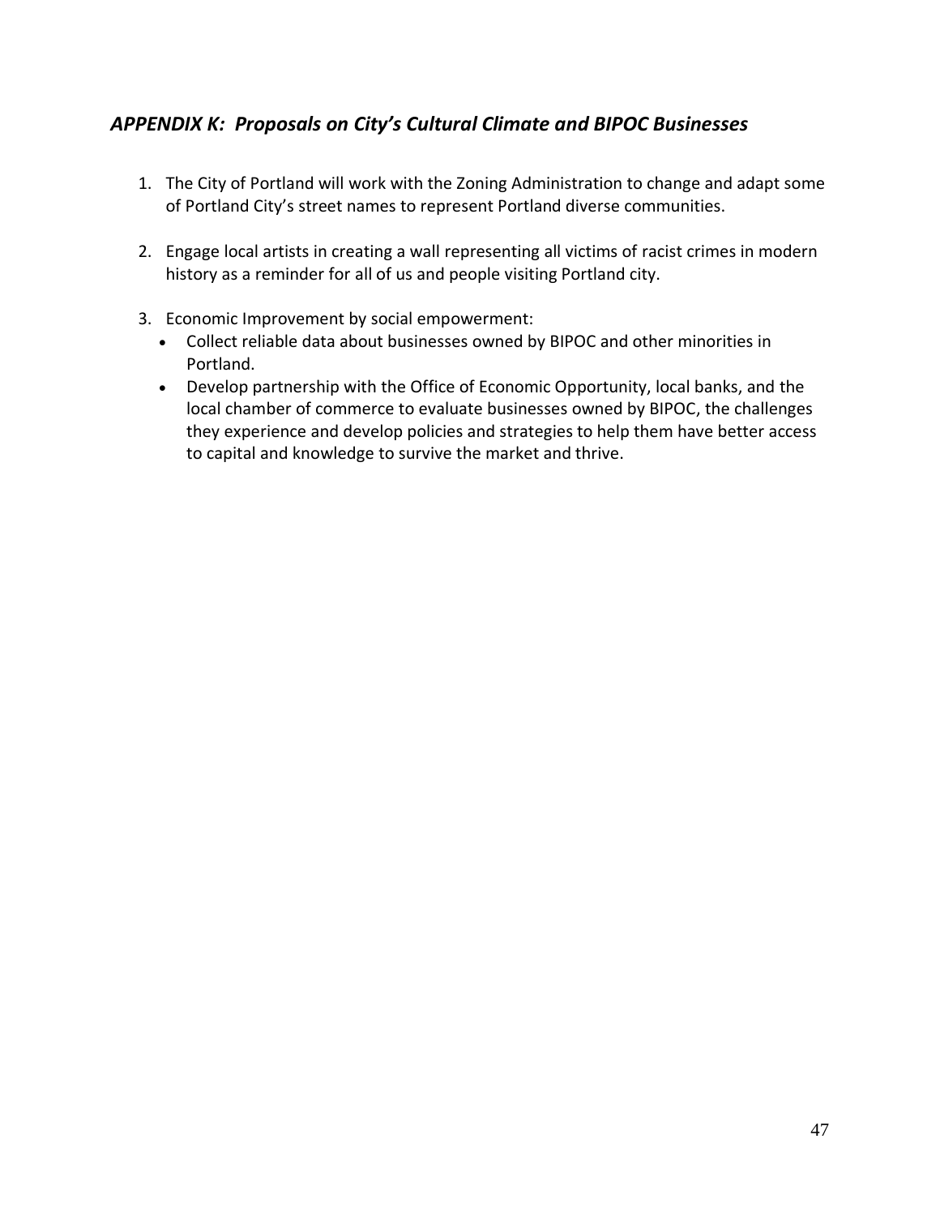## *APPENDIX K: Proposals on City's Cultural Climate and BIPOC Businesses*

1. The City of Portland will work with the Zoning Administration to change and adapt some of Portland City's street names to represent Portland diverse communities.

2. Engage local artists in creating a wall representing all victims of racist crimes in modern history as a reminder for all of us and people visiting Portland city.

3. Economic Improvement by social empowerment:
   - Collect reliable data about businesses owned by BIPOC and other minorities in Portland.
   - Develop partnership with the Office of Economic Opportunity, local banks, and the local chamber of commerce to evaluate businesses owned by BIPOC, the challenges they experience and develop policies and strategies to help them have better access to capital and knowledge to survive the market and thrive.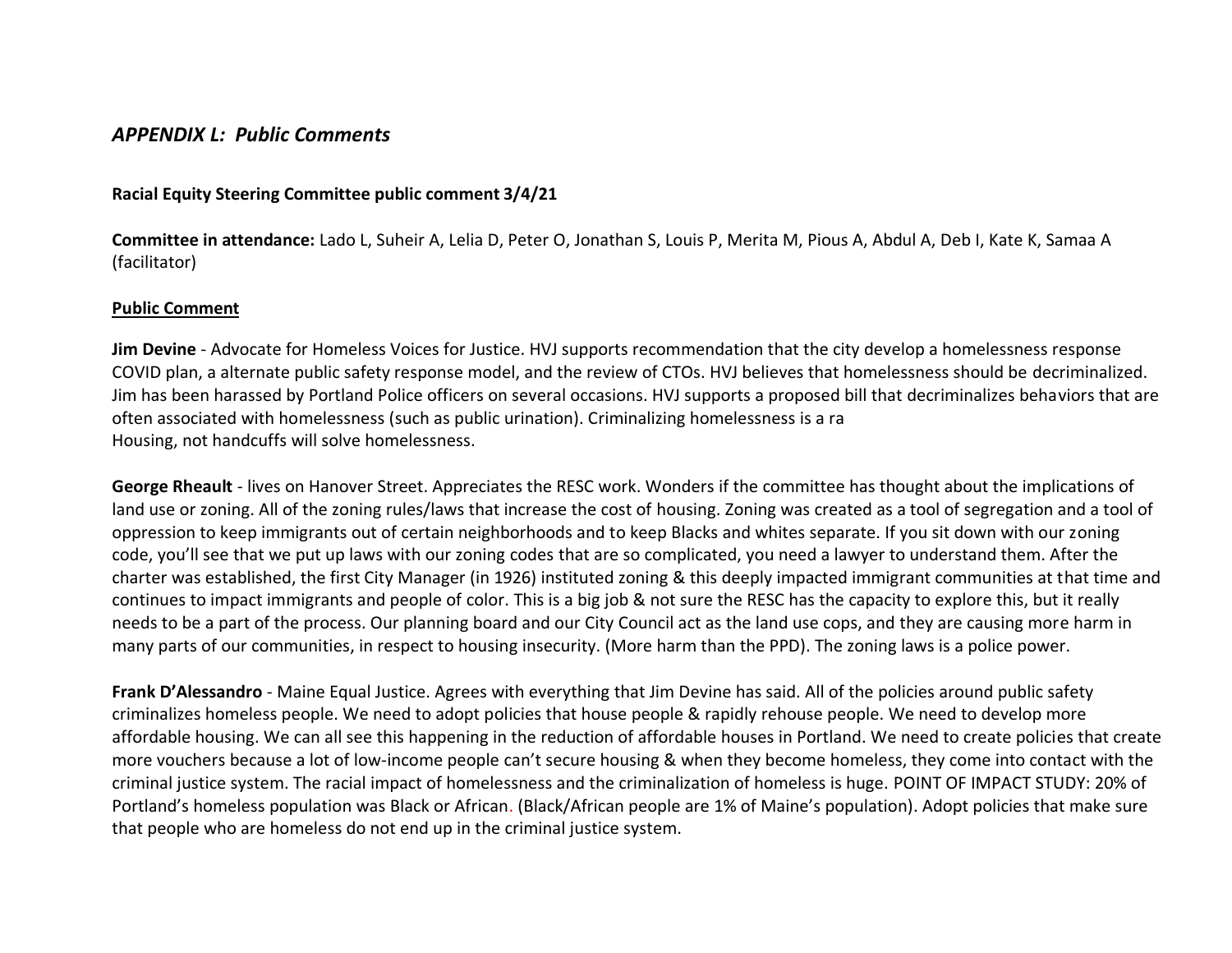## *APPENDIX L: Public Comments*

**Racial Equity Steering Committee public comment 3/4/21**

**Committee in attendance:** Lado L, Suheir A, Lelia D, Peter O, Jonathan S, Louis P, Merita M, Pious A, Abdul A, Deb I, Kate K, Samaa A (facilitator)

**<u>Public Comment</u>**

**Jim Devine** - Advocate for Homeless Voices for Justice. HVJ supports recommendation that the city develop a homelessness response COVID plan, a alternate public safety response model, and the review of CTOs. HVJ believes that homelessness should be decriminalized. Jim has been harassed by Portland Police officers on several occasions. HVJ supports a proposed bill that decriminalizes behaviors that are often associated with homelessness (such as public urination). Criminalizing homelessness is a ra
Housing, not handcuffs will solve homelessness.

**George Rheault** - lives on Hanover Street. Appreciates the RESC work. Wonders if the committee has thought about the implications of land use or zoning. All of the zoning rules/laws that increase the cost of housing. Zoning was created as a tool of segregation and a tool of oppression to keep immigrants out of certain neighborhoods and to keep Blacks and whites separate. If you sit down with our zoning code, you'll see that we put up laws with our zoning codes that are so complicated, you need a lawyer to understand them. After the charter was established, the first City Manager (in 1926) instituted zoning & this deeply impacted immigrant communities at that time and continues to impact immigrants and people of color. This is a big job & not sure the RESC has the capacity to explore this, but it really needs to be a part of the process. Our planning board and our City Council act as the land use cops, and they are causing more harm in many parts of our communities, in respect to housing insecurity. (More harm than the PPD). The zoning laws is a police power.

**Frank D'Alessandro** - Maine Equal Justice. Agrees with everything that Jim Devine has said. All of the policies around public safety criminalizes homeless people. We need to adopt policies that house people & rapidly rehouse people. We need to develop more affordable housing. We can all see this happening in the reduction of affordable houses in Portland. We need to create policies that create more vouchers because a lot of low-income people can't secure housing & when they become homeless, they come into contact with the criminal justice system. The racial impact of homelessness and the criminalization of homeless is huge. POINT OF IMPACT STUDY: 20% of Portland's homeless population was Black or African. (Black/African people are 1% of Maine's population). Adopt policies that make sure that people who are homeless do not end up in the criminal justice system.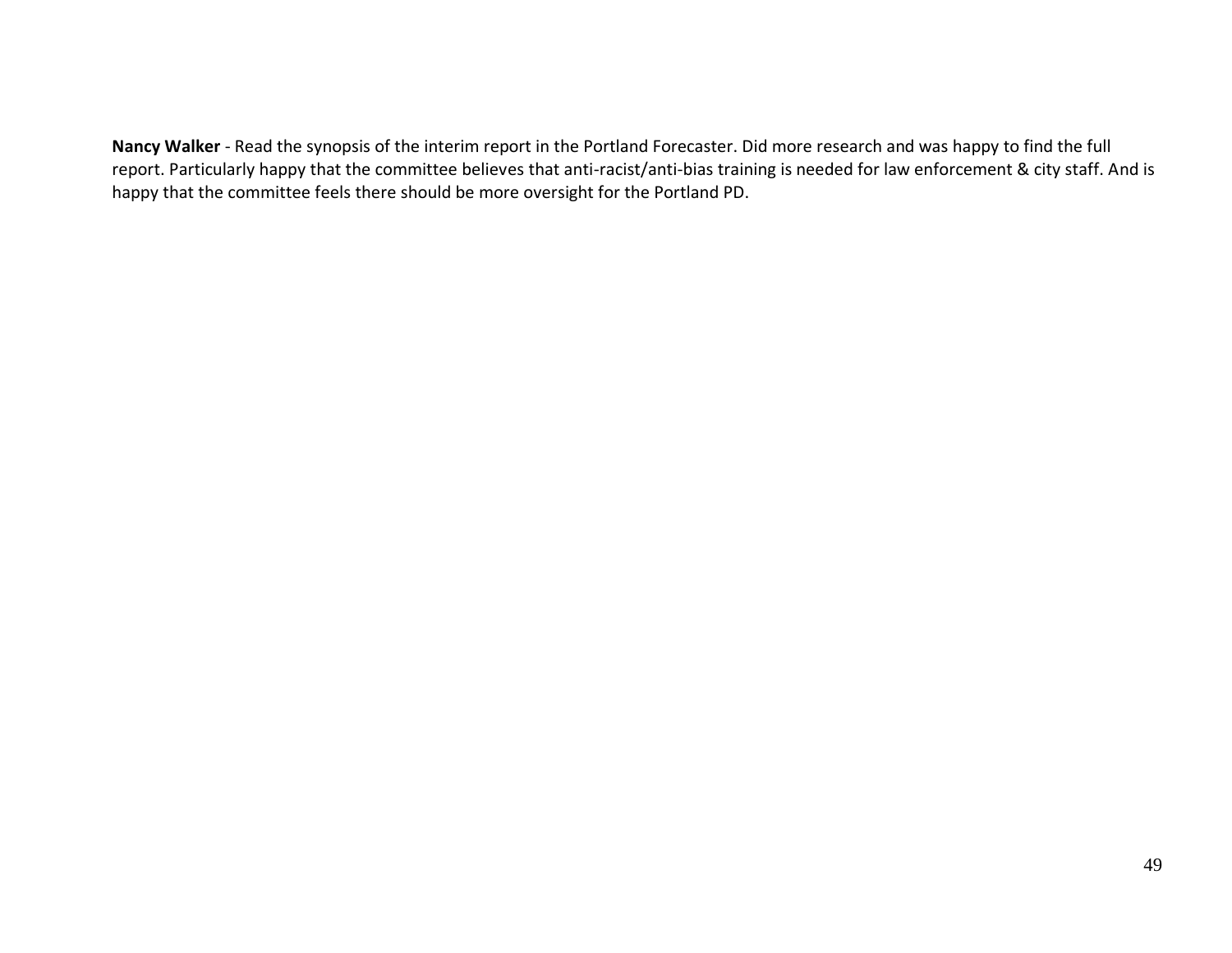**Nancy Walker** - Read the synopsis of the interim report in the Portland Forecaster. Did more research and was happy to find the full report. Particularly happy that the committee believes that anti-racist/anti-bias training is needed for law enforcement & city staff. And is happy that the committee feels there should be more oversight for the Portland PD.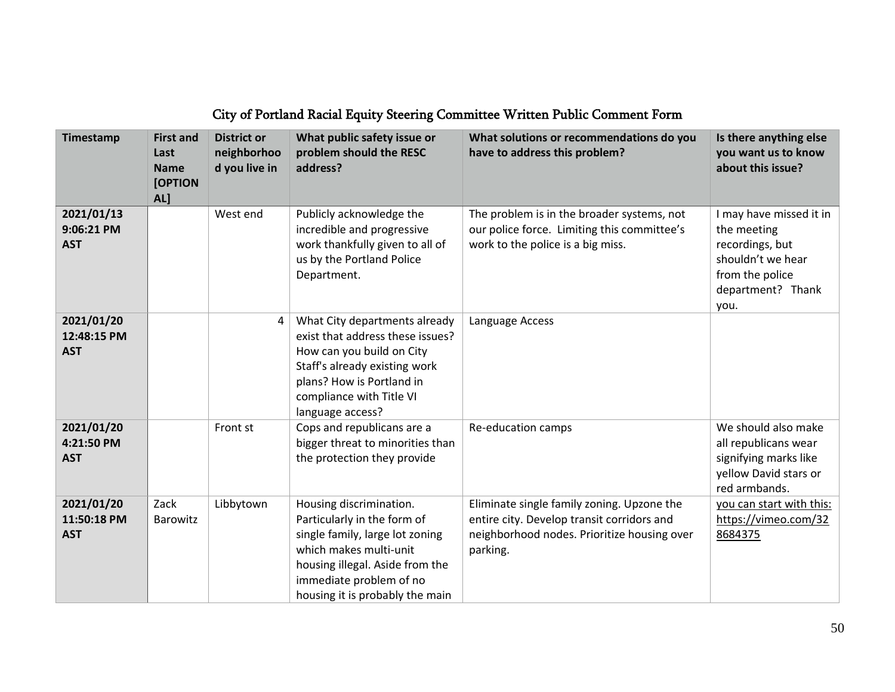## City of Portland Racial Equity Steering Committee Written Public Comment Form

| Timestamp | First and Last Name [OPTIONAL] | District or neighborhood you live in | What public safety issue or problem should the RESC address? | What solutions or recommendations do you have to address this problem? | Is there anything else you want us to know about this issue? |
|---|---|---|---|---|---|
| **2021/01/13 9:06:21 PM AST** | | West end | Publicly acknowledge the incredible and progressive work thankfully given to all of us by the Portland Police Department. | The problem is in the broader systems, not our police force. Limiting this committee's work to the police is a big miss. | I may have missed it in the meeting recordings, but shouldn't we hear from the police department? Thank you. |
| **2021/01/20 12:48:15 PM AST** | | 4 | What City departments already exist that address these issues? How can you build on City Staff's already existing work plans? How is Portland in compliance with Title VI language access? | Language Access | |
| **2021/01/20 4:21:50 PM AST** | | Front st | Cops and republicans are a bigger threat to minorities than the protection they provide | Re-education camps | We should also make all republicans wear signifying marks like yellow David stars or red armbands. |
| **2021/01/20 11:50:18 PM AST** | Zack Barowitz | Libbytown | Housing discrimination. Particularly in the form of single family, large lot zoning which makes multi-unit housing illegal. Aside from the immediate problem of no housing it is probably the main | Eliminate single family zoning. Upzone the entire city. Develop transit corridors and neighborhood nodes. Prioritize housing over parking. | you can start with this: https://vimeo.com/328684375 |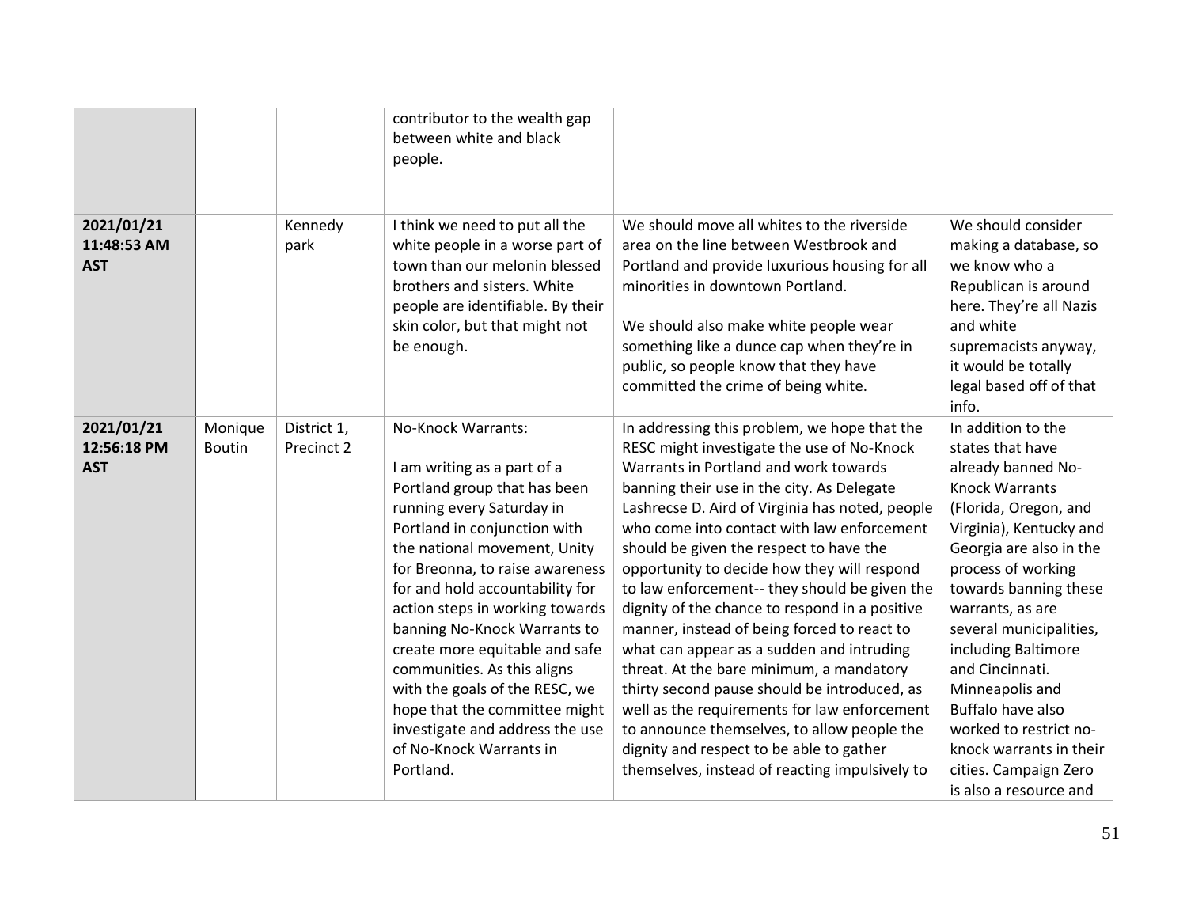| | | | | | |
|---|---|---|---|---|---|
| | | | contributor to the wealth gap between white and black people. | | |
| **2021/01/21 11:48:53 AM AST** | | Kennedy park | I think we need to put all the white people in a worse part of town than our melonin blessed brothers and sisters. White people are identifiable. By their skin color, but that might not be enough. | We should move all whites to the riverside area on the line between Westbrook and Portland and provide luxurious housing for all minorities in downtown Portland.<br><br>We should also make white people wear something like a dunce cap when they're in public, so people know that they have committed the crime of being white. | We should consider making a database, so we know who a Republican is around here. They're all Nazis and white supremacists anyway, it would be totally legal based off of that info. |
| **2021/01/21 12:56:18 PM AST** | Monique Boutin | District 1, Precinct 2 | No-Knock Warrants:<br><br>I am writing as a part of a Portland group that has been running every Saturday in Portland in conjunction with the national movement, Unity for Breonna, to raise awareness for and hold accountability for action steps in working towards banning No-Knock Warrants to create more equitable and safe communities. As this aligns with the goals of the RESC, we hope that the committee might investigate and address the use of No-Knock Warrants in Portland. | In addressing this problem, we hope that the RESC might investigate the use of No-Knock Warrants in Portland and work towards banning their use in the city. As Delegate Lashrecse D. Aird of Virginia has noted, people who come into contact with law enforcement should be given the respect to have the opportunity to decide how they will respond to law enforcement-- they should be given the dignity of the chance to respond in a positive manner, instead of being forced to react to what can appear as a sudden and intruding threat. At the bare minimum, a mandatory thirty second pause should be introduced, as well as the requirements for law enforcement to announce themselves, to allow people the dignity and respect to be able to gather themselves, instead of reacting impulsively to | In addition to the states that have already banned No-Knock Warrants (Florida, Oregon, and Virginia), Kentucky and Georgia are also in the process of working towards banning these warrants, as are several municipalities, including Baltimore and Cincinnati. Minneapolis and Buffalo have also worked to restrict no-knock warrants in their cities. Campaign Zero is also a resource and |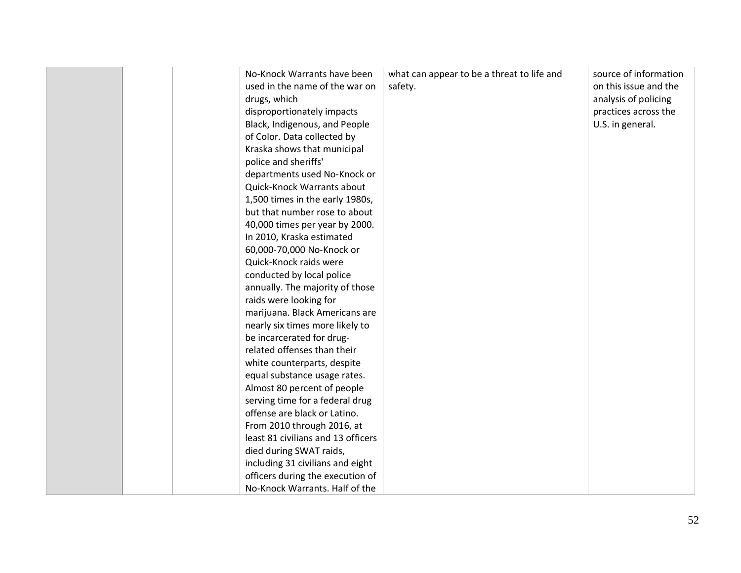|  |  |  | No-Knock Warrants have been used in the name of the war on drugs, which disproportionately impacts Black, Indigenous, and People of Color. Data collected by Kraska shows that municipal police and sheriffs' departments used No-Knock or Quick-Knock Warrants about 1,500 times in the early 1980s, but that number rose to about 40,000 times per year by 2000. In 2010, Kraska estimated 60,000-70,000 No-Knock or Quick-Knock raids were conducted by local police annually. The majority of those raids were looking for marijuana. Black Americans are nearly six times more likely to be incarcerated for drug-related offenses than their white counterparts, despite equal substance usage rates. Almost 80 percent of people serving time for a federal drug offense are black or Latino. From 2010 through 2016, at least 81 civilians and 13 officers died during SWAT raids, including 31 civilians and eight officers during the execution of No-Knock Warrants. Half of the | what can appear to be a threat to life and safety. | source of information on this issue and the analysis of policing practices across the U.S. in general. |
|---|---|---|---|---|---|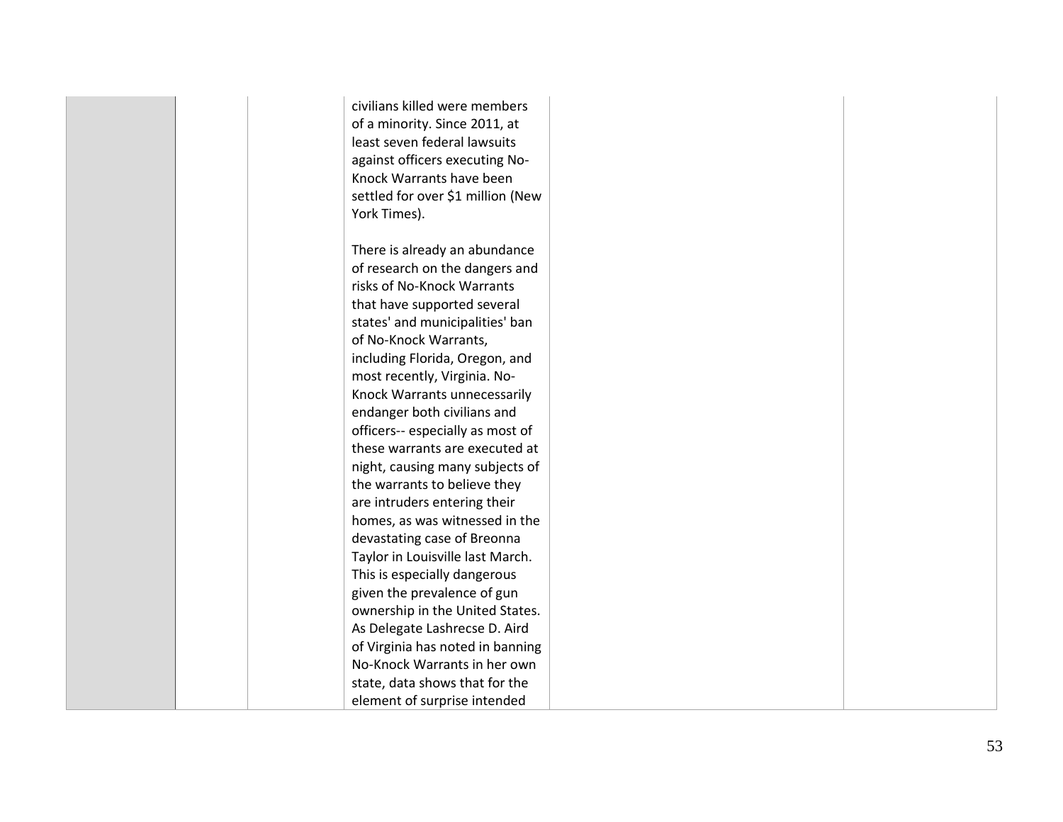| | | | | | |
|---|---|---|---|---|---|
| | | | civilians killed were members of a minority. Since 2011, at least seven federal lawsuits against officers executing No-Knock Warrants have been settled for over $1 million (New York Times).<br><br>There is already an abundance of research on the dangers and risks of No-Knock Warrants that have supported several states' and municipalities' ban of No-Knock Warrants, including Florida, Oregon, and most recently, Virginia. No-Knock Warrants unnecessarily endanger both civilians and officers-- especially as most of these warrants are executed at night, causing many subjects of the warrants to believe they are intruders entering their homes, as was witnessed in the devastating case of Breonna Taylor in Louisville last March. This is especially dangerous given the prevalence of gun ownership in the United States. As Delegate Lashrecse D. Aird of Virginia has noted in banning No-Knock Warrants in her own state, data shows that for the element of surprise intended | | |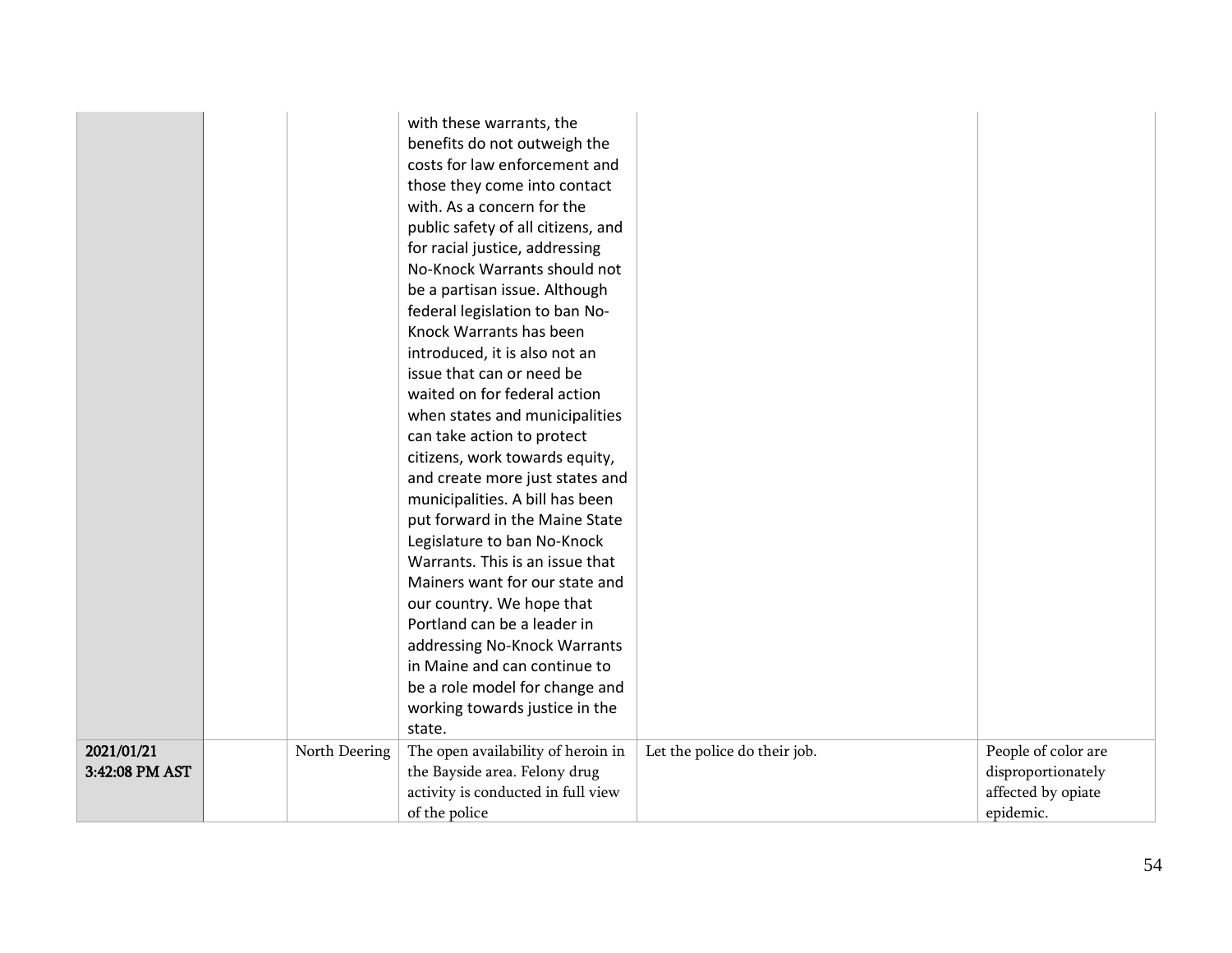|  |  |  |  |  |  |
| --- | --- | --- | --- | --- | --- |
|  |  |  | with these warrants, the benefits do not outweigh the costs for law enforcement and those they come into contact with. As a concern for the public safety of all citizens, and for racial justice, addressing No-Knock Warrants should not be a partisan issue. Although federal legislation to ban No-Knock Warrants has been introduced, it is also not an issue that can or need be waited on for federal action when states and municipalities can take action to protect citizens, work towards equity, and create more just states and municipalities. A bill has been put forward in the Maine State Legislature to ban No-Knock Warrants. This is an issue that Mainers want for our state and our country. We hope that Portland can be a leader in addressing No-Knock Warrants in Maine and can continue to be a role model for change and working towards justice in the state. |  |  |
| **2021/01/21 3:42:08 PM AST** |  | North Deering | The open availability of heroin in the Bayside area. Felony drug activity is conducted in full view of the police | Let the police do their job. | People of color are disproportionately affected by opiate epidemic. |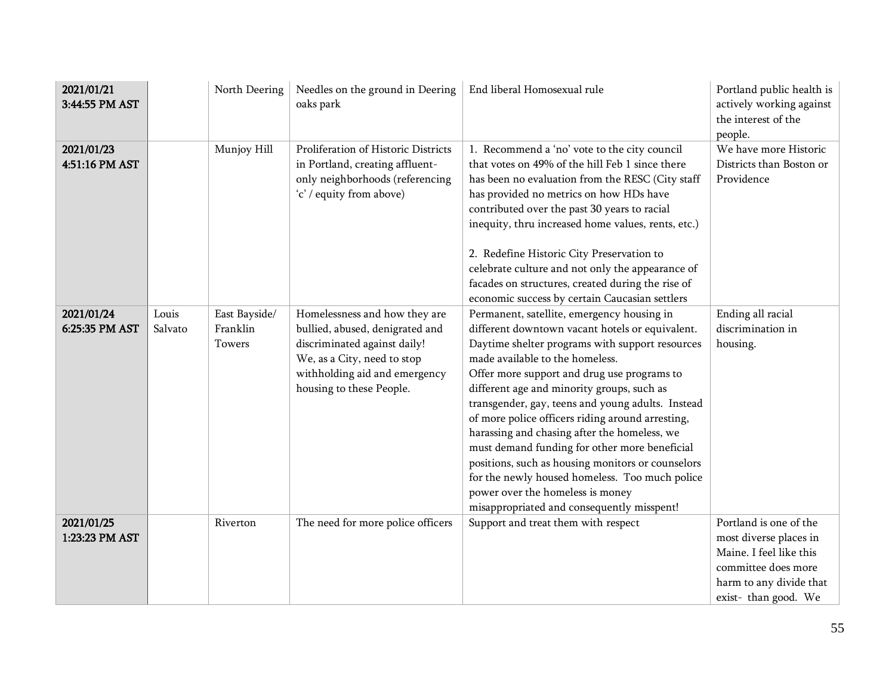| | | | | | |
|---|---|---|---|---|---|
| **2021/01/21 3:44:55 PM AST** | | North Deering | Needles on the ground in Deering oaks park | End liberal Homosexual rule | Portland public health is actively working against the interest of the people. |
| **2021/01/23 4:51:16 PM AST** | | Munjoy Hill | Proliferation of Historic Districts in Portland, creating affluent-only neighborhoods (referencing 'c' / equity from above) | 1. Recommend a 'no' vote to the city council that votes on 49% of the hill Feb 1 since there has been no evaluation from the RESC (City staff has provided no metrics on how HDs have contributed over the past 30 years to racial inequity, thru increased home values, rents, etc.)<br><br>2. Redefine Historic City Preservation to celebrate culture and not only the appearance of facades on structures, created during the rise of economic success by certain Caucasian settlers | We have more Historic Districts than Boston or Providence |
| **2021/01/24 6:25:35 PM AST** | Louis Salvato | East Bayside/ Franklin Towers | Homelessness and how they are bullied, abused, denigrated and discriminated against daily! We, as a City, need to stop withholding aid and emergency housing to these People. | Permanent, satellite, emergency housing in different downtown vacant hotels or equivalent. Daytime shelter programs with support resources made available to the homeless.<br>Offer more support and drug use programs to different age and minority groups, such as transgender, gay, teens and young adults. Instead of more police officers riding around arresting, harassing and chasing after the homeless, we must demand funding for other more beneficial positions, such as housing monitors or counselors for the newly housed homeless. Too much police power over the homeless is money misappropriated and consequently misspent! | Ending all racial discrimination in housing. |
| **2021/01/25 1:23:23 PM AST** | | Riverton | The need for more police officers | Support and treat them with respect | Portland is one of the most diverse places in Maine. I feel like this committee does more harm to any divide that exist- than good. We |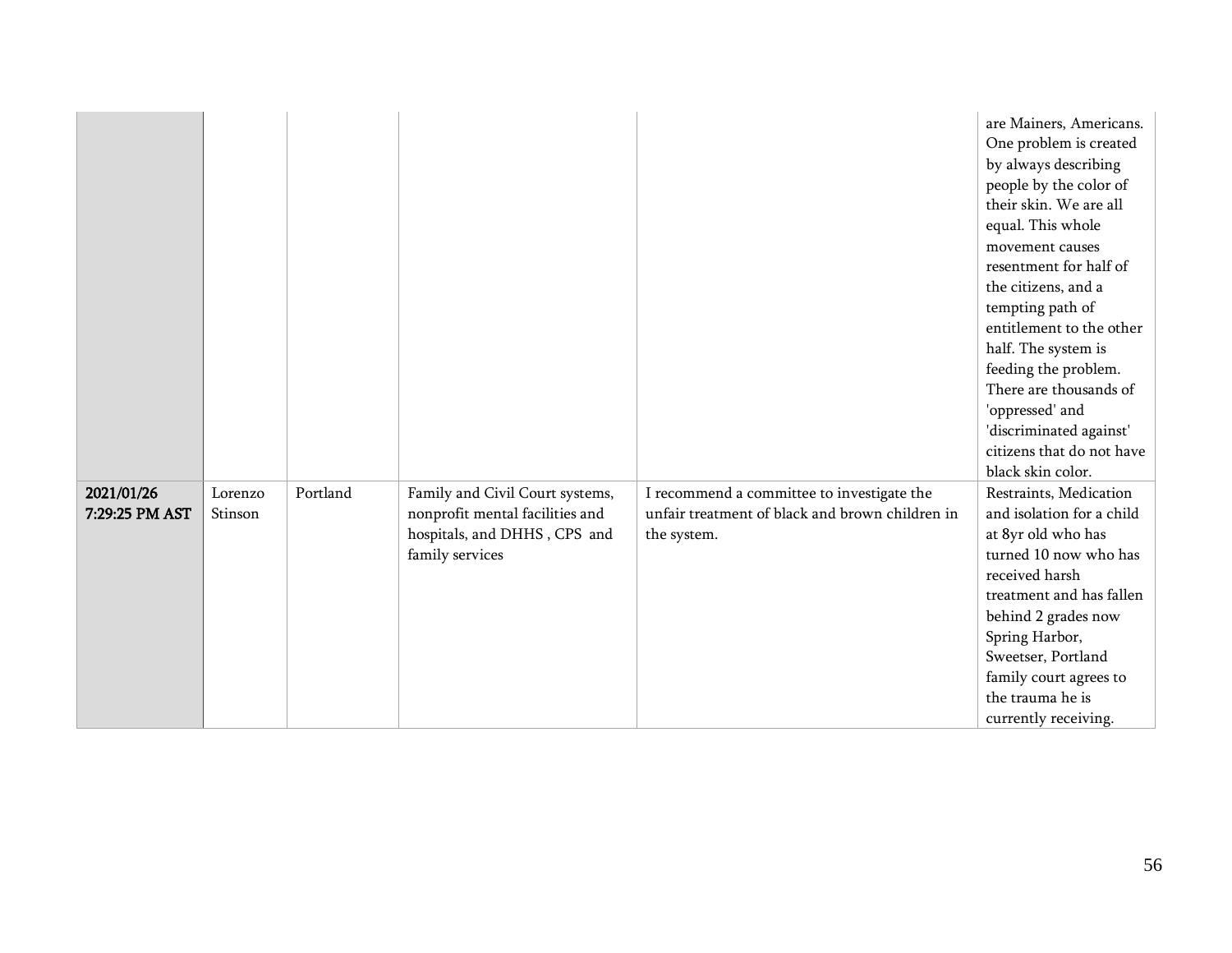| | | | | | |
|---|---|---|---|---|---|
| | | | | | are Mainers, Americans. One problem is created by always describing people by the color of their skin. We are all equal. This whole movement causes resentment for half of the citizens, and a tempting path of entitlement to the other half. The system is feeding the problem. There are thousands of 'oppressed' and 'discriminated against' citizens that do not have black skin color. |
| **2021/01/26 7:29:25 PM AST** | Lorenzo Stinson | Portland | Family and Civil Court systems, nonprofit mental facilities and hospitals, and DHHS , CPS and family services | I recommend a committee to investigate the unfair treatment of black and brown children in the system. | Restraints, Medication and isolation for a child at 8yr old who has turned 10 now who has received harsh treatment and has fallen behind 2 grades now Spring Harbor, Sweetser, Portland family court agrees to the trauma he is currently receiving. |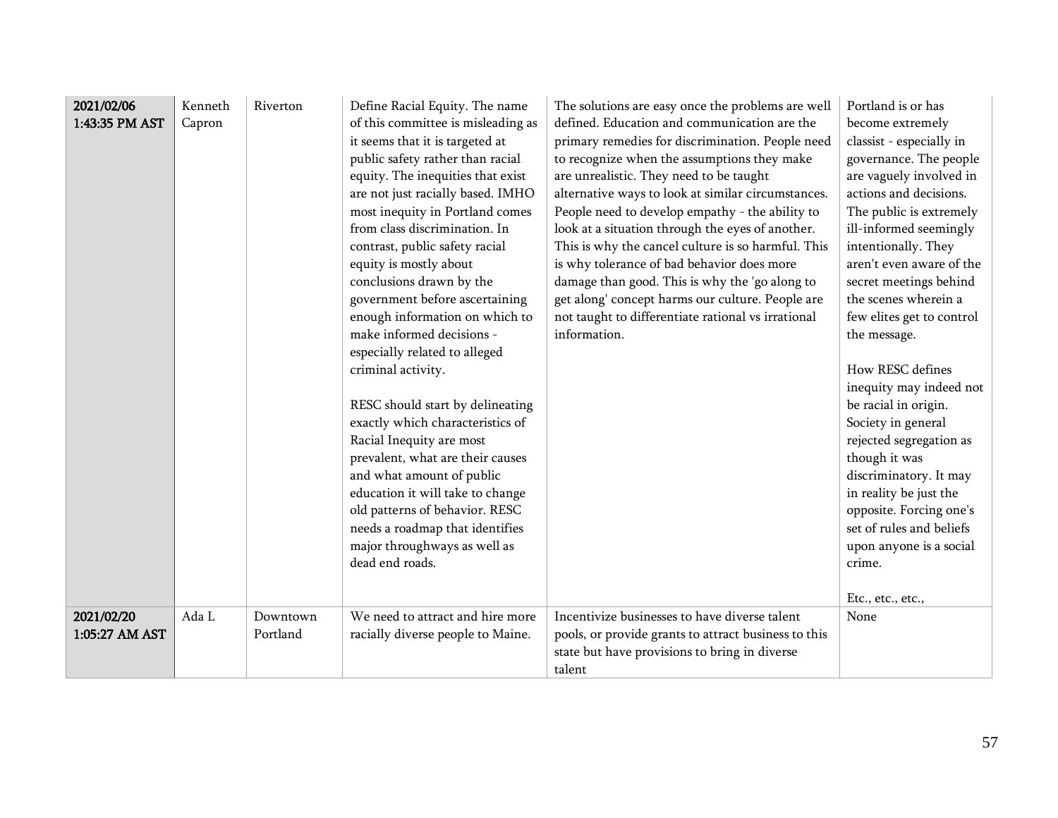| | | | | | |
|---|---|---|---|---|---|
| **2021/02/06 1:43:35 PM AST** | Kenneth Capron | Riverton | Define Racial Equity. The name of this committee is misleading as it seems that it is targeted at public safety rather than racial equity. The inequities that exist are not just racially based. IMHO most inequity in Portland comes from class discrimination. In contrast, public safety racial equity is mostly about conclusions drawn by the government before ascertaining enough information on which to make informed decisions - especially related to alleged criminal activity.<br><br>RESC should start by delineating exactly which characteristics of Racial Inequity are most prevalent, what are their causes and what amount of public education it will take to change old patterns of behavior. RESC needs a roadmap that identifies major throughways as well as dead end roads. | The solutions are easy once the problems are well defined. Education and communication are the primary remedies for discrimination. People need to recognize when the assumptions they make are unrealistic. They need to be taught alternative ways to look at similar circumstances. People need to develop empathy - the ability to look at a situation through the eyes of another. This is why the cancel culture is so harmful. This is why tolerance of bad behavior does more damage than good. This is why the 'go along to get along' concept harms our culture. People are not taught to differentiate rational vs irrational information. | Portland is or has become extremely classist - especially in governance. The people are vaguely involved in actions and decisions. The public is extremely ill-informed seemingly intentionally. They aren't even aware of the secret meetings behind the scenes wherein a few elites get to control the message.<br><br>How RESC defines inequity may indeed not be racial in origin. Society in general rejected segregation as though it was discriminatory. It may in reality be just the opposite. Forcing one's set of rules and beliefs upon anyone is a social crime.<br><br>Etc., etc., etc., |
| **2021/02/20 1:05:27 AM AST** | Ada L | Downtown Portland | We need to attract and hire more racially diverse people to Maine. | Incentivize businesses to have diverse talent pools, or provide grants to attract business to this state but have provisions to bring in diverse talent | None |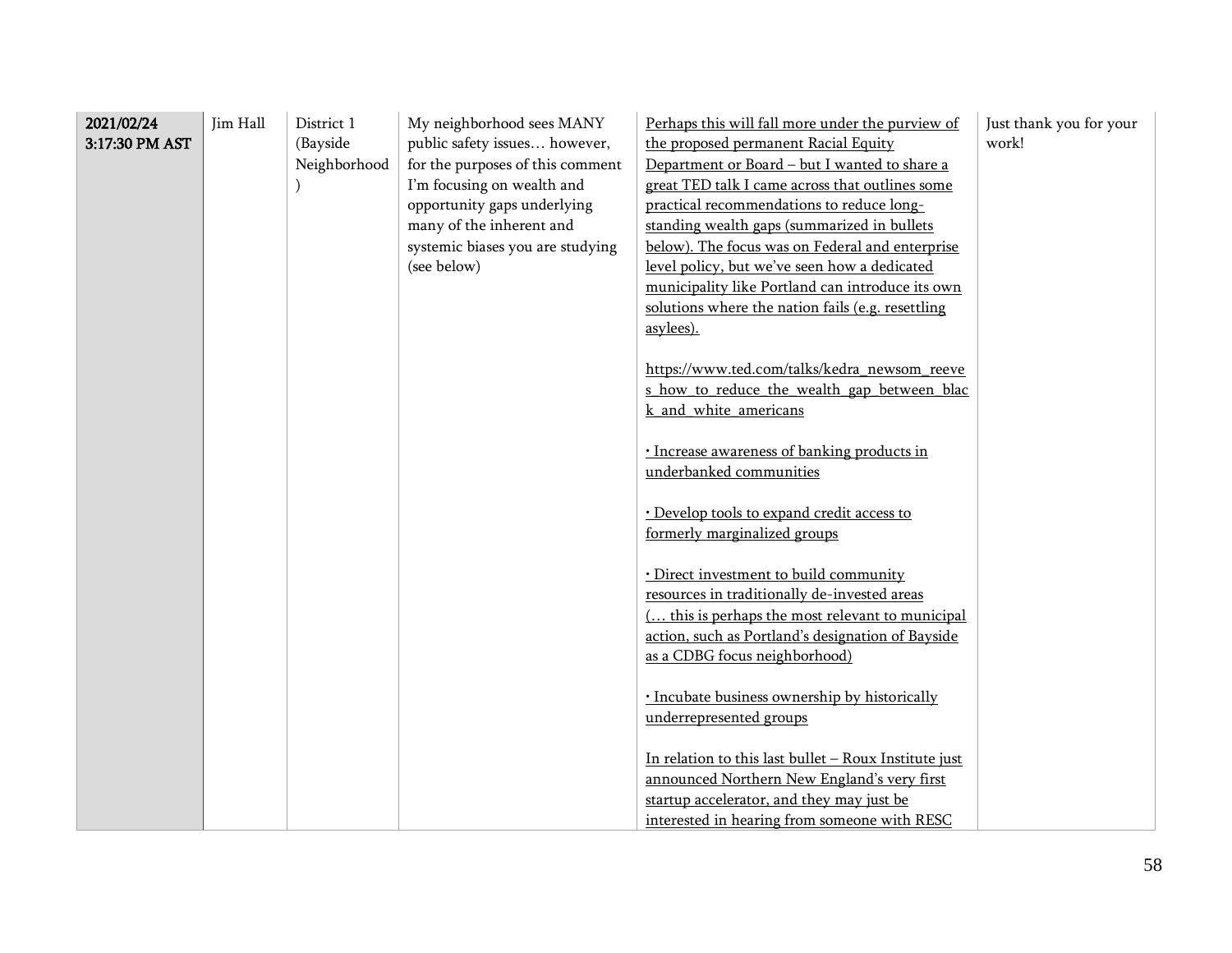| | | | | | |
|---|---|---|---|---|---|
| **2021/02/24 3:17:30 PM AST** | Jim Hall | District 1 (Bayside Neighborhood) | My neighborhood sees MANY public safety issues… however, for the purposes of this comment I'm focusing on wealth and opportunity gaps underlying many of the inherent and systemic biases you are studying (see below) | Perhaps this will fall more under the purview of the proposed permanent Racial Equity Department or Board – but I wanted to share a great TED talk I came across that outlines some practical recommendations to reduce long-standing wealth gaps (summarized in bullets below). The focus was on Federal and enterprise level policy, but we've seen how a dedicated municipality like Portland can introduce its own solutions where the nation fails (e.g. resettling asylees).<br><br>https://www.ted.com/talks/kedra_newsom_reeves_how_to_reduce_the_wealth_gap_between_black_and_white_americans<br><br>· Increase awareness of banking products in underbanked communities<br><br>· Develop tools to expand credit access to formerly marginalized groups<br><br>· Direct investment to build community resources in traditionally de-invested areas (… this is perhaps the most relevant to municipal action, such as Portland's designation of Bayside as a CDBG focus neighborhood)<br><br>· Incubate business ownership by historically underrepresented groups<br><br>In relation to this last bullet – Roux Institute just announced Northern New England's very first startup accelerator, and they may just be interested in hearing from someone with RESC | Just thank you for your work! |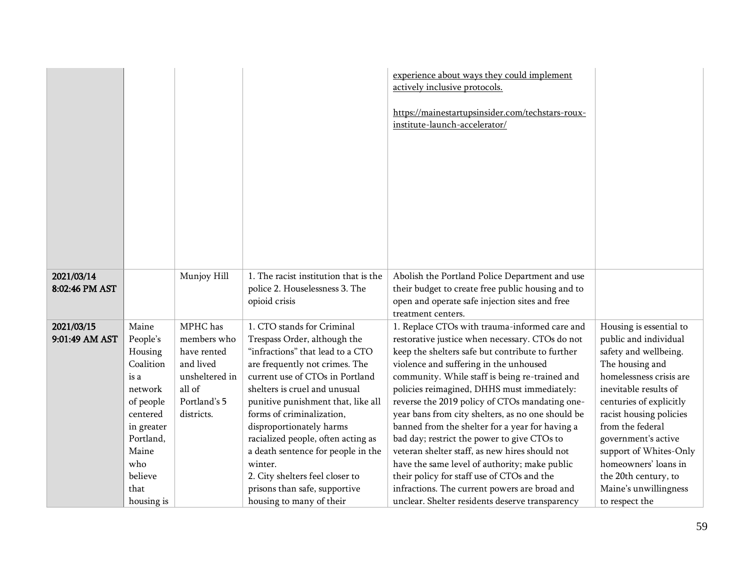| | | | | | |
|---|---|---|---|---|---|
| | | | | experience about ways they could implement actively inclusive protocols.<br><br>https://mainestartupsinsider.com/techstars-roux-institute-launch-accelerator/ | |
| 2021/03/14 8:02:46 PM AST | | Munjoy Hill | 1. The racist institution that is the police 2. Houselessness 3. The opioid crisis | Abolish the Portland Police Department and use their budget to create free public housing and to open and operate safe injection sites and free treatment centers. | |
| 2021/03/15 9:01:49 AM AST | Maine People's Housing Coalition is a network of people centered in greater Portland, Maine who believe that housing is | MPHC has members who have rented and lived unsheltered in all of Portland's 5 districts. | 1. CTO stands for Criminal Trespass Order, although the "infractions" that lead to a CTO are frequently not crimes. The current use of CTOs in Portland shelters is cruel and unusual punitive punishment that, like all forms of criminalization, disproportionately harms racialized people, often acting as a death sentence for people in the winter.<br>2. City shelters feel closer to prisons than safe, supportive housing to many of their | 1. Replace CTOs with trauma-informed care and restorative justice when necessary. CTOs do not keep the shelters safe but contribute to further violence and suffering in the unhoused community. While staff is being re-trained and policies reimagined, DHHS must immediately: reverse the 2019 policy of CTOs mandating one-year bans from city shelters, as no one should be banned from the shelter for a year for having a bad day; restrict the power to give CTOs to veteran shelter staff, as new hires should not have the same level of authority; make public their policy for staff use of CTOs and the infractions. The current powers are broad and unclear. Shelter residents deserve transparency | Housing is essential to public and individual safety and wellbeing. The housing and homelessness crisis are inevitable results of centuries of explicitly racist housing policies from the federal government's active support of Whites-Only homeowners' loans in the 20th century, to Maine's unwillingness to respect the |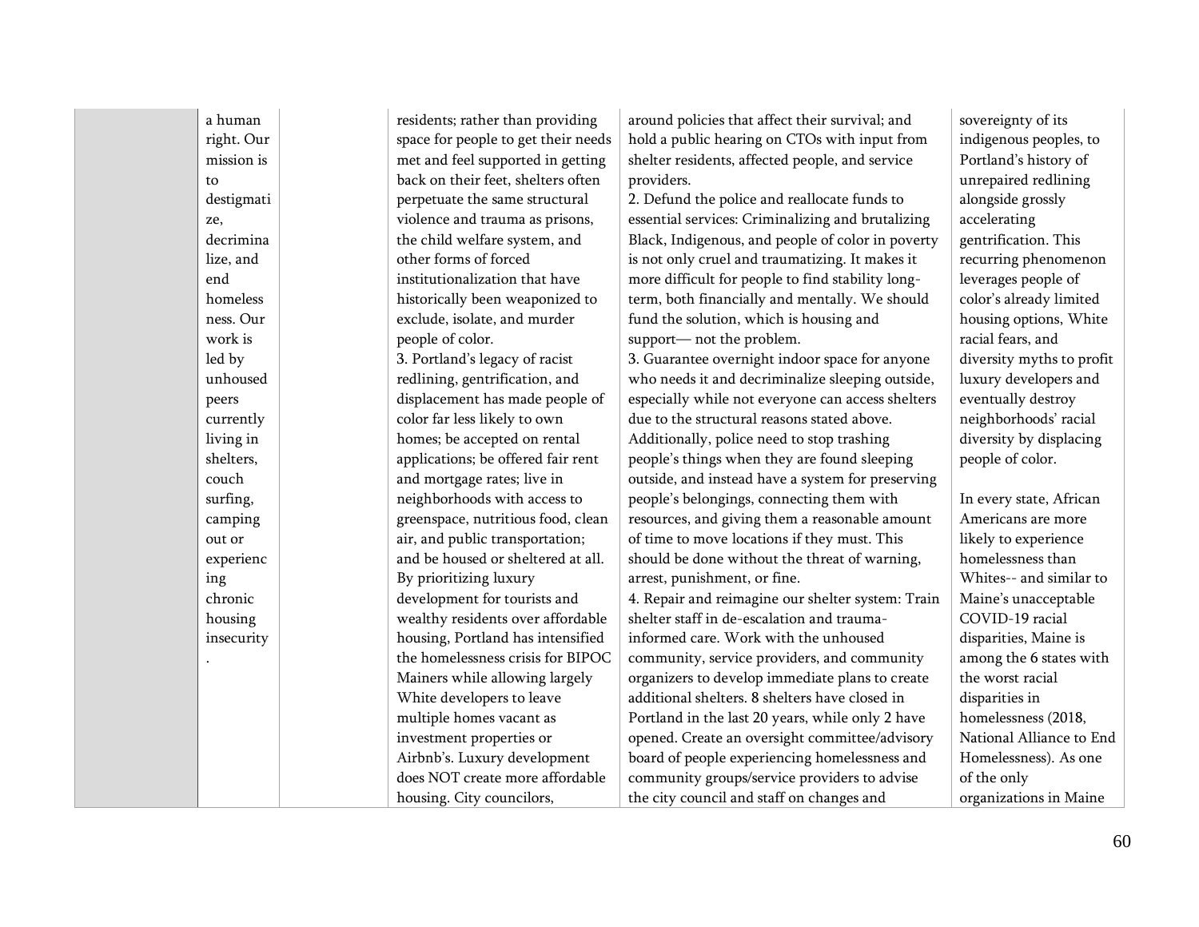| | | | | | |
|---|---|---|---|---|---|
| | a human right. Our mission is to destigmatize, decriminalize, and end homelessness. Our work is led by unhoused peers currently living in shelters, couch surfing, camping out or experiencing chronic housing insecurity. | | residents; rather than providing space for people to get their needs met and feel supported in getting back on their feet, shelters often perpetuate the same structural violence and trauma as prisons, the child welfare system, and other forms of forced institutionalization that have historically been weaponized to exclude, isolate, and murder people of color.<br>3. Portland's legacy of racist redlining, gentrification, and displacement has made people of color far less likely to own homes; be accepted on rental applications; be offered fair rent and mortgage rates; live in neighborhoods with access to greenspace, nutritious food, clean air, and public transportation; and be housed or sheltered at all. By prioritizing luxury development for tourists and wealthy residents over affordable housing, Portland has intensified the homelessness crisis for BIPOC Mainers while allowing largely White developers to leave multiple homes vacant as investment properties or Airbnb's. Luxury development does NOT create more affordable housing. City councilors, | around policies that affect their survival; and hold a public hearing on CTOs with input from shelter residents, affected people, and service providers.<br>2. Defund the police and reallocate funds to essential services: Criminalizing and brutalizing Black, Indigenous, and people of color in poverty is not only cruel and traumatizing. It makes it more difficult for people to find stability long-term, both financially and mentally. We should fund the solution, which is housing and support— not the problem.<br>3. Guarantee overnight indoor space for anyone who needs it and decriminalize sleeping outside, especially while not everyone can access shelters due to the structural reasons stated above. Additionally, police need to stop trashing people's things when they are found sleeping outside, and instead have a system for preserving people's belongings, connecting them with resources, and giving them a reasonable amount of time to move locations if they must. This should be done without the threat of warning, arrest, punishment, or fine.<br>4. Repair and reimagine our shelter system: Train shelter staff in de-escalation and trauma-informed care. Work with the unhoused community, service providers, and community organizers to develop immediate plans to create additional shelters. 8 shelters have closed in Portland in the last 20 years, while only 2 have opened. Create an oversight committee/advisory board of people experiencing homelessness and community groups/service providers to advise the city council and staff on changes and | sovereignty of its indigenous peoples, to Portland's history of unrepaired redlining alongside grossly accelerating gentrification. This recurring phenomenon leverages people of color's already limited housing options, White racial fears, and diversity myths to profit luxury developers and eventually destroy neighborhoods' racial diversity by displacing people of color.<br><br>In every state, African Americans are more likely to experience homelessness than Whites-- and similar to Maine's unacceptable COVID-19 racial disparities, Maine is among the 6 states with the worst racial disparities in homelessness (2018, National Alliance to End Homelessness). As one of the only organizations in Maine |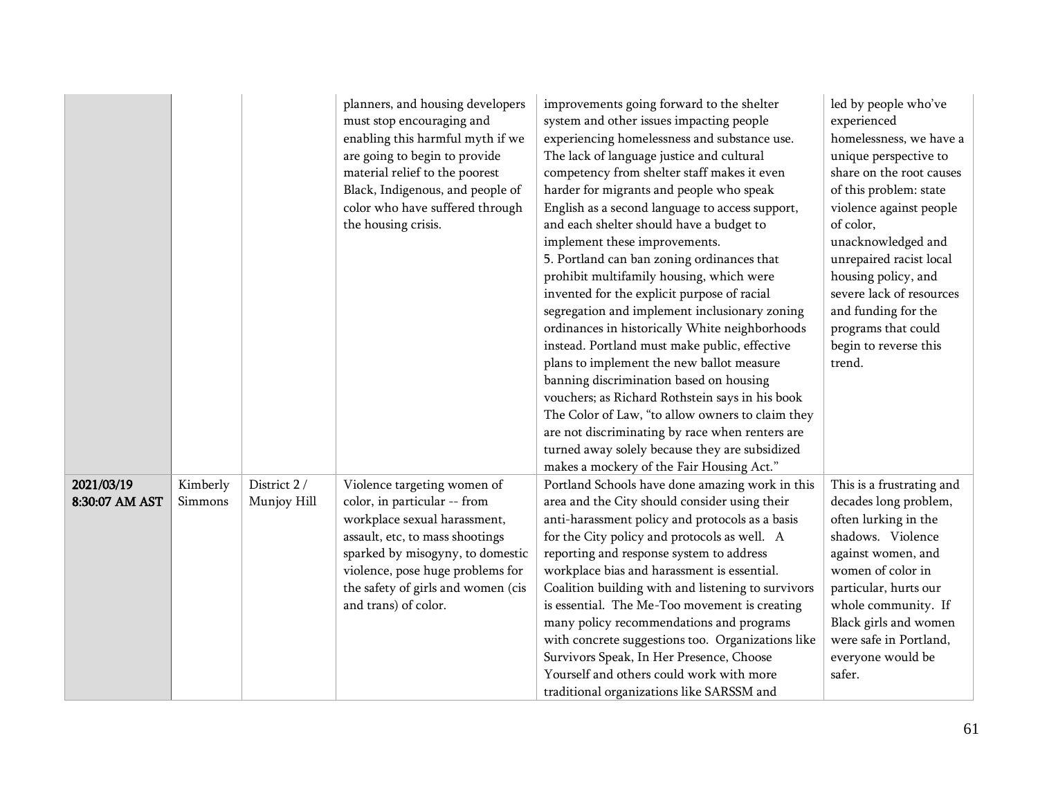| | | | | | |
|---|---|---|---|---|---|
| | | | planners, and housing developers must stop encouraging and enabling this harmful myth if we are going to begin to provide material relief to the poorest Black, Indigenous, and people of color who have suffered through the housing crisis. | improvements going forward to the shelter system and other issues impacting people experiencing homelessness and substance use. The lack of language justice and cultural competency from shelter staff makes it even harder for migrants and people who speak English as a second language to access support, and each shelter should have a budget to implement these improvements.<br>5. Portland can ban zoning ordinances that prohibit multifamily housing, which were invented for the explicit purpose of racial segregation and implement inclusionary zoning ordinances in historically White neighborhoods instead. Portland must make public, effective plans to implement the new ballot measure banning discrimination based on housing vouchers; as Richard Rothstein says in his book The Color of Law, "to allow owners to claim they are not discriminating by race when renters are turned away solely because they are subsidized makes a mockery of the Fair Housing Act." | led by people who've experienced homelessness, we have a unique perspective to share on the root causes of this problem: state violence against people of color, unacknowledged and unrepaired racist local housing policy, and severe lack of resources and funding for the programs that could begin to reverse this trend. |
| **2021/03/19 8:30:07 AM AST** | Kimberly Simmons | District 2 / Munjoy Hill | Violence targeting women of color, in particular -- from workplace sexual harassment, assault, etc, to mass shootings sparked by misogyny, to domestic violence, pose huge problems for the safety of girls and women (cis and trans) of color. | Portland Schools have done amazing work in this area and the City should consider using their anti-harassment policy and protocols as a basis for the City policy and protocols as well. A reporting and response system to address workplace bias and harassment is essential. Coalition building with and listening to survivors is essential. The Me-Too movement is creating many policy recommendations and programs with concrete suggestions too. Organizations like Survivors Speak, In Her Presence, Choose Yourself and others could work with more traditional organizations like SARSSM and | This is a frustrating and decades long problem, often lurking in the shadows. Violence against women, and women of color in particular, hurts our whole community. If Black girls and women were safe in Portland, everyone would be safer. |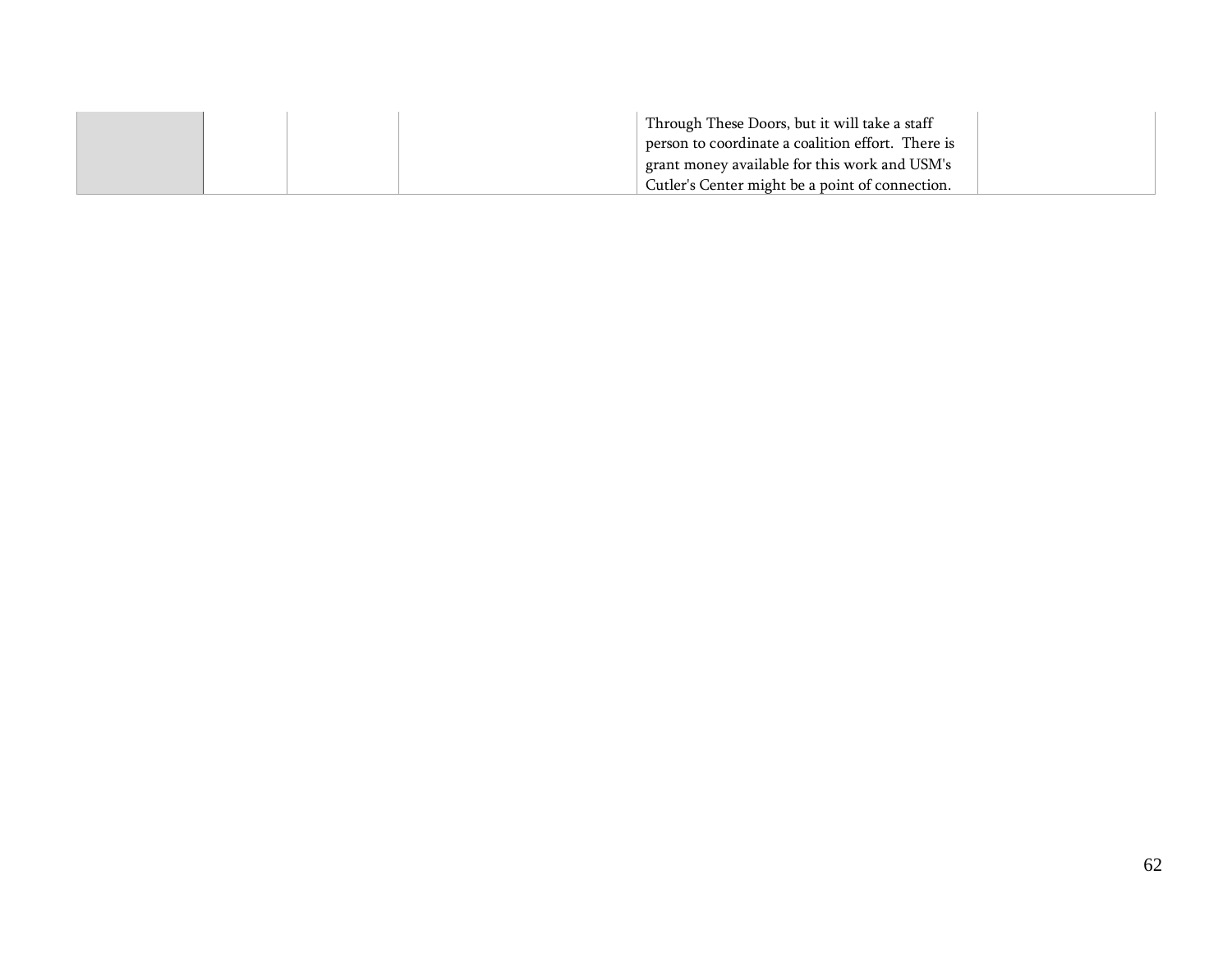| | | | | | |
|---|---|---|---|---|---|
| | | | | Through These Doors, but it will take a staff person to coordinate a coalition effort. There is grant money available for this work and USM's Cutler's Center might be a point of connection. | |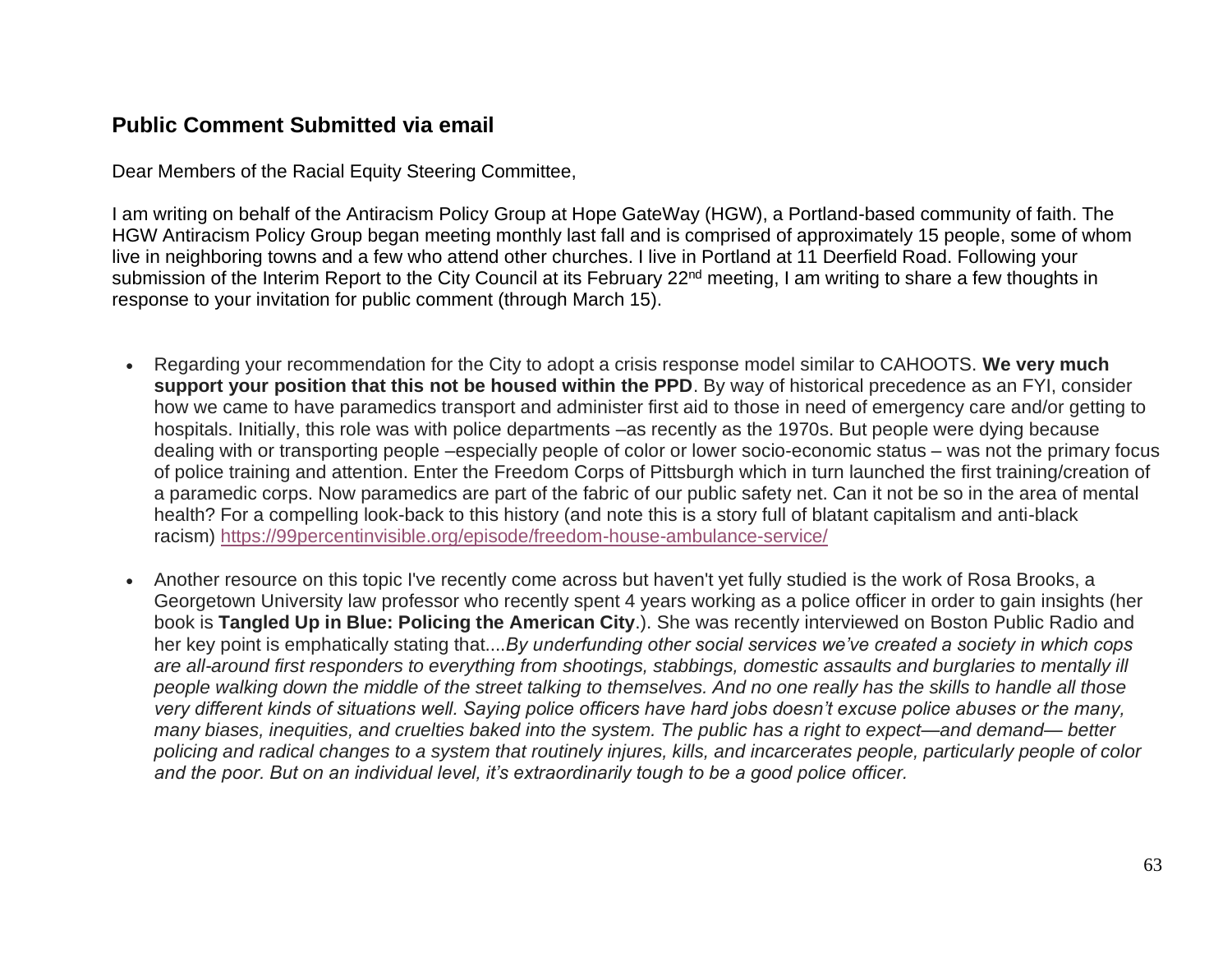## Public Comment Submitted via email

Dear Members of the Racial Equity Steering Committee,

I am writing on behalf of the Antiracism Policy Group at Hope GateWay (HGW), a Portland-based community of faith. The HGW Antiracism Policy Group began meeting monthly last fall and is comprised of approximately 15 people, some of whom live in neighboring towns and a few who attend other churches. I live in Portland at 11 Deerfield Road. Following your submission of the Interim Report to the City Council at its February 22nd meeting, I am writing to share a few thoughts in response to your invitation for public comment (through March 15).

- Regarding your recommendation for the City to adopt a crisis response model similar to CAHOOTS. **We very much support your position that this not be housed within the PPD**. By way of historical precedence as an FYI, consider how we came to have paramedics transport and administer first aid to those in need of emergency care and/or getting to hospitals. Initially, this role was with police departments –as recently as the 1970s. But people were dying because dealing with or transporting people –especially people of color or lower socio-economic status – was not the primary focus of police training and attention. Enter the Freedom Corps of Pittsburgh which in turn launched the first training/creation of a paramedic corps. Now paramedics are part of the fabric of our public safety net. Can it not be so in the area of mental health? For a compelling look-back to this history (and note this is a story full of blatant capitalism and anti-black racism) https://99percentinvisible.org/episode/freedom-house-ambulance-service/

- Another resource on this topic I've recently come across but haven't yet fully studied is the work of Rosa Brooks, a Georgetown University law professor who recently spent 4 years working as a police officer in order to gain insights (her book is **Tangled Up in Blue: Policing the American City**.). She was recently interviewed on Boston Public Radio and her key point is emphatically stating that....*By underfunding other social services we've created a society in which cops are all-around first responders to everything from shootings, stabbings, domestic assaults and burglaries to mentally ill people walking down the middle of the street talking to themselves. And no one really has the skills to handle all those very different kinds of situations well. Saying police officers have hard jobs doesn't excuse police abuses or the many, many biases, inequities, and cruelties baked into the system. The public has a right to expect—and demand— better policing and radical changes to a system that routinely injures, kills, and incarcerates people, particularly people of color and the poor. But on an individual level, it's extraordinarily tough to be a good police officer.*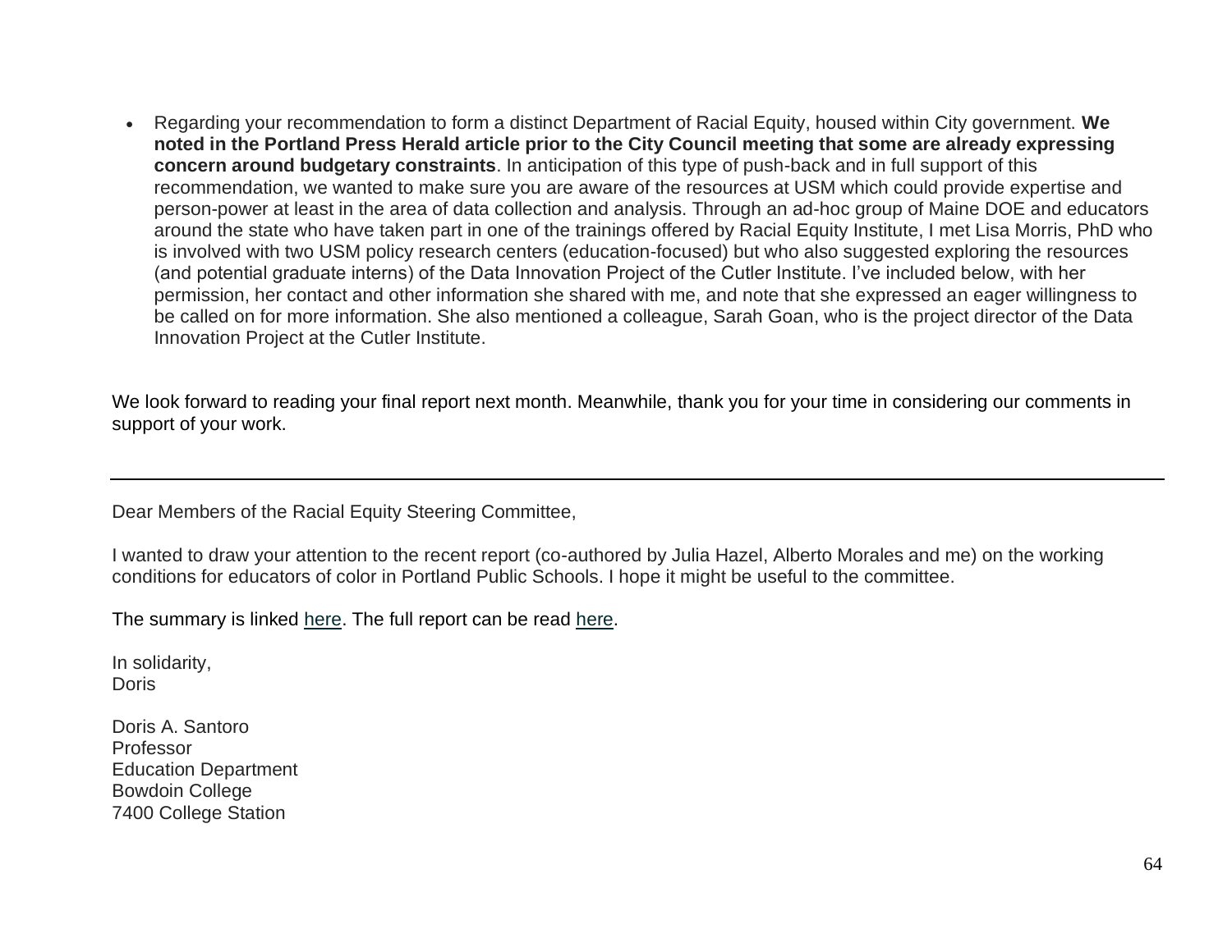- Regarding your recommendation to form a distinct Department of Racial Equity, housed within City government. **We noted in the Portland Press Herald article prior to the City Council meeting that some are already expressing concern around budgetary constraints**. In anticipation of this type of push-back and in full support of this recommendation, we wanted to make sure you are aware of the resources at USM which could provide expertise and person-power at least in the area of data collection and analysis. Through an ad-hoc group of Maine DOE and educators around the state who have taken part in one of the trainings offered by Racial Equity Institute, I met Lisa Morris, PhD who is involved with two USM policy research centers (education-focused) but who also suggested exploring the resources (and potential graduate interns) of the Data Innovation Project of the Cutler Institute. I've included below, with her permission, her contact and other information she shared with me, and note that she expressed an eager willingness to be called on for more information. She also mentioned a colleague, Sarah Goan, who is the project director of the Data Innovation Project at the Cutler Institute.

We look forward to reading your final report next month. Meanwhile, thank you for your time in considering our comments in support of your work.

---

Dear Members of the Racial Equity Steering Committee,

I wanted to draw your attention to the recent report (co-authored by Julia Hazel, Alberto Morales and me) on the working conditions for educators of color in Portland Public Schools. I hope it might be useful to the committee.

The summary is linked here. The full report can be read here.

In solidarity,
Doris

Doris A. Santoro
Professor
Education Department
Bowdoin College
7400 College Station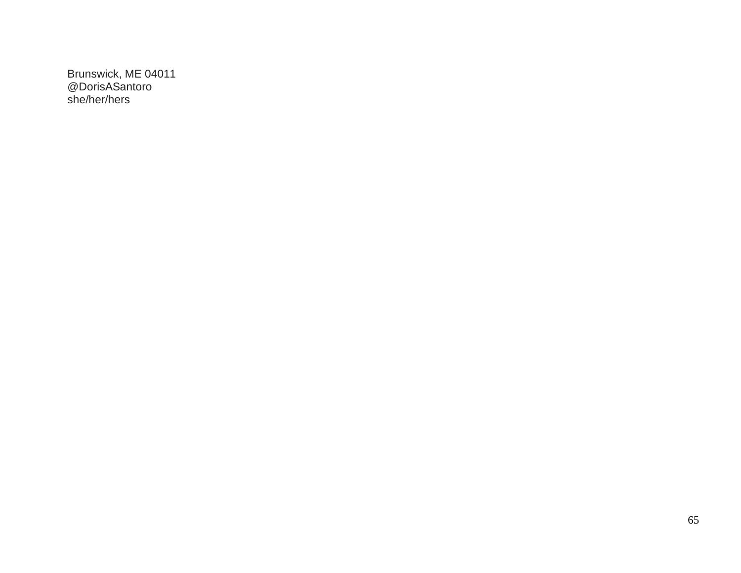Brunswick, ME 04011  
@DorisASantoro  
she/her/hers